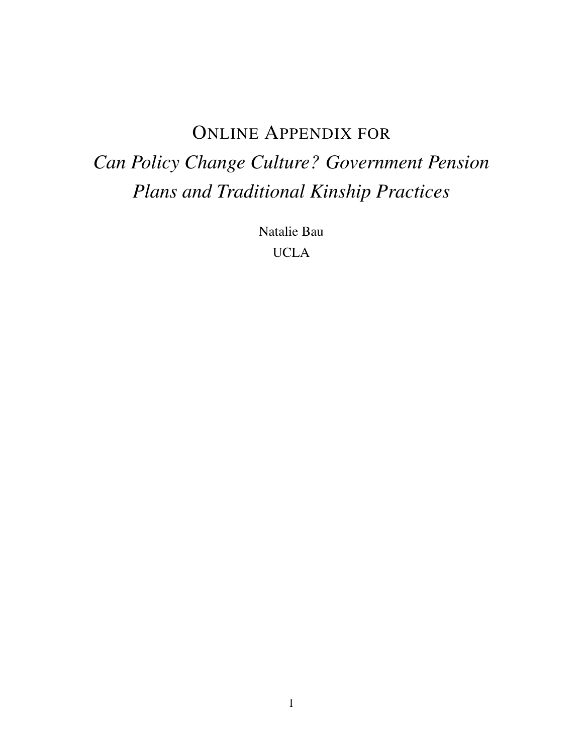# ONLINE APPENDIX FOR

# *Can Policy Change Culture? Government Pension Plans and Traditional Kinship Practices*

Natalie Bau

UCLA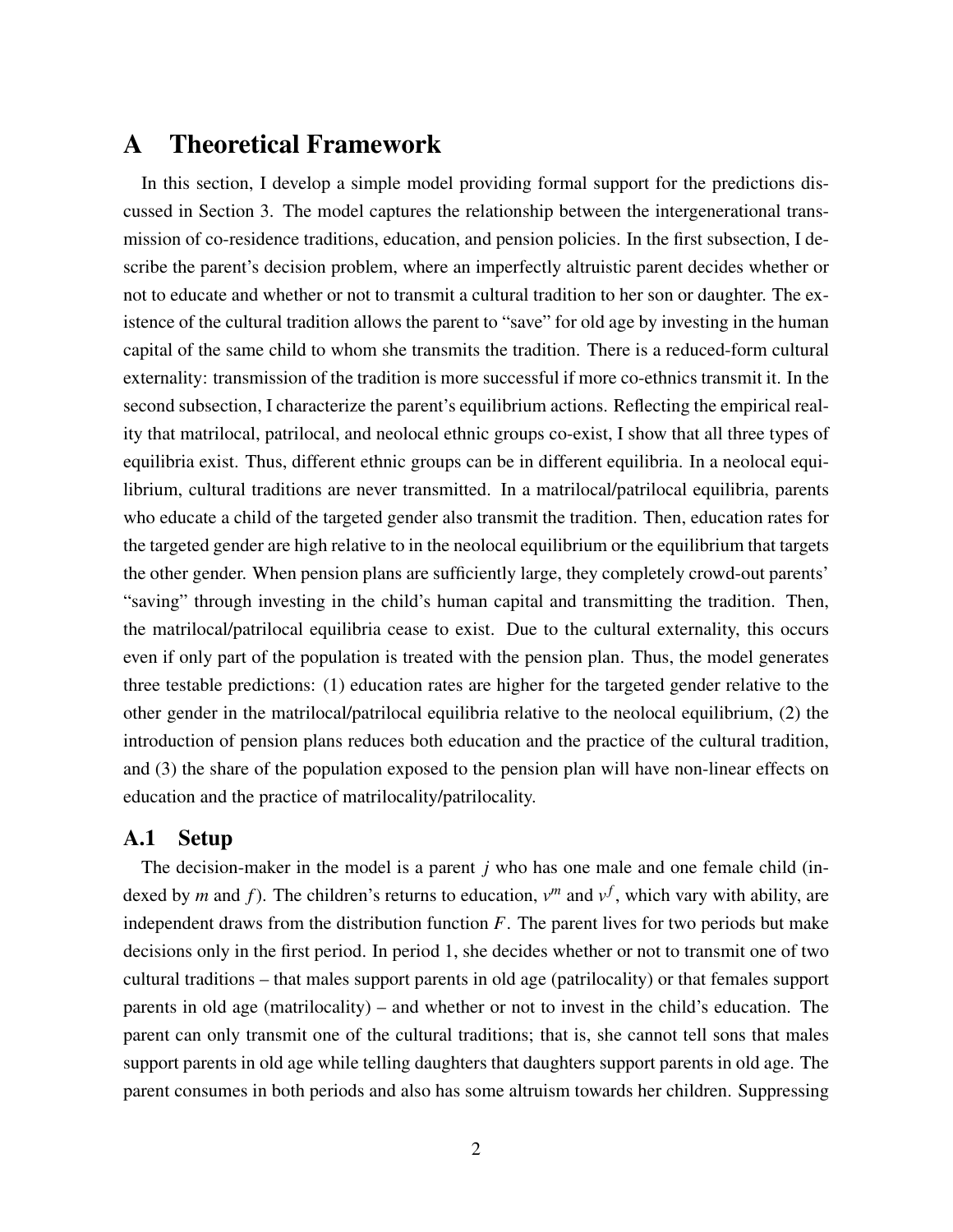# A Theoretical Framework

In this section, I develop a simple model providing formal support for the predictions discussed in Section 3. The model captures the relationship between the intergenerational transmission of co-residence traditions, education, and pension policies. In the first subsection, I describe the parent's decision problem, where an imperfectly altruistic parent decides whether or not to educate and whether or not to transmit a cultural tradition to her son or daughter. The existence of the cultural tradition allows the parent to "save" for old age by investing in the human capital of the same child to whom she transmits the tradition. There is a reduced-form cultural externality: transmission of the tradition is more successful if more co-ethnics transmit it. In the second subsection, I characterize the parent's equilibrium actions. Reflecting the empirical reality that matrilocal, patrilocal, and neolocal ethnic groups co-exist, I show that all three types of equilibria exist. Thus, different ethnic groups can be in different equilibria. In a neolocal equilibrium, cultural traditions are never transmitted. In a matrilocal/patrilocal equilibria, parents who educate a child of the targeted gender also transmit the tradition. Then, education rates for the targeted gender are high relative to in the neolocal equilibrium or the equilibrium that targets the other gender. When pension plans are sufficiently large, they completely crowd-out parents' "saving" through investing in the child's human capital and transmitting the tradition. Then, the matrilocal/patrilocal equilibria cease to exist. Due to the cultural externality, this occurs even if only part of the population is treated with the pension plan. Thus, the model generates three testable predictions: (1) education rates are higher for the targeted gender relative to the other gender in the matrilocal/patrilocal equilibria relative to the neolocal equilibrium, (2) the introduction of pension plans reduces both education and the practice of the cultural tradition, and (3) the share of the population exposed to the pension plan will have non-linear effects on education and the practice of matrilocality/patrilocality.

## A.1 Setup

The decision-maker in the model is a parent $j$ who has one male and one female child (indexed by $m$ and $f$). The children's returns to education, $v^m$ and $v^f$, which vary with ability, are independent draws from the distribution function $F$. The parent lives for two periods but make decisions only in the first period. In period 1, she decides whether or not to transmit one of two cultural traditions – that males support parents in old age (patrilocality) or that females support parents in old age (matrilocality) – and whether or not to invest in the child's education. The parent can only transmit one of the cultural traditions; that is, she cannot tell sons that males support parents in old age while telling daughters that daughters support parents in old age. The parent consumes in both periods and also has some altruism towards her children. Suppressing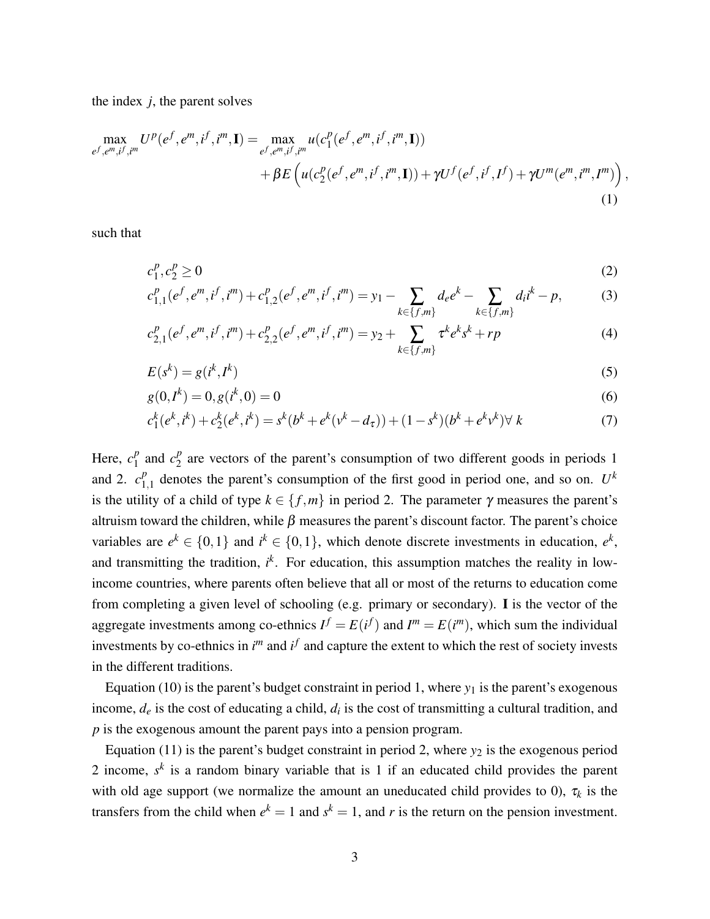the index $j$, the parent solves

$$
\begin{aligned}
\max_{e^f,e^m,i^f,i^m} U^p(e^f,e^m,i^f,i^m,\mathbf{I}) = \max_{e^f,e^m,i^f,i^m} & \; u(c_1^p(e^f,e^m,i^f,i^m,\mathbf{I})) \\
& + \beta E\left(u(c_2^p(e^f,e^m,i^f,i^m,\mathbf{I})) + \gamma U^f(e^f,i^f,I^f) + \gamma U^m(e^m,i^m,I^m)\right),
\end{aligned}
\tag{1}
$$

such that

$$c_1^p, c_2^p \geq 0 \tag{2}$$

$$c_{1,1}^p(e^f,e^m,i^f,i^m) + c_{1,2}^p(e^f,e^m,i^f,i^m) = y_1 - \sum_{k\in\{f,m\}} d_e e^k - \sum_{k\in\{f,m\}} d_i i^k - p, \tag{3}$$

$$c_{2,1}^p(e^f,e^m,i^f,i^m) + c_{2,2}^p(e^f,e^m,i^f,i^m) = y_2 + \sum_{k\in\{f,m\}} \tau^k e^k s^k + rp \tag{4}$$

$$E(s^k) = g(i^k, I^k) \tag{5}$$

$$g(0, I^k) = 0, g(i^k, 0) = 0 \tag{6}$$

$$c_1^k(e^k,i^k) + c_2^k(e^k,i^k) = s^k(b^k + e^k(v^k - d_\tau)) + (1-s^k)(b^k + e^k v^k) \forall\, k \tag{7}$$

Here, $c_1^p$ and $c_2^p$ are vectors of the parent's consumption of two different goods in periods 1 and 2. $c_{1,1}^p$ denotes the parent's consumption of the first good in period one, and so on. $U^k$ is the utility of a child of type $k \in \{f,m\}$ in period 2. The parameter $\gamma$ measures the parent's altruism toward the children, while $\beta$ measures the parent's discount factor. The parent's choice variables are $e^k \in \{0,1\}$ and $i^k \in \{0,1\}$, which denote discrete investments in education, $e^k$, and transmitting the tradition, $i^k$. For education, this assumption matches the reality in low-income countries, where parents often believe that all or most of the returns to education come from completing a given level of schooling (e.g. primary or secondary). $\mathbf{I}$ is the vector of the aggregate investments among co-ethnics $I^f = E(i^f)$ and $I^m = E(i^m)$, which sum the individual investments by co-ethnics in $i^m$ and $i^f$ and capture the extent to which the rest of society invests in the different traditions.

Equation (10) is the parent's budget constraint in period 1, where $y_1$ is the parent's exogenous income, $d_e$ is the cost of educating a child, $d_i$ is the cost of transmitting a cultural tradition, and $p$ is the exogenous amount the parent pays into a pension program.

Equation (11) is the parent's budget constraint in period 2, where $y_2$ is the exogenous period 2 income, $s^k$ is a random binary variable that is 1 if an educated child provides the parent with old age support (we normalize the amount an uneducated child provides to 0), $\tau_k$ is the transfers from the child when $e^k = 1$ and $s^k = 1$, and $r$ is the return on the pension investment.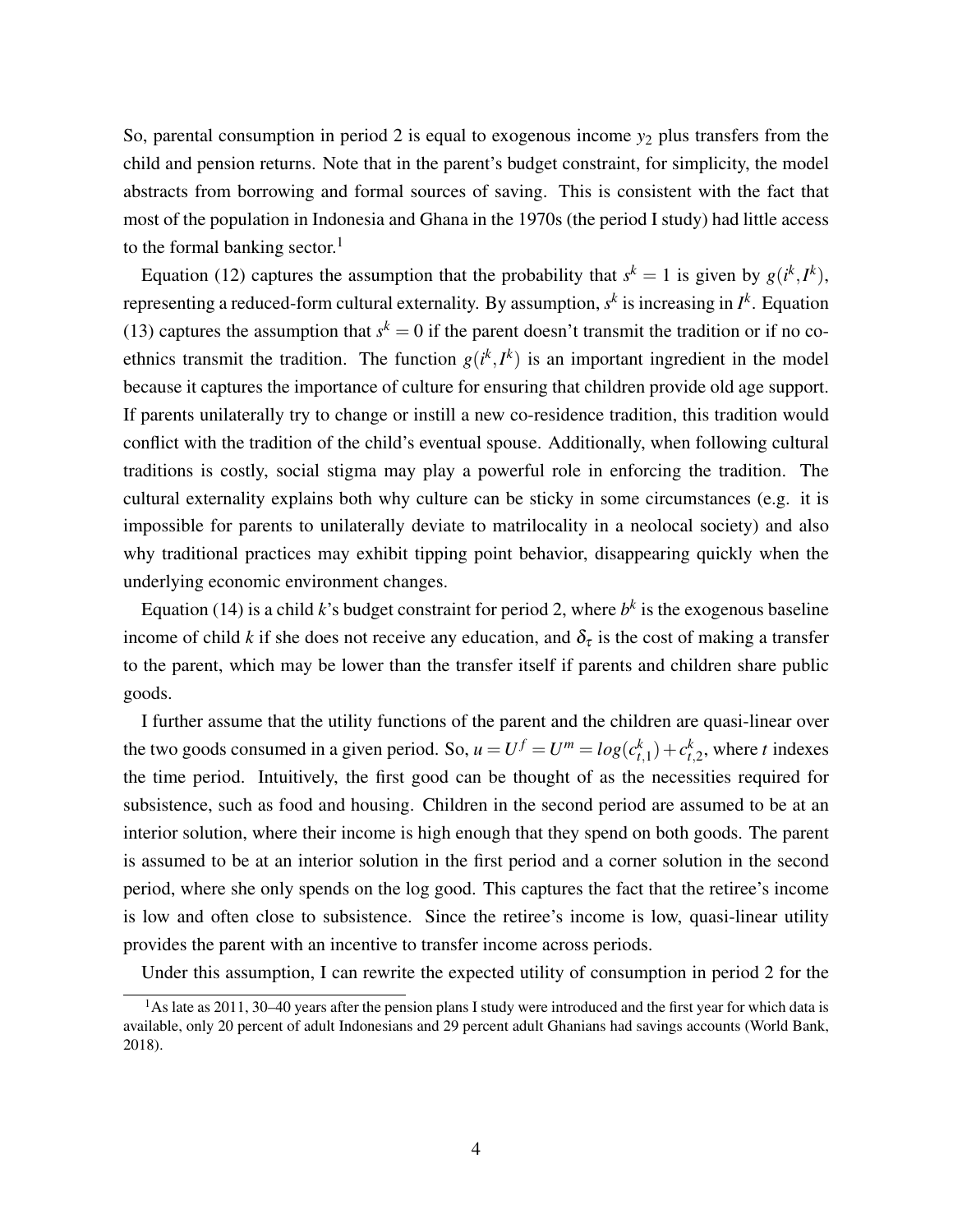So, parental consumption in period 2 is equal to exogenous income $y_2$ plus transfers from the child and pension returns. Note that in the parent's budget constraint, for simplicity, the model abstracts from borrowing and formal sources of saving. This is consistent with the fact that most of the population in Indonesia and Ghana in the 1970s (the period I study) had little access to the formal banking sector.[1]

Equation (12) captures the assumption that the probability that $s^k = 1$ is given by $g(i^k, I^k)$, representing a reduced-form cultural externality. By assumption, $s^k$ is increasing in $I^k$. Equation (13) captures the assumption that $s^k = 0$ if the parent doesn't transmit the tradition or if no co-ethnics transmit the tradition. The function $g(i^k, I^k)$ is an important ingredient in the model because it captures the importance of culture for ensuring that children provide old age support. If parents unilaterally try to change or instill a new co-residence tradition, this tradition would conflict with the tradition of the child's eventual spouse. Additionally, when following cultural traditions is costly, social stigma may play a powerful role in enforcing the tradition. The cultural externality explains both why culture can be sticky in some circumstances (e.g. it is impossible for parents to unilaterally deviate to matrilocality in a neolocal society) and also why traditional practices may exhibit tipping point behavior, disappearing quickly when the underlying economic environment changes.

Equation (14) is a child $k$'s budget constraint for period 2, where $b^k$ is the exogenous baseline income of child $k$ if she does not receive any education, and $\delta_\tau$ is the cost of making a transfer to the parent, which may be lower than the transfer itself if parents and children share public goods.

I further assume that the utility functions of the parent and the children are quasi-linear over the two goods consumed in a given period. So, $u = U^f = U^m = log(c^k_{t,1}) + c^k_{t,2}$, where $t$ indexes the time period. Intuitively, the first good can be thought of as the necessities required for subsistence, such as food and housing. Children in the second period are assumed to be at an interior solution, where their income is high enough that they spend on both goods. The parent is assumed to be at an interior solution in the first period and a corner solution in the second period, where she only spends on the log good. This captures the fact that the retiree's income is low and often close to subsistence. Since the retiree's income is low, quasi-linear utility provides the parent with an incentive to transfer income across periods.

Under this assumption, I can rewrite the expected utility of consumption in period 2 for the

[1] As late as 2011, 30–40 years after the pension plans I study were introduced and the first year for which data is available, only 20 percent of adult Indonesians and 29 percent adult Ghanians had savings accounts (World Bank, 2018).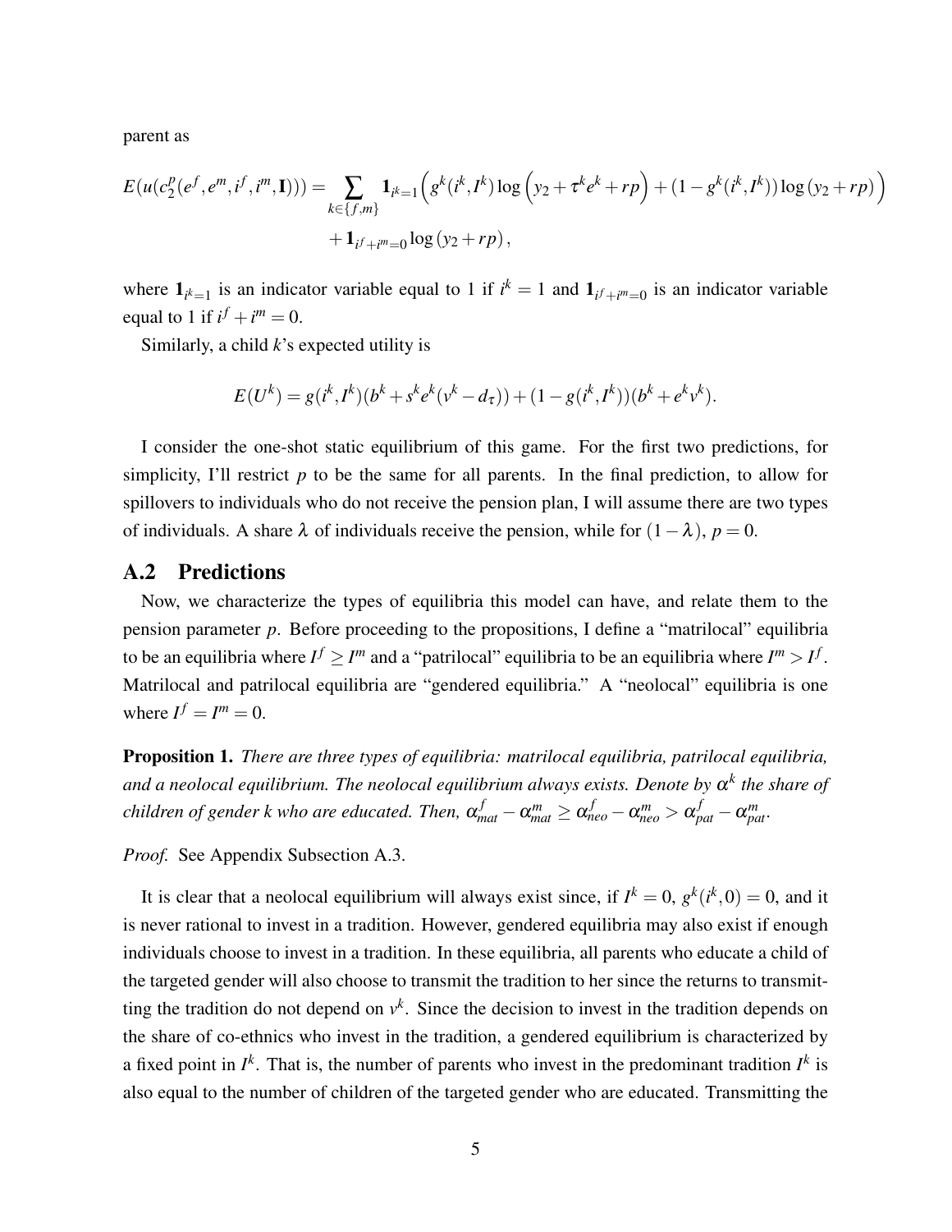parent as

$$E(u(c_2^p(e^f, e^m, i^f, i^m, \mathbf{I}))) = \sum_{k \in \{f,m\}} \mathbf{1}_{i^k=1} \Big( g^k(i^k, I^k) \log \Big( y_2 + \tau^k e^k + rp \Big) + (1 - g^k(i^k, I^k)) \log (y_2 + rp) \Big)$$
$$+ \mathbf{1}_{i^f + i^m = 0} \log (y_2 + rp),$$

where $\mathbf{1}_{i^k=1}$ is an indicator variable equal to 1 if $i^k = 1$ and $\mathbf{1}_{i^f+i^m=0}$ is an indicator variable equal to 1 if $i^f + i^m = 0$.

Similarly, a child $k$'s expected utility is

$$E(U^k) = g(i^k, I^k)(b^k + s^k e^k (v^k - d_\tau)) + (1 - g(i^k, I^k))(b^k + e^k v^k).$$

I consider the one-shot static equilibrium of this game. For the first two predictions, for simplicity, I'll restrict $p$ to be the same for all parents. In the final prediction, to allow for spillovers to individuals who do not receive the pension plan, I will assume there are two types of individuals. A share $\lambda$ of individuals receive the pension, while for $(1-\lambda)$, $p = 0$.

## A.2 Predictions

Now, we characterize the types of equilibria this model can have, and relate them to the pension parameter $p$. Before proceeding to the propositions, I define a "matrilocal" equilibria to be an equilibria where $I^f \geq I^m$ and a "patrilocal" equilibria to be an equilibria where $I^m > I^f$. Matrilocal and patrilocal equilibria are "gendered equilibria." A "neolocal" equilibria is one where $I^f = I^m = 0$.

**Proposition 1.** *There are three types of equilibria: matrilocal equilibria, patrilocal equilibria, and a neolocal equilibrium. The neolocal equilibrium always exists. Denote by $\alpha^k$ the share of children of gender k who are educated. Then, $\alpha^f_{mat} - \alpha^m_{mat} \geq \alpha^f_{neo} - \alpha^m_{neo} > \alpha^f_{pat} - \alpha^m_{pat}$.*

*Proof.* See Appendix Subsection A.3.

It is clear that a neolocal equilibrium will always exist since, if $I^k = 0$, $g^k(i^k, 0) = 0$, and it is never rational to invest in a tradition. However, gendered equilibria may also exist if enough individuals choose to invest in a tradition. In these equilibria, all parents who educate a child of the targeted gender will also choose to transmit the tradition to her since the returns to transmitting the tradition do not depend on $v^k$. Since the decision to invest in the tradition depends on the share of co-ethnics who invest in the tradition, a gendered equilibrium is characterized by a fixed point in $I^k$. That is, the number of parents who invest in the predominant tradition $I^k$ is also equal to the number of children of the targeted gender who are educated. Transmitting the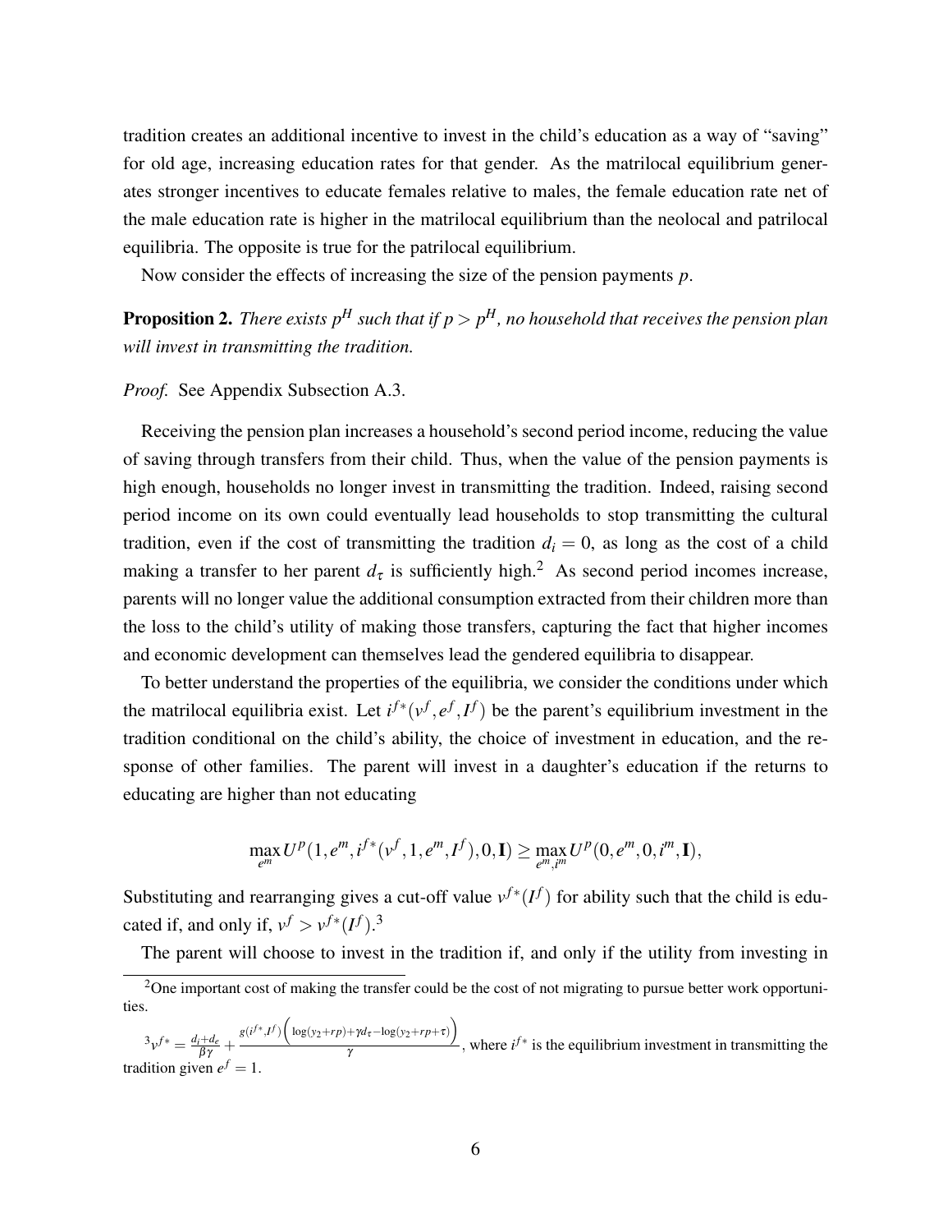tradition creates an additional incentive to invest in the child's education as a way of "saving" for old age, increasing education rates for that gender. As the matrilocal equilibrium generates stronger incentives to educate females relative to males, the female education rate net of the male education rate is higher in the matrilocal equilibrium than the neolocal and patrilocal equilibria. The opposite is true for the patrilocal equilibrium.

Now consider the effects of increasing the size of the pension payments $p$.

**Proposition 2.** *There exists $p^H$ such that if $p > p^H$, no household that receives the pension plan will invest in transmitting the tradition.*

*Proof.* See Appendix Subsection A.3.

Receiving the pension plan increases a household's second period income, reducing the value of saving through transfers from their child. Thus, when the value of the pension payments is high enough, households no longer invest in transmitting the tradition. Indeed, raising second period income on its own could eventually lead households to stop transmitting the cultural tradition, even if the cost of transmitting the tradition $d_i = 0$, as long as the cost of a child making a transfer to her parent $d_\tau$ is sufficiently high.[2] As second period incomes increase, parents will no longer value the additional consumption extracted from their children more than the loss to the child's utility of making those transfers, capturing the fact that higher incomes and economic development can themselves lead the gendered equilibria to disappear.

To better understand the properties of the equilibria, we consider the conditions under which the matrilocal equilibria exist. Let $i^{f*}(v^f, e^f, I^f)$ be the parent's equilibrium investment in the tradition conditional on the child's ability, the choice of investment in education, and the response of other families. The parent will invest in a daughter's education if the returns to educating are higher than not educating

$$\max_{e^m} U^p(1, e^m, i^{f*}(v^f, 1, e^m, I^f), 0, \mathbf{I}) \geq \max_{e^m, i^m} U^p(0, e^m, 0, i^m, \mathbf{I}),$$

Substituting and rearranging gives a cut-off value $v^{f*}(I^f)$ for ability such that the child is educated if, and only if, $v^f > v^{f*}(I^f)$.[3]

The parent will choose to invest in the tradition if, and only if the utility from investing in

[2] One important cost of making the transfer could be the cost of not migrating to pursue better work opportunities.

[3] $v^{f*} = \frac{d_i + d_e}{\beta\gamma} + \frac{g(i^{f*}, I^f)\left(\log(y_2 + rp) + \gamma d_\tau - \log(y_2 + rp + \tau)\right)}{\gamma}$, where $i^{f*}$ is the equilibrium investment in transmitting the tradition given $e^f = 1$.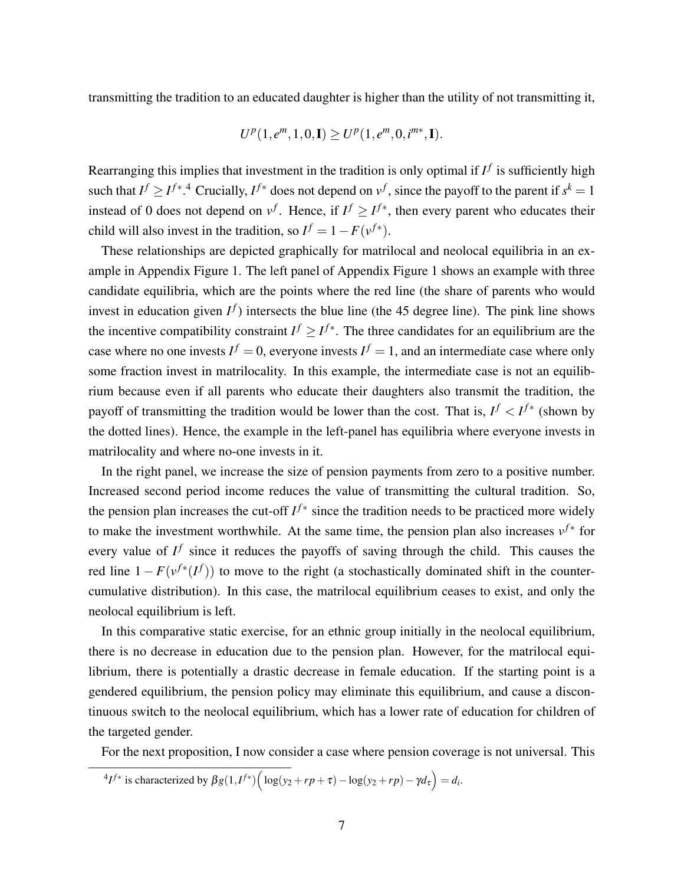transmitting the tradition to an educated daughter is higher than the utility of not transmitting it,

$$U^p(1, e^m, 1, 0, \mathbf{I}) \geq U^p(1, e^m, 0, i^{m*}, \mathbf{I}).$$

Rearranging this implies that investment in the tradition is only optimal if $I^f$ is sufficiently high such that $I^f \geq I^{f*}$.[4] Crucially, $I^{f*}$ does not depend on $v^f$, since the payoff to the parent if $s^k = 1$ instead of 0 does not depend on $v^f$. Hence, if $I^f \geq I^{f*}$, then every parent who educates their child will also invest in the tradition, so $I^f = 1 - F(v^{f*})$.

These relationships are depicted graphically for matrilocal and neolocal equilibria in an example in Appendix Figure 1. The left panel of Appendix Figure 1 shows an example with three candidate equilibria, which are the points where the red line (the share of parents who would invest in education given $I^f$) intersects the blue line (the 45 degree line). The pink line shows the incentive compatibility constraint $I^f \geq I^{f*}$. The three candidates for an equilibrium are the case where no one invests $I^f = 0$, everyone invests $I^f = 1$, and an intermediate case where only some fraction invest in matrilocality. In this example, the intermediate case is not an equilibrium because even if all parents who educate their daughters also transmit the tradition, the payoff of transmitting the tradition would be lower than the cost. That is, $I^f < I^{f*}$ (shown by the dotted lines). Hence, the example in the left-panel has equilibria where everyone invests in matrilocality and where no-one invests in it.

In the right panel, we increase the size of pension payments from zero to a positive number. Increased second period income reduces the value of transmitting the cultural tradition. So, the pension plan increases the cut-off $I^{f*}$ since the tradition needs to be practiced more widely to make the investment worthwhile. At the same time, the pension plan also increases $v^{f*}$ for every value of $I^f$ since it reduces the payoffs of saving through the child. This causes the red line $1 - F(v^{f*}(I^f))$ to move to the right (a stochastically dominated shift in the counter-cumulative distribution). In this case, the matrilocal equilibrium ceases to exist, and only the neolocal equilibrium is left.

In this comparative static exercise, for an ethnic group initially in the neolocal equilibrium, there is no decrease in education due to the pension plan. However, for the matrilocal equilibrium, there is potentially a drastic decrease in female education. If the starting point is a gendered equilibrium, the pension policy may eliminate this equilibrium, and cause a discontinuous switch to the neolocal equilibrium, which has a lower rate of education for children of the targeted gender.

For the next proposition, I now consider a case where pension coverage is not universal. This

[4] $I^{f*}$ is characterized by $\beta g(1, I^{f*})\Big(\log(y_2 + rp + \tau) - \log(y_2 + rp) - \gamma d_\tau\Big) = d_i$.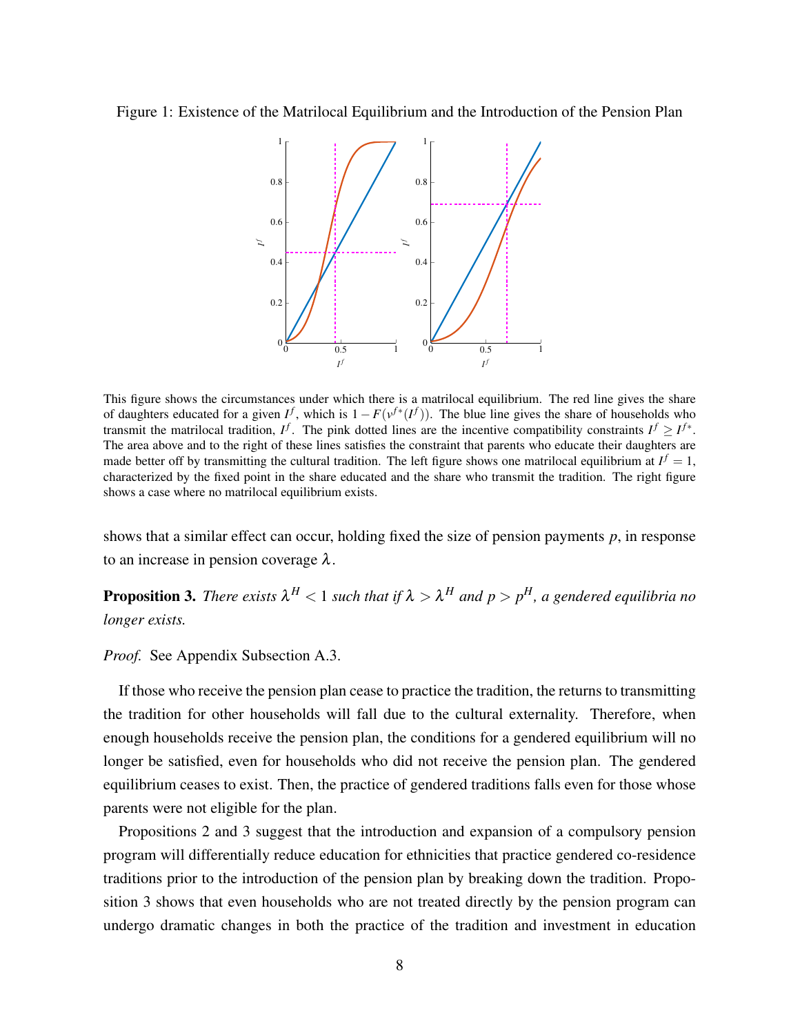Figure 1: Existence of the Matrilocal Equilibrium and the Introduction of the Pension Plan

This figure shows the circumstances under which there is a matrilocal equilibrium. The red line gives the share of daughters educated for a given $I^f$, which is $1 - F(v^{f*}(I^f))$. The blue line gives the share of households who transmit the matrilocal tradition, $I^f$. The pink dotted lines are the incentive compatibility constraints $I^f \geq I^{f*}$. The area above and to the right of these lines satisfies the constraint that parents who educate their daughters are made better off by transmitting the cultural tradition. The left figure shows one matrilocal equilibrium at $I^f = 1$, characterized by the fixed point in the share educated and the share who transmit the tradition. The right figure shows a case where no matrilocal equilibrium exists.

shows that a similar effect can occur, holding fixed the size of pension payments $p$, in response to an increase in pension coverage $\lambda$.

**Proposition 3.** *There exists $\lambda^H < 1$ such that if $\lambda > \lambda^H$ and $p > p^H$, a gendered equilibria no longer exists.*

*Proof.* See Appendix Subsection A.3.

If those who receive the pension plan cease to practice the tradition, the returns to transmitting the tradition for other households will fall due to the cultural externality. Therefore, when enough households receive the pension plan, the conditions for a gendered equilibrium will no longer be satisfied, even for households who did not receive the pension plan. The gendered equilibrium ceases to exist. Then, the practice of gendered traditions falls even for those whose parents were not eligible for the plan.

Propositions 2 and 3 suggest that the introduction and expansion of a compulsory pension program will differentially reduce education for ethnicities that practice gendered co-residence traditions prior to the introduction of the pension plan by breaking down the tradition. Proposition 3 shows that even households who are not treated directly by the pension program can undergo dramatic changes in both the practice of the tradition and investment in education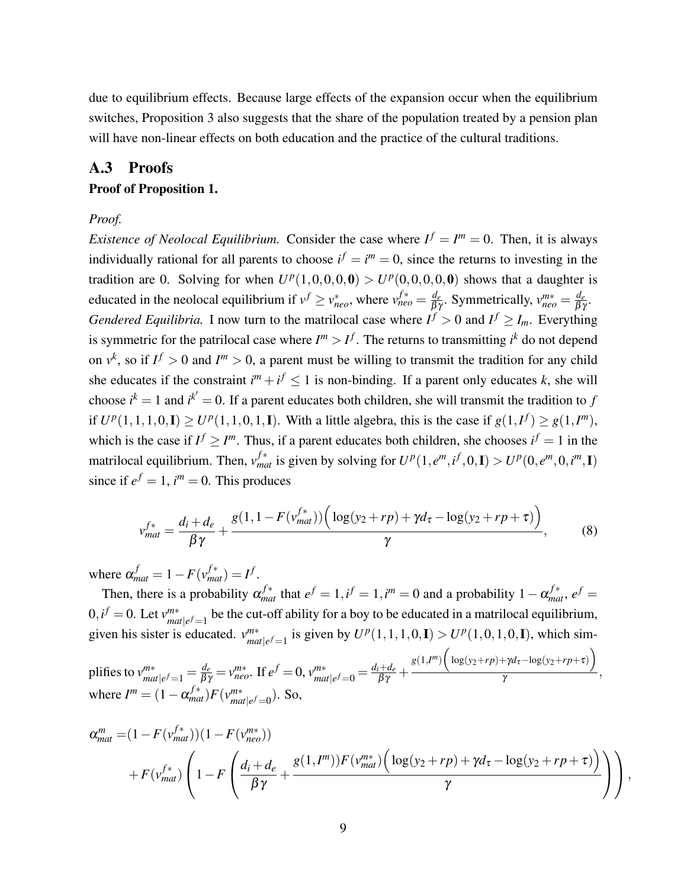due to equilibrium effects. Because large effects of the expansion occur when the equilibrium switches, Proposition 3 also suggests that the share of the population treated by a pension plan will have non-linear effects on both education and the practice of the cultural traditions.

## A.3 Proofs

**Proof of Proposition 1.**

*Proof.*
*Existence of Neolocal Equilibrium.* Consider the case where $I^f = I^m = 0$. Then, it is always individually rational for all parents to choose $i^f = i^m = 0$, since the returns to investing in the tradition are 0. Solving for when $U^p(1,0,0,0,\mathbf{0}) > U^p(0,0,0,0,\mathbf{0})$ shows that a daughter is educated in the neolocal equilibrium if $v^f \geq v^*_{neo}$, where $v^{f*}_{neo} = \frac{d_e}{\beta\gamma}$. Symmetrically, $v^{m*}_{neo} = \frac{d_e}{\beta\gamma}$.
*Gendered Equilibria.* I now turn to the matrilocal case where $I^f > 0$ and $I^f \geq I_m$. Everything is symmetric for the patrilocal case where $I^m > I^f$. The returns to transmitting $i^k$ do not depend on $v^k$, so if $I^f > 0$ and $I^m > 0$, a parent must be willing to transmit the tradition for any child she educates if the constraint $i^m + i^f \leq 1$ is non-binding. If a parent only educates $k$, she will choose $i^k = 1$ and $i^{k'} = 0$. If a parent educates both children, she will transmit the tradition to $f$ if $U^p(1,1,1,0,\mathbf{I}) \geq U^p(1,1,0,1,\mathbf{I})$. With a little algebra, this is the case if $g(1,I^f) \geq g(1,I^m)$, which is the case if $I^f \geq I^m$. Thus, if a parent educates both children, she chooses $i^f = 1$ in the matrilocal equilibrium. Then, $v^{f*}_{mat}$ is given by solving for $U^p(1,e^m,i^f,0,\mathbf{I}) > U^p(0,e^m,0,i^m,\mathbf{I})$ since if $e^f = 1$, $i^m = 0$. This produces

$$v^{f*}_{mat} = \frac{d_i + d_e}{\beta\gamma} + \frac{g(1, 1 - F(v^{f*}_{mat}))\Big(\log(y_2 + rp) + \gamma d_\tau - \log(y_2 + rp + \tau)\Big)}{\gamma}, \tag{8}$$

where $\alpha^f_{mat} = 1 - F(v^{f*}_{mat}) = I^f$.

Then, there is a probability $\alpha^{f*}_{mat}$ that $e^f = 1, i^f = 1, i^m = 0$ and a probability $1 - \alpha^{f*}_{mat}$, $e^f = 0, i^f = 0$. Let $v^{m*}_{mat|e^f=1}$ be the cut-off ability for a boy to be educated in a matrilocal equilibrium, given his sister is educated. $v^{m*}_{mat|e^f=1}$ is given by $U^p(1,1,1,0,\mathbf{I}) > U^p(1,0,1,0,\mathbf{I})$, which simplifies to $v^{m*}_{mat|e^f=1} = \frac{d_e}{\beta\gamma} = v^{m*}_{neo}$. If $e^f = 0$, $v^{m*}_{mat|e^f=0} = \frac{d_i + d_e}{\beta\gamma} + \frac{g(1,I^m)\Big(\log(y_2+rp)+\gamma d_\tau - \log(y_2+rp+\tau)\Big)}{\gamma}$, where $I^m = (1 - \alpha^{f*}_{mat})F(v^{m*}_{mat|e^f=0})$. So,

$$\begin{aligned}
\alpha^m_{mat} =& (1 - F(v^{f*}_{mat}))(1 - F(v^{m*}_{neo})) \\
&+ F(v^{f*}_{mat})\left(1 - F\left(\frac{d_i + d_e}{\beta\gamma} + \frac{g(1,I^m))F(v^{m*}_{mat})\Big(\log(y_2+rp) + \gamma d_\tau - \log(y_2 + rp + \tau)\Big)}{\gamma}\right)\right),
\end{aligned}$$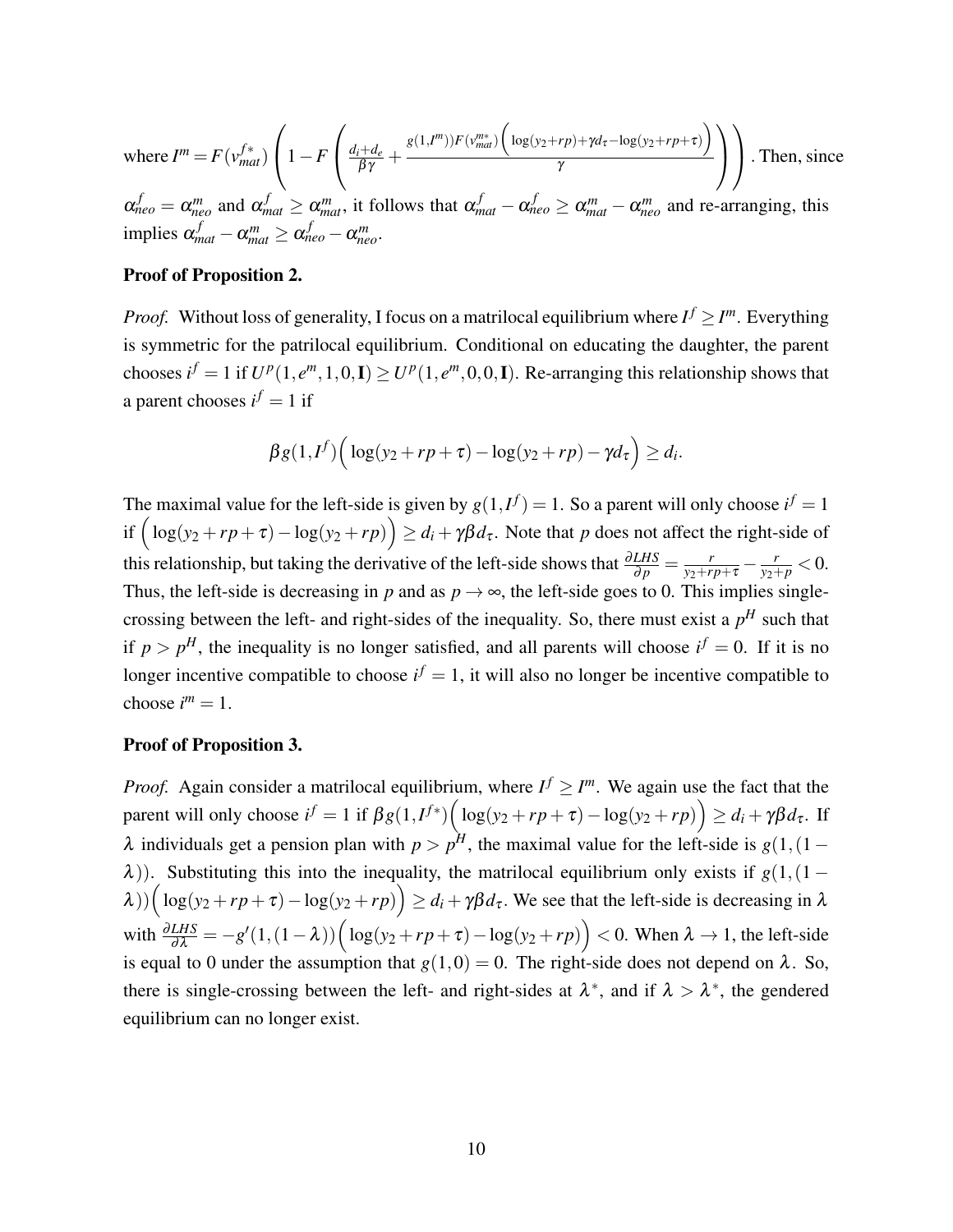where $I^m = F(v^{f*}_{mat})\left(1 - F\left(\frac{d_i+d_e}{\beta\gamma} + \frac{g(1,I^m))F(v^{m*}_{mat})\Big(\log(y_2+rp)+\gamma d_\tau - \log(y_2+rp+\tau)\Big)}{\gamma}\right)\right)$. Then, since $\alpha^f_{neo} = \alpha^m_{neo}$ and $\alpha^f_{mat} \geq \alpha^m_{mat}$, it follows that $\alpha^f_{mat} - \alpha^f_{neo} \geq \alpha^m_{mat} - \alpha^m_{neo}$ and re-arranging, this implies $\alpha^f_{mat} - \alpha^m_{mat} \geq \alpha^f_{neo} - \alpha^m_{neo}$.

**Proof of Proposition 2.**

*Proof.* Without loss of generality, I focus on a matrilocal equilibrium where $I^f \geq I^m$. Everything is symmetric for the patrilocal equilibrium. Conditional on educating the daughter, the parent chooses $i^f = 1$ if $U^p(1, e^m, 1, 0, \mathbf{I}) \geq U^p(1, e^m, 0, 0, \mathbf{I})$. Re-arranging this relationship shows that a parent chooses $i^f = 1$ if

$$\beta g(1, I^f)\Big(\log(y_2 + rp + \tau) - \log(y_2 + rp) - \gamma d_\tau\Big) \geq d_i.$$

The maximal value for the left-side is given by $g(1, I^f) = 1$. So a parent will only choose $i^f = 1$ if $\Big(\log(y_2 + rp + \tau) - \log(y_2 + rp)\Big) \geq d_i + \gamma\beta d_\tau$. Note that $p$ does not affect the right-side of this relationship, but taking the derivative of the left-side shows that $\frac{\partial LHS}{\partial p} = \frac{r}{y_2+rp+\tau} - \frac{r}{y_2+p} < 0$. Thus, the left-side is decreasing in $p$ and as $p \to \infty$, the left-side goes to 0. This implies single-crossing between the left- and right-sides of the inequality. So, there must exist a $p^H$ such that if $p > p^H$, the inequality is no longer satisfied, and all parents will choose $i^f = 0$. If it is no longer incentive compatible to choose $i^f = 1$, it will also no longer be incentive compatible to choose $i^m = 1$.

**Proof of Proposition 3.**

*Proof.* Again consider a matrilocal equilibrium, where $I^f \geq I^m$. We again use the fact that the parent will only choose $i^f = 1$ if $\beta g(1, I^{f*})\Big(\log(y_2 + rp + \tau) - \log(y_2 + rp)\Big) \geq d_i + \gamma\beta d_\tau$. If $\lambda$ individuals get a pension plan with $p > p^H$, the maximal value for the left-side is $g(1, (1 - \lambda))$. Substituting this into the inequality, the matrilocal equilibrium only exists if $g(1, (1 - \lambda))\Big(\log(y_2 + rp + \tau) - \log(y_2 + rp)\Big) \geq d_i + \gamma\beta d_\tau$. We see that the left-side is decreasing in $\lambda$ with $\frac{\partial LHS}{\partial \lambda} = -g'(1, (1 - \lambda))\Big(\log(y_2 + rp + \tau) - \log(y_2 + rp)\Big) < 0$. When $\lambda \to 1$, the left-side is equal to 0 under the assumption that $g(1, 0) = 0$. The right-side does not depend on $\lambda$. So, there is single-crossing between the left- and right-sides at $\lambda^*$, and if $\lambda > \lambda^*$, the gendered equilibrium can no longer exist.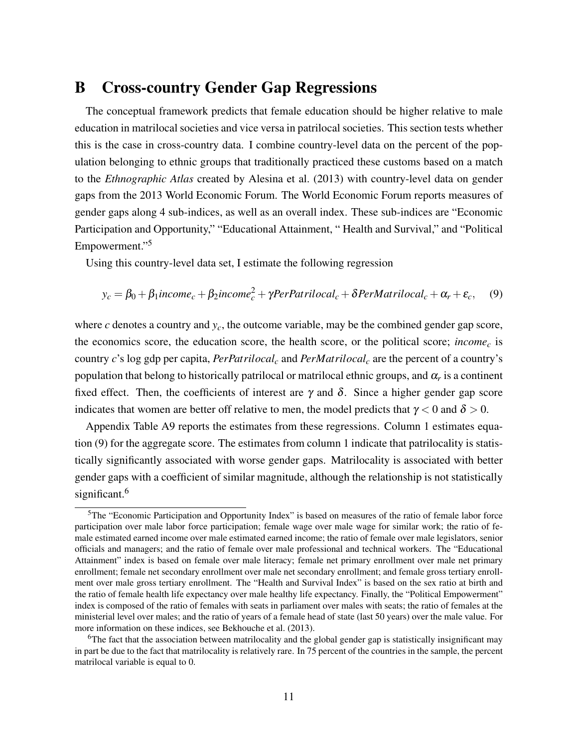# B Cross-country Gender Gap Regressions

The conceptual framework predicts that female education should be higher relative to male education in matrilocal societies and vice versa in patrilocal societies. This section tests whether this is the case in cross-country data. I combine country-level data on the percent of the population belonging to ethnic groups that traditionally practiced these customs based on a match to the *Ethnographic Atlas* created by Alesina et al. (2013) with country-level data on gender gaps from the 2013 World Economic Forum. The World Economic Forum reports measures of gender gaps along 4 sub-indices, as well as an overall index. These sub-indices are "Economic Participation and Opportunity," "Educational Attainment, " Health and Survival," and "Political Empowerment."[5]

Using this country-level data set, I estimate the following regression

$$y_c = \beta_0 + \beta_1 income_c + \beta_2 income_c^2 + \gamma PerPatrilocal_c + \delta PerMatrilocal_c + \alpha_r + \varepsilon_c, \quad (9)$$

where $c$ denotes a country and $y_c$, the outcome variable, may be the combined gender gap score, the economics score, the education score, the health score, or the political score; $income_c$ is country $c$'s log gdp per capita, $PerPatrilocal_c$ and $PerMatrilocal_c$ are the percent of a country's population that belong to historically patrilocal or matrilocal ethnic groups, and $\alpha_r$ is a continent fixed effect. Then, the coefficients of interest are $\gamma$ and $\delta$. Since a higher gender gap score indicates that women are better off relative to men, the model predicts that $\gamma < 0$ and $\delta > 0$.

Appendix Table A9 reports the estimates from these regressions. Column 1 estimates equation (9) for the aggregate score. The estimates from column 1 indicate that patrilocality is statistically significantly associated with worse gender gaps. Matrilocality is associated with better gender gaps with a coefficient of similar magnitude, although the relationship is not statistically significant.[6]

[5] The "Economic Participation and Opportunity Index" is based on measures of the ratio of female labor force participation over male labor force participation; female wage over male wage for similar work; the ratio of female estimated earned income over male estimated earned income; the ratio of female over male legislators, senior officials and managers; and the ratio of female over male professional and technical workers. The "Educational Attainment" index is based on female over male literacy; female net primary enrollment over male net primary enrollment; female net secondary enrollment over male net secondary enrollment; and female gross tertiary enrollment over male gross tertiary enrollment. The "Health and Survival Index" is based on the sex ratio at birth and the ratio of female health life expectancy over male healthy life expectancy. Finally, the "Political Empowerment" index is composed of the ratio of females with seats in parliament over males with seats; the ratio of females at the ministerial level over males; and the ratio of years of a female head of state (last 50 years) over the male value. For more information on these indices, see Bekhouche et al. (2013).

[6] The fact that the association between matrilocality and the global gender gap is statistically insignificant may in part be due to the fact that matrilocality is relatively rare. In 75 percent of the countries in the sample, the percent matrilocal variable is equal to 0.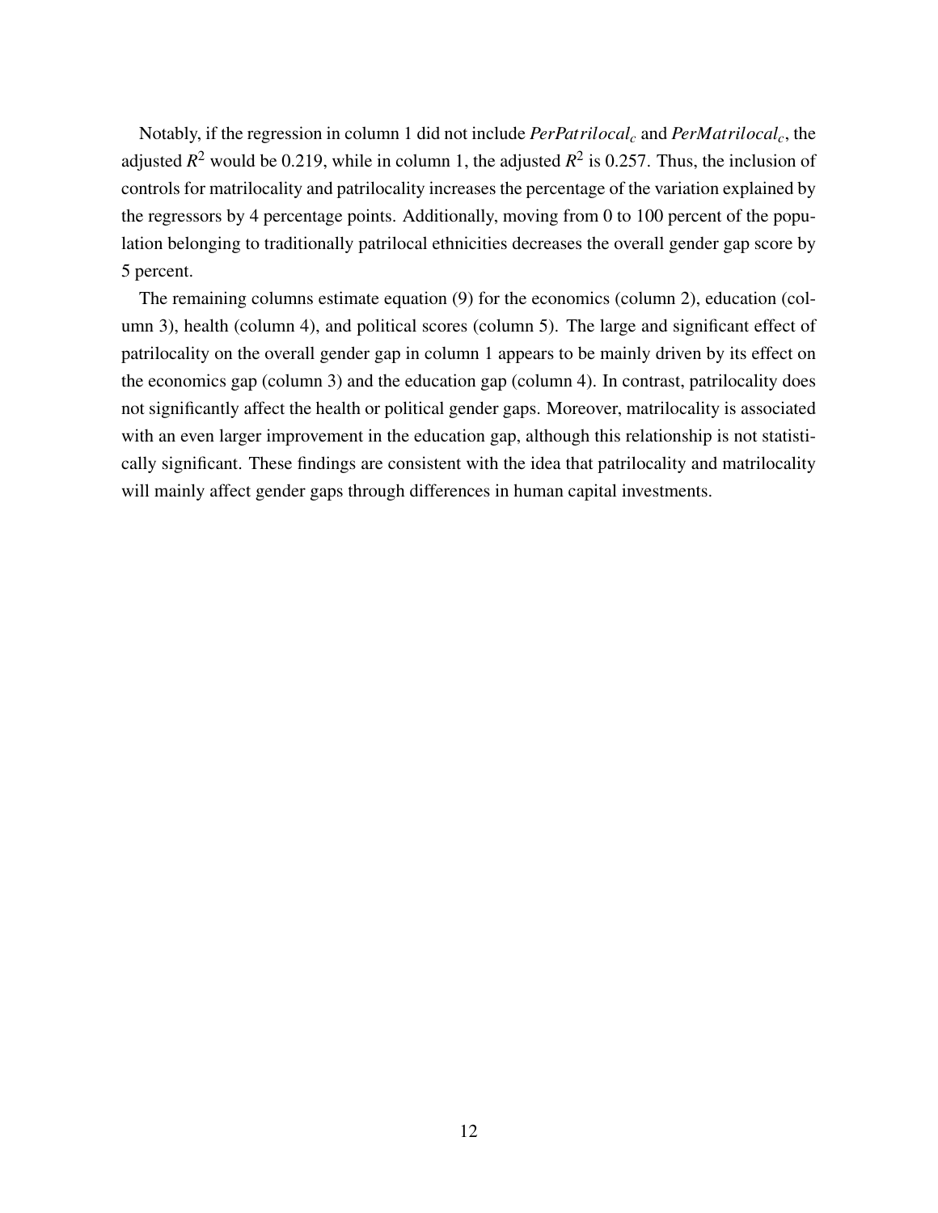Notably, if the regression in column 1 did not include $PerPatrilocal_c$ and $PerMatrilocal_c$, the adjusted $R^2$ would be 0.219, while in column 1, the adjusted $R^2$ is 0.257. Thus, the inclusion of controls for matrilocality and patrilocality increases the percentage of the variation explained by the regressors by 4 percentage points. Additionally, moving from 0 to 100 percent of the population belonging to traditionally patrilocal ethnicities decreases the overall gender gap score by 5 percent.

The remaining columns estimate equation (9) for the economics (column 2), education (column 3), health (column 4), and political scores (column 5). The large and significant effect of patrilocality on the overall gender gap in column 1 appears to be mainly driven by its effect on the economics gap (column 3) and the education gap (column 4). In contrast, patrilocality does not significantly affect the health or political gender gaps. Moreover, matrilocality is associated with an even larger improvement in the education gap, although this relationship is not statistically significant. These findings are consistent with the idea that patrilocality and matrilocality will mainly affect gender gaps through differences in human capital investments.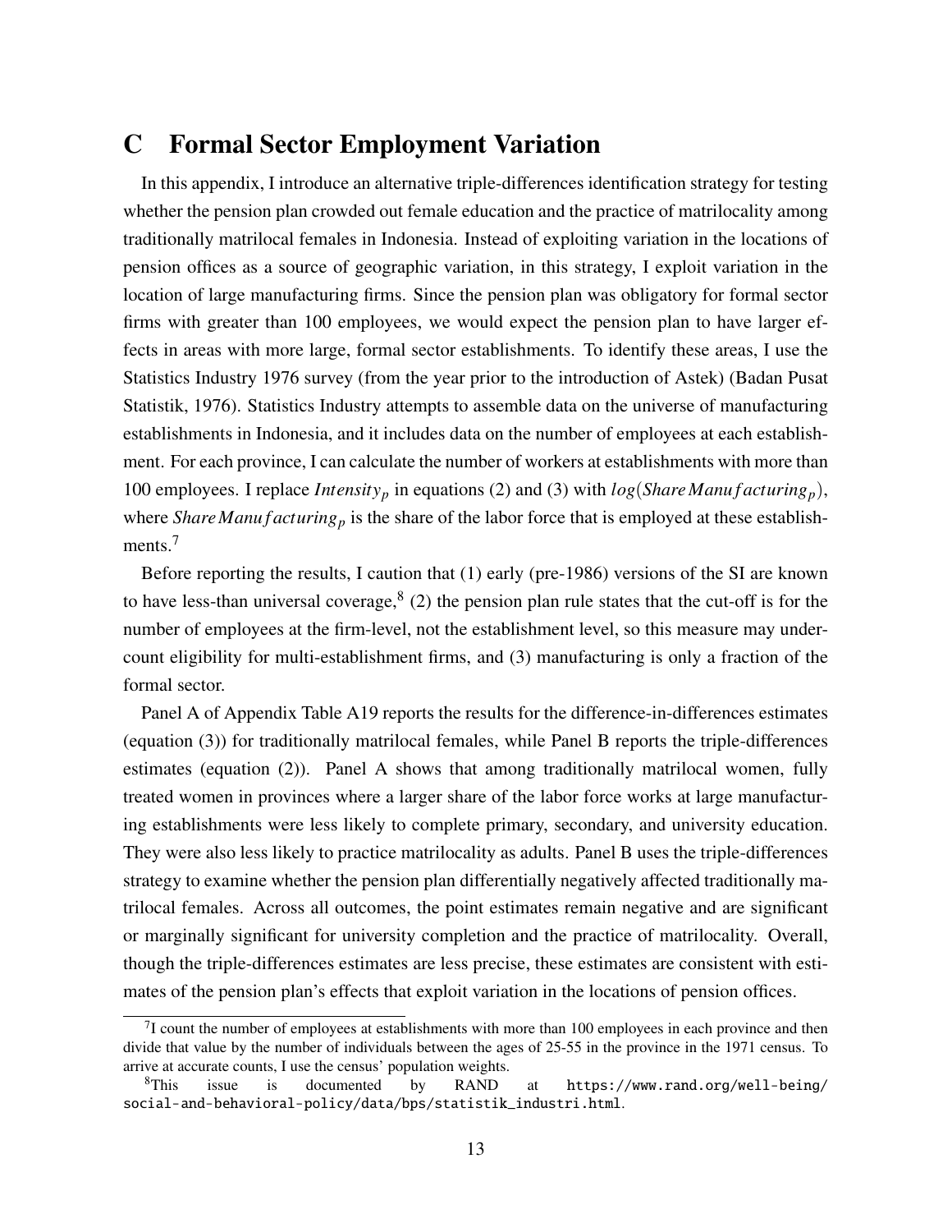# C Formal Sector Employment Variation

In this appendix, I introduce an alternative triple-differences identification strategy for testing whether the pension plan crowded out female education and the practice of matrilocality among traditionally matrilocal females in Indonesia. Instead of exploiting variation in the locations of pension offices as a source of geographic variation, in this strategy, I exploit variation in the location of large manufacturing firms. Since the pension plan was obligatory for formal sector firms with greater than 100 employees, we would expect the pension plan to have larger effects in areas with more large, formal sector establishments. To identify these areas, I use the Statistics Industry 1976 survey (from the year prior to the introduction of Astek) (Badan Pusat Statistik, 1976). Statistics Industry attempts to assemble data on the universe of manufacturing establishments in Indonesia, and it includes data on the number of employees at each establishment. For each province, I can calculate the number of workers at establishments with more than 100 employees. I replace $Intensity_p$ in equations (2) and (3) with $log(ShareManufacturing_p)$, where $ShareManufacturing_p$ is the share of the labor force that is employed at these establishments.[7]

Before reporting the results, I caution that (1) early (pre-1986) versions of the SI are known to have less-than universal coverage,[8] (2) the pension plan rule states that the cut-off is for the number of employees at the firm-level, not the establishment level, so this measure may undercount eligibility for multi-establishment firms, and (3) manufacturing is only a fraction of the formal sector.

Panel A of Appendix Table A19 reports the results for the difference-in-differences estimates (equation (3)) for traditionally matrilocal females, while Panel B reports the triple-differences estimates (equation (2)). Panel A shows that among traditionally matrilocal women, fully treated women in provinces where a larger share of the labor force works at large manufacturing establishments were less likely to complete primary, secondary, and university education. They were also less likely to practice matrilocality as adults. Panel B uses the triple-differences strategy to examine whether the pension plan differentially negatively affected traditionally matrilocal females. Across all outcomes, the point estimates remain negative and are significant or marginally significant for university completion and the practice of matrilocality. Overall, though the triple-differences estimates are less precise, these estimates are consistent with estimates of the pension plan's effects that exploit variation in the locations of pension offices.

[7] I count the number of employees at establishments with more than 100 employees in each province and then divide that value by the number of individuals between the ages of 25-55 in the province in the 1971 census. To arrive at accurate counts, I use the census' population weights.

[8] This issue is documented by RAND at https://www.rand.org/well-being/social-and-behavioral-policy/data/bps/statistik_industri.html.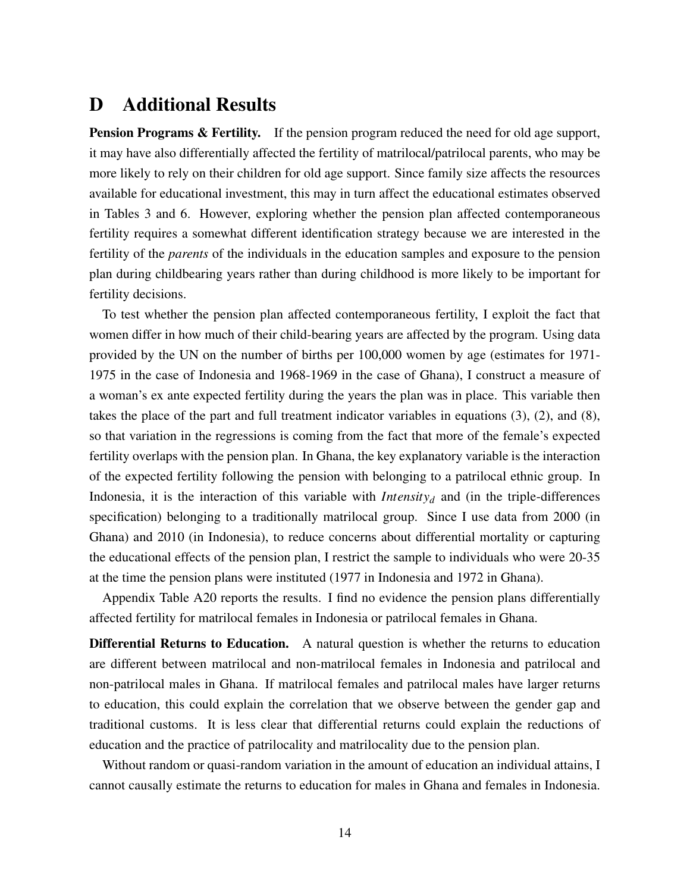# D Additional Results

**Pension Programs & Fertility.** If the pension program reduced the need for old age support, it may have also differentially affected the fertility of matrilocal/patrilocal parents, who may be more likely to rely on their children for old age support. Since family size affects the resources available for educational investment, this may in turn affect the educational estimates observed in Tables 3 and 6. However, exploring whether the pension plan affected contemporaneous fertility requires a somewhat different identification strategy because we are interested in the fertility of the *parents* of the individuals in the education samples and exposure to the pension plan during childbearing years rather than during childhood is more likely to be important for fertility decisions.

To test whether the pension plan affected contemporaneous fertility, I exploit the fact that women differ in how much of their child-bearing years are affected by the program. Using data provided by the UN on the number of births per 100,000 women by age (estimates for 1971-1975 in the case of Indonesia and 1968-1969 in the case of Ghana), I construct a measure of a woman's ex ante expected fertility during the years the plan was in place. This variable then takes the place of the part and full treatment indicator variables in equations (3), (2), and (8), so that variation in the regressions is coming from the fact that more of the female's expected fertility overlaps with the pension plan. In Ghana, the key explanatory variable is the interaction of the expected fertility following the pension with belonging to a patrilocal ethnic group. In Indonesia, it is the interaction of this variable with $Intensity_d$ and (in the triple-differences specification) belonging to a traditionally matrilocal group. Since I use data from 2000 (in Ghana) and 2010 (in Indonesia), to reduce concerns about differential mortality or capturing the educational effects of the pension plan, I restrict the sample to individuals who were 20-35 at the time the pension plans were instituted (1977 in Indonesia and 1972 in Ghana).

Appendix Table A20 reports the results. I find no evidence the pension plans differentially affected fertility for matrilocal females in Indonesia or patrilocal females in Ghana.

**Differential Returns to Education.** A natural question is whether the returns to education are different between matrilocal and non-matrilocal females in Indonesia and patrilocal and non-patrilocal males in Ghana. If matrilocal females and patrilocal males have larger returns to education, this could explain the correlation that we observe between the gender gap and traditional customs. It is less clear that differential returns could explain the reductions of education and the practice of patrilocality and matrilocality due to the pension plan.

Without random or quasi-random variation in the amount of education an individual attains, I cannot causally estimate the returns to education for males in Ghana and females in Indonesia.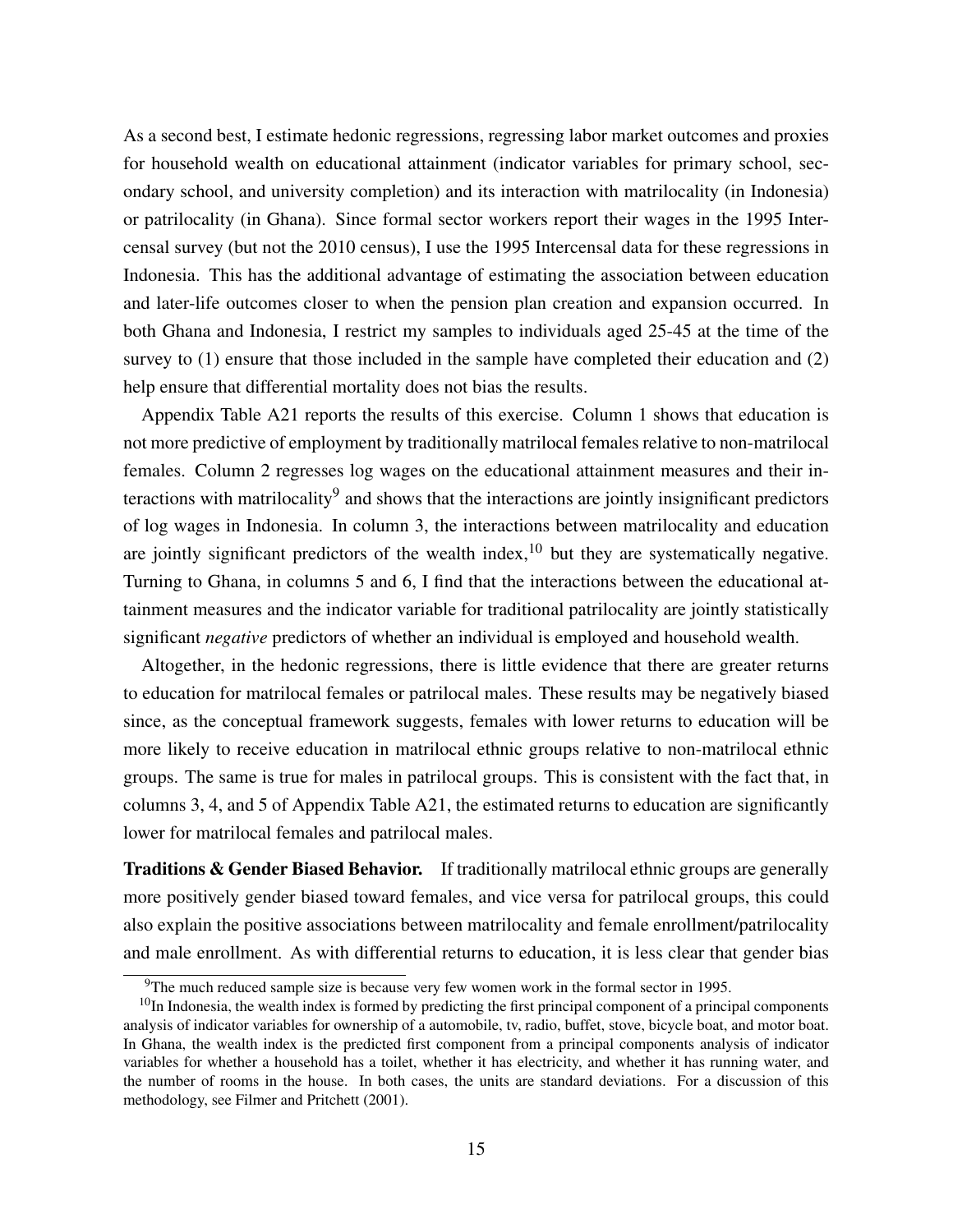As a second best, I estimate hedonic regressions, regressing labor market outcomes and proxies for household wealth on educational attainment (indicator variables for primary school, secondary school, and university completion) and its interaction with matrilocality (in Indonesia) or patrilocality (in Ghana). Since formal sector workers report their wages in the 1995 Intercensal survey (but not the 2010 census), I use the 1995 Intercensal data for these regressions in Indonesia. This has the additional advantage of estimating the association between education and later-life outcomes closer to when the pension plan creation and expansion occurred. In both Ghana and Indonesia, I restrict my samples to individuals aged 25-45 at the time of the survey to (1) ensure that those included in the sample have completed their education and (2) help ensure that differential mortality does not bias the results.

Appendix Table A21 reports the results of this exercise. Column 1 shows that education is not more predictive of employment by traditionally matrilocal females relative to non-matrilocal females. Column 2 regresses log wages on the educational attainment measures and their interactions with matrilocality[9] and shows that the interactions are jointly insignificant predictors of log wages in Indonesia. In column 3, the interactions between matrilocality and education are jointly significant predictors of the wealth index,[10] but they are systematically negative. Turning to Ghana, in columns 5 and 6, I find that the interactions between the educational attainment measures and the indicator variable for traditional patrilocality are jointly statistically significant *negative* predictors of whether an individual is employed and household wealth.

Altogether, in the hedonic regressions, there is little evidence that there are greater returns to education for matrilocal females or patrilocal males. These results may be negatively biased since, as the conceptual framework suggests, females with lower returns to education will be more likely to receive education in matrilocal ethnic groups relative to non-matrilocal ethnic groups. The same is true for males in patrilocal groups. This is consistent with the fact that, in columns 3, 4, and 5 of Appendix Table A21, the estimated returns to education are significantly lower for matrilocal females and patrilocal males.

**Traditions & Gender Biased Behavior.** If traditionally matrilocal ethnic groups are generally more positively gender biased toward females, and vice versa for patrilocal groups, this could also explain the positive associations between matrilocality and female enrollment/patrilocality and male enrollment. As with differential returns to education, it is less clear that gender bias

[9]The much reduced sample size is because very few women work in the formal sector in 1995.

[10]In Indonesia, the wealth index is formed by predicting the first principal component of a principal components analysis of indicator variables for ownership of a automobile, tv, radio, buffet, stove, bicycle boat, and motor boat. In Ghana, the wealth index is the predicted first component from a principal components analysis of indicator variables for whether a household has a toilet, whether it has electricity, and whether it has running water, and the number of rooms in the house. In both cases, the units are standard deviations. For a discussion of this methodology, see Filmer and Pritchett (2001).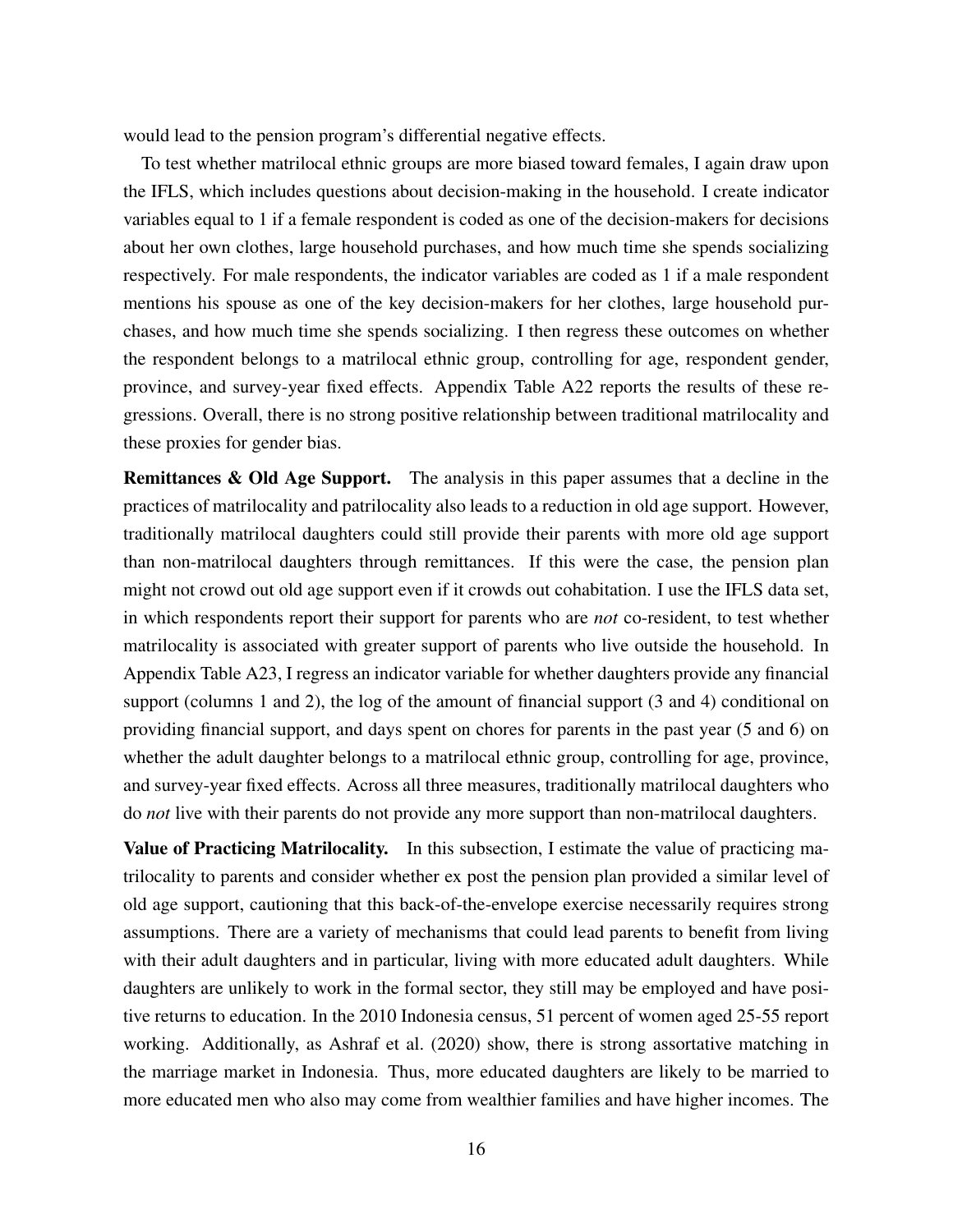would lead to the pension program's differential negative effects.

To test whether matrilocal ethnic groups are more biased toward females, I again draw upon the IFLS, which includes questions about decision-making in the household. I create indicator variables equal to 1 if a female respondent is coded as one of the decision-makers for decisions about her own clothes, large household purchases, and how much time she spends socializing respectively. For male respondents, the indicator variables are coded as 1 if a male respondent mentions his spouse as one of the key decision-makers for her clothes, large household purchases, and how much time she spends socializing. I then regress these outcomes on whether the respondent belongs to a matrilocal ethnic group, controlling for age, respondent gender, province, and survey-year fixed effects. Appendix Table A22 reports the results of these regressions. Overall, there is no strong positive relationship between traditional matrilocality and these proxies for gender bias.

**Remittances & Old Age Support.** The analysis in this paper assumes that a decline in the practices of matrilocality and patrilocality also leads to a reduction in old age support. However, traditionally matrilocal daughters could still provide their parents with more old age support than non-matrilocal daughters through remittances. If this were the case, the pension plan might not crowd out old age support even if it crowds out cohabitation. I use the IFLS data set, in which respondents report their support for parents who are *not* co-resident, to test whether matrilocality is associated with greater support of parents who live outside the household. In Appendix Table A23, I regress an indicator variable for whether daughters provide any financial support (columns 1 and 2), the log of the amount of financial support (3 and 4) conditional on providing financial support, and days spent on chores for parents in the past year (5 and 6) on whether the adult daughter belongs to a matrilocal ethnic group, controlling for age, province, and survey-year fixed effects. Across all three measures, traditionally matrilocal daughters who do *not* live with their parents do not provide any more support than non-matrilocal daughters.

**Value of Practicing Matrilocality.** In this subsection, I estimate the value of practicing matrilocality to parents and consider whether ex post the pension plan provided a similar level of old age support, cautioning that this back-of-the-envelope exercise necessarily requires strong assumptions. There are a variety of mechanisms that could lead parents to benefit from living with their adult daughters and in particular, living with more educated adult daughters. While daughters are unlikely to work in the formal sector, they still may be employed and have positive returns to education. In the 2010 Indonesia census, 51 percent of women aged 25-55 report working. Additionally, as Ashraf et al. (2020) show, there is strong assortative matching in the marriage market in Indonesia. Thus, more educated daughters are likely to be married to more educated men who also may come from wealthier families and have higher incomes. The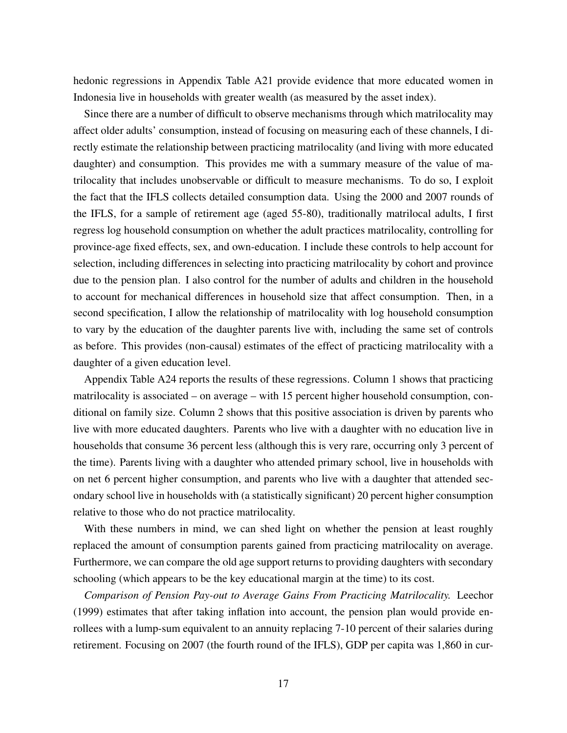hedonic regressions in Appendix Table A21 provide evidence that more educated women in Indonesia live in households with greater wealth (as measured by the asset index).

Since there are a number of difficult to observe mechanisms through which matrilocality may affect older adults' consumption, instead of focusing on measuring each of these channels, I directly estimate the relationship between practicing matrilocality (and living with more educated daughter) and consumption. This provides me with a summary measure of the value of matrilocality that includes unobservable or difficult to measure mechanisms. To do so, I exploit the fact that the IFLS collects detailed consumption data. Using the 2000 and 2007 rounds of the IFLS, for a sample of retirement age (aged 55-80), traditionally matrilocal adults, I first regress log household consumption on whether the adult practices matrilocality, controlling for province-age fixed effects, sex, and own-education. I include these controls to help account for selection, including differences in selecting into practicing matrilocality by cohort and province due to the pension plan. I also control for the number of adults and children in the household to account for mechanical differences in household size that affect consumption. Then, in a second specification, I allow the relationship of matrilocality with log household consumption to vary by the education of the daughter parents live with, including the same set of controls as before. This provides (non-causal) estimates of the effect of practicing matrilocality with a daughter of a given education level.

Appendix Table A24 reports the results of these regressions. Column 1 shows that practicing matrilocality is associated – on average – with 15 percent higher household consumption, conditional on family size. Column 2 shows that this positive association is driven by parents who live with more educated daughters. Parents who live with a daughter with no education live in households that consume 36 percent less (although this is very rare, occurring only 3 percent of the time). Parents living with a daughter who attended primary school, live in households with on net 6 percent higher consumption, and parents who live with a daughter that attended secondary school live in households with (a statistically significant) 20 percent higher consumption relative to those who do not practice matrilocality.

With these numbers in mind, we can shed light on whether the pension at least roughly replaced the amount of consumption parents gained from practicing matrilocality on average. Furthermore, we can compare the old age support returns to providing daughters with secondary schooling (which appears to be the key educational margin at the time) to its cost.

*Comparison of Pension Pay-out to Average Gains From Practicing Matrilocality.* Leechor (1999) estimates that after taking inflation into account, the pension plan would provide enrollees with a lump-sum equivalent to an annuity replacing 7-10 percent of their salaries during retirement. Focusing on 2007 (the fourth round of the IFLS), GDP per capita was 1,860 in cur-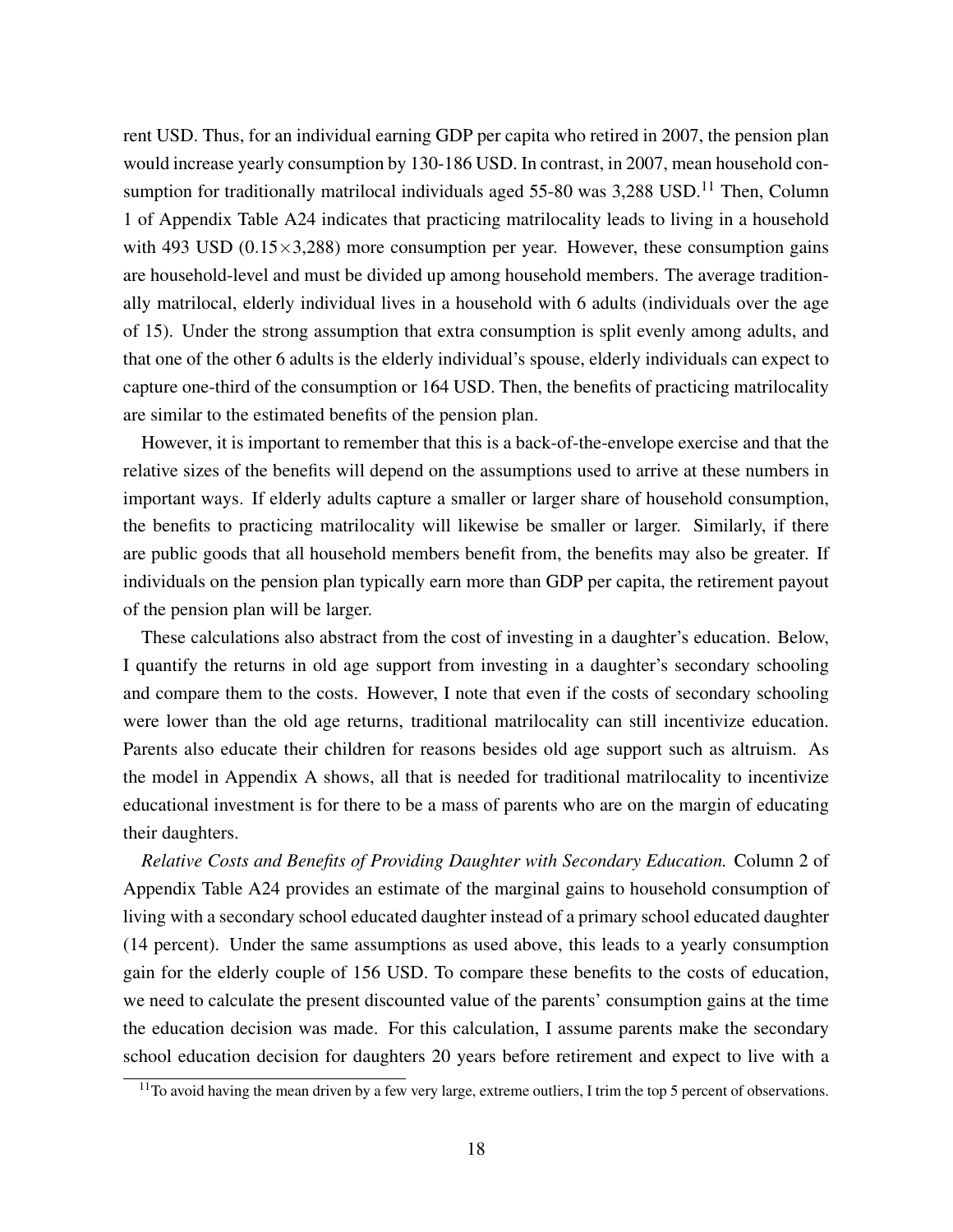rent USD. Thus, for an individual earning GDP per capita who retired in 2007, the pension plan would increase yearly consumption by 130-186 USD. In contrast, in 2007, mean household consumption for traditionally matrilocal individuals aged 55-80 was 3,288 USD.[11] Then, Column 1 of Appendix Table A24 indicates that practicing matrilocality leads to living in a household with 493 USD ($0.15 \times 3{,}288$) more consumption per year. However, these consumption gains are household-level and must be divided up among household members. The average traditionally matrilocal, elderly individual lives in a household with 6 adults (individuals over the age of 15). Under the strong assumption that extra consumption is split evenly among adults, and that one of the other 6 adults is the elderly individual's spouse, elderly individuals can expect to capture one-third of the consumption or 164 USD. Then, the benefits of practicing matrilocality are similar to the estimated benefits of the pension plan.

However, it is important to remember that this is a back-of-the-envelope exercise and that the relative sizes of the benefits will depend on the assumptions used to arrive at these numbers in important ways. If elderly adults capture a smaller or larger share of household consumption, the benefits to practicing matrilocality will likewise be smaller or larger. Similarly, if there are public goods that all household members benefit from, the benefits may also be greater. If individuals on the pension plan typically earn more than GDP per capita, the retirement payout of the pension plan will be larger.

These calculations also abstract from the cost of investing in a daughter's education. Below, I quantify the returns in old age support from investing in a daughter's secondary schooling and compare them to the costs. However, I note that even if the costs of secondary schooling were lower than the old age returns, traditional matrilocality can still incentivize education. Parents also educate their children for reasons besides old age support such as altruism. As the model in Appendix A shows, all that is needed for traditional matrilocality to incentivize educational investment is for there to be a mass of parents who are on the margin of educating their daughters.

*Relative Costs and Benefits of Providing Daughter with Secondary Education.* Column 2 of Appendix Table A24 provides an estimate of the marginal gains to household consumption of living with a secondary school educated daughter instead of a primary school educated daughter (14 percent). Under the same assumptions as used above, this leads to a yearly consumption gain for the elderly couple of 156 USD. To compare these benefits to the costs of education, we need to calculate the present discounted value of the parents' consumption gains at the time the education decision was made. For this calculation, I assume parents make the secondary school education decision for daughters 20 years before retirement and expect to live with a

[11] To avoid having the mean driven by a few very large, extreme outliers, I trim the top 5 percent of observations.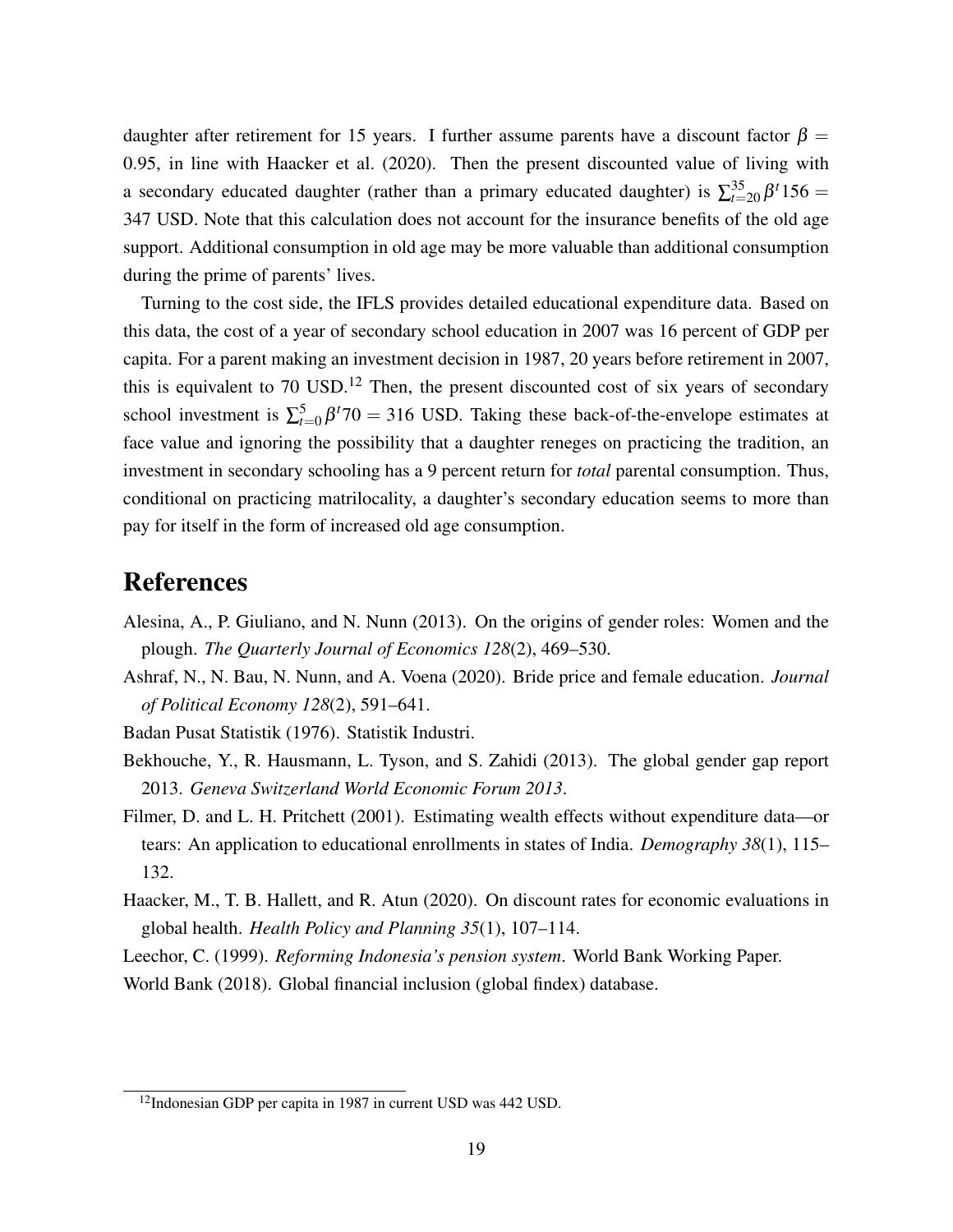daughter after retirement for 15 years. I further assume parents have a discount factor $\beta = 0.95$, in line with Haacker et al. (2020). Then the present discounted value of living with a secondary educated daughter (rather than a primary educated daughter) is $\sum_{t=20}^{35} \beta^t 156 = 347$ USD. Note that this calculation does not account for the insurance benefits of the old age support. Additional consumption in old age may be more valuable than additional consumption during the prime of parents' lives.

Turning to the cost side, the IFLS provides detailed educational expenditure data. Based on this data, the cost of a year of secondary school education in 2007 was 16 percent of GDP per capita. For a parent making an investment decision in 1987, 20 years before retirement in 2007, this is equivalent to 70 USD.[12] Then, the present discounted cost of six years of secondary school investment is $\sum_{t=0}^{5} \beta^t 70 = 316$ USD. Taking these back-of-the-envelope estimates at face value and ignoring the possibility that a daughter reneges on practicing the tradition, an investment in secondary schooling has a 9 percent return for *total* parental consumption. Thus, conditional on practicing matrilocality, a daughter's secondary education seems to more than pay for itself in the form of increased old age consumption.

# References

Alesina, A., P. Giuliano, and N. Nunn (2013). On the origins of gender roles: Women and the plough. *The Quarterly Journal of Economics 128*(2), 469–530.

Ashraf, N., N. Bau, N. Nunn, and A. Voena (2020). Bride price and female education. *Journal of Political Economy 128*(2), 591–641.

Badan Pusat Statistik (1976). Statistik Industri.

Bekhouche, Y., R. Hausmann, L. Tyson, and S. Zahidi (2013). The global gender gap report 2013. *Geneva Switzerland World Economic Forum 2013*.

Filmer, D. and L. H. Pritchett (2001). Estimating wealth effects without expenditure data—or tears: An application to educational enrollments in states of India. *Demography 38*(1), 115–132.

Haacker, M., T. B. Hallett, and R. Atun (2020). On discount rates for economic evaluations in global health. *Health Policy and Planning 35*(1), 107–114.

Leechor, C. (1999). *Reforming Indonesia's pension system*. World Bank Working Paper.

World Bank (2018). Global financial inclusion (global findex) database.

[12] Indonesian GDP per capita in 1987 in current USD was 442 USD.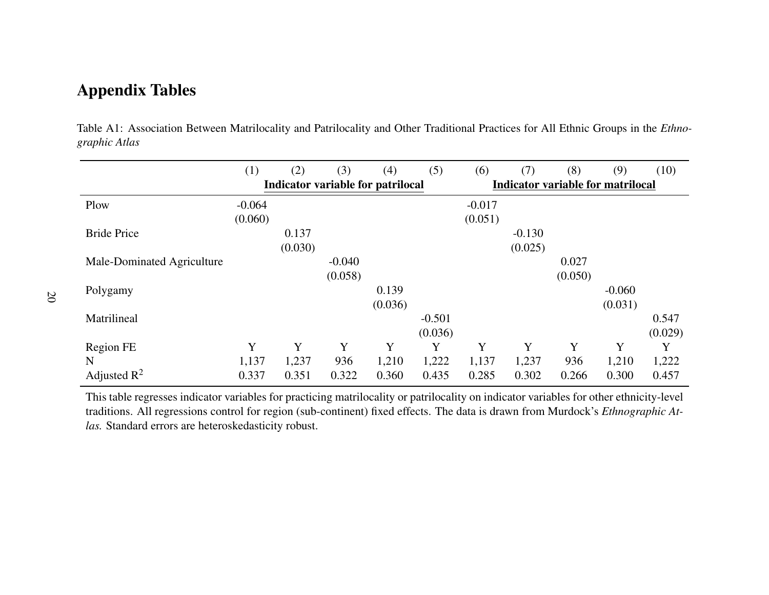# Appendix Tables

Table A1: Association Between Matrilocality and Patrilocality and Other Traditional Practices for All Ethnic Groups in the *Ethnographic Atlas*

| | (1) | (2) | (3) | (4) | (5) | (6) | (7) | (8) | (9) | (10) |
|---|---|---|---|---|---|---|---|---|---|---|
| | **Indicator variable for patrilocal** | | | | | **Indicator variable for matrilocal** | | | | |
| Plow | -0.064 | | | | | -0.017 | | | | |
| | (0.060) | | | | | (0.051) | | | | |
| Bride Price | | 0.137 | | | | | -0.130 | | | |
| | | (0.030) | | | | | (0.025) | | | |
| Male-Dominated Agriculture | | | -0.040 | | | | | 0.027 | | |
| | | | (0.058) | | | | | (0.050) | | |
| Polygamy | | | | 0.139 | | | | | -0.060 | |
| | | | | (0.036) | | | | | (0.031) | |
| Matrilineal | | | | | -0.501 | | | | | 0.547 |
| | | | | | (0.036) | | | | | (0.029) |
| Region FE | Y | Y | Y | Y | Y | Y | Y | Y | Y | Y |
| N | 1,137 | 1,237 | 936 | 1,210 | 1,222 | 1,137 | 1,237 | 936 | 1,210 | 1,222 |
| Adjusted $R^2$ | 0.337 | 0.351 | 0.322 | 0.360 | 0.435 | 0.285 | 0.302 | 0.266 | 0.300 | 0.457 |

This table regresses indicator variables for practicing matrilocality or patrilocality on indicator variables for other ethnicity-level traditions. All regressions control for region (sub-continent) fixed effects. The data is drawn from Murdock's *Ethnographic Atlas.* Standard errors are heteroskedasticity robust.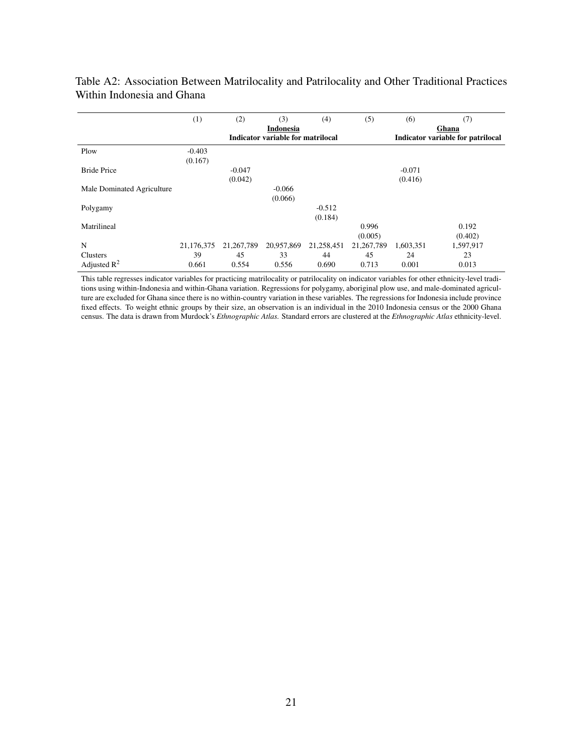Table A2: Association Between Matrilocality and Patrilocality and Other Traditional Practices Within Indonesia and Ghana

| | (1) | (2) | (3) | (4) | (5) | (6) | (7) |
|---|---|---|---|---|---|---|---|
| | | | **Indonesia** | | | **Ghana** | |
| | | **Indicator variable for matrilocal** | | | | **Indicator variable for patrilocal** | |
| Plow | -0.403 | | | | | | |
| | (0.167) | | | | | | |
| Bride Price | | -0.047 | | | | -0.071 | |
| | | (0.042) | | | | (0.416) | |
| Male Dominated Agriculture | | | -0.066 | | | | |
| | | | (0.066) | | | | |
| Polygamy | | | | -0.512 | | | |
| | | | | (0.184) | | | |
| Matrilineal | | | | | 0.996 | | 0.192 |
| | | | | | (0.005) | | (0.402) |
| N | 21,176,375 | 21,267,789 | 20,957,869 | 21,258,451 | 21,267,789 | 1,603,351 | 1,597,917 |
| Clusters | 39 | 45 | 33 | 44 | 45 | 24 | 23 |
| Adjusted $R^2$ | 0.661 | 0.554 | 0.556 | 0.690 | 0.713 | 0.001 | 0.013 |

This table regresses indicator variables for practicing matrilocality or patrilocality on indicator variables for other ethnicity-level traditions using within-Indonesia and within-Ghana variation. Regressions for polygamy, aboriginal plow use, and male-dominated agriculture are excluded for Ghana since there is no within-country variation in these variables. The regressions for Indonesia include province fixed effects. To weight ethnic groups by their size, an observation is an individual in the 2010 Indonesia census or the 2000 Ghana census. The data is drawn from Murdock's *Ethnographic Atlas.* Standard errors are clustered at the *Ethnographic Atlas* ethnicity-level.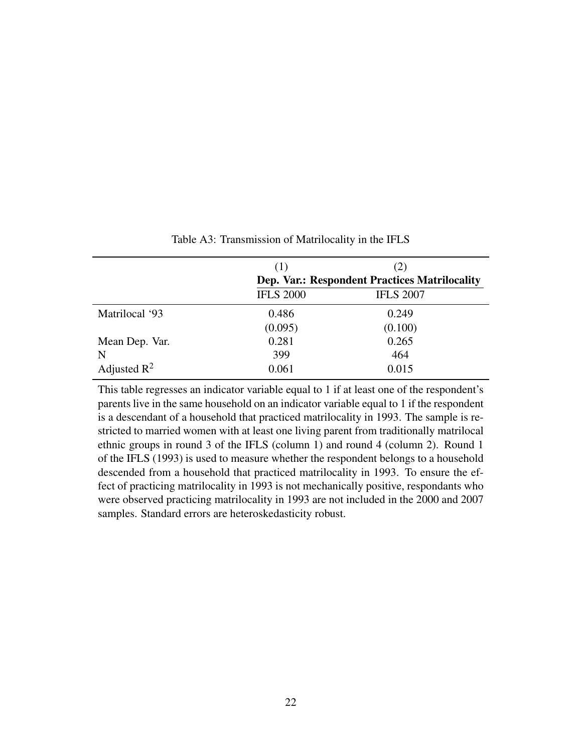Table A3: Transmission of Matrilocality in the IFLS

| | (1) | (2) |
|---|---|---|
| | **Dep. Var.: Respondent Practices Matrilocality** | |
| | IFLS 2000 | IFLS 2007 |
| Matrilocal '93 | 0.486 | 0.249 |
| | (0.095) | (0.100) |
| Mean Dep. Var. | 0.281 | 0.265 |
| N | 399 | 464 |
| Adjusted $R^2$ | 0.061 | 0.015 |

This table regresses an indicator variable equal to 1 if at least one of the respondent's parents live in the same household on an indicator variable equal to 1 if the respondent is a descendant of a household that practiced matrilocality in 1993. The sample is restricted to married women with at least one living parent from traditionally matrilocal ethnic groups in round 3 of the IFLS (column 1) and round 4 (column 2). Round 1 of the IFLS (1993) is used to measure whether the respondent belongs to a household descended from a household that practiced matrilocality in 1993. To ensure the effect of practicing matrilocality in 1993 is not mechanically positive, respondants who were observed practicing matrilocality in 1993 are not included in the 2000 and 2007 samples. Standard errors are heteroskedasticity robust.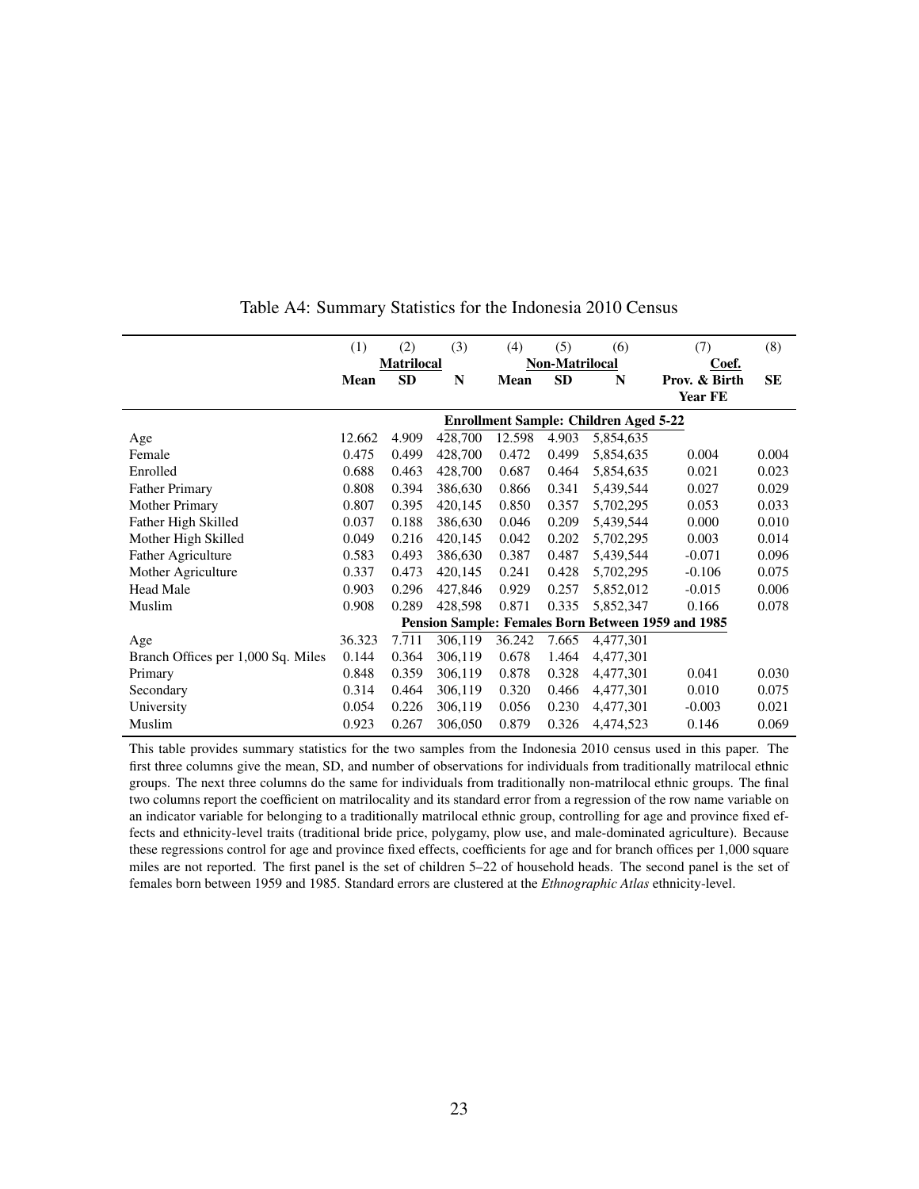Table A4: Summary Statistics for the Indonesia 2010 Census

| | (1) | (2) | (3) | (4) | (5) | (6) | (7) | (8) |
|---|---|---|---|---|---|---|---|---|
| | Matrilocal | | | Non-Matrilocal | | | Coef. | |
| | **Mean** | **SD** | **N** | **Mean** | **SD** | **N** | **Prov. & Birth Year FE** | **SE** |
| | | | | **Enrollment Sample: Children Aged 5-22** | | | | |
| Age | 12.662 | 4.909 | 428,700 | 12.598 | 4.903 | 5,854,635 | | |
| Female | 0.475 | 0.499 | 428,700 | 0.472 | 0.499 | 5,854,635 | 0.004 | 0.004 |
| Enrolled | 0.688 | 0.463 | 428,700 | 0.687 | 0.464 | 5,854,635 | 0.021 | 0.023 |
| Father Primary | 0.808 | 0.394 | 386,630 | 0.866 | 0.341 | 5,439,544 | 0.027 | 0.029 |
| Mother Primary | 0.807 | 0.395 | 420,145 | 0.850 | 0.357 | 5,702,295 | 0.053 | 0.033 |
| Father High Skilled | 0.037 | 0.188 | 386,630 | 0.046 | 0.209 | 5,439,544 | 0.000 | 0.010 |
| Mother High Skilled | 0.049 | 0.216 | 420,145 | 0.042 | 0.202 | 5,702,295 | 0.003 | 0.014 |
| Father Agriculture | 0.583 | 0.493 | 386,630 | 0.387 | 0.487 | 5,439,544 | -0.071 | 0.096 |
| Mother Agriculture | 0.337 | 0.473 | 420,145 | 0.241 | 0.428 | 5,702,295 | -0.106 | 0.075 |
| Head Male | 0.903 | 0.296 | 427,846 | 0.929 | 0.257 | 5,852,012 | -0.015 | 0.006 |
| Muslim | 0.908 | 0.289 | 428,598 | 0.871 | 0.335 | 5,852,347 | 0.166 | 0.078 |
| | | | | **Pension Sample: Females Born Between 1959 and 1985** | | | | |
| Age | 36.323 | 7.711 | 306,119 | 36.242 | 7.665 | 4,477,301 | | |
| Branch Offices per 1,000 Sq. Miles | 0.144 | 0.364 | 306,119 | 0.678 | 1.464 | 4,477,301 | | |
| Primary | 0.848 | 0.359 | 306,119 | 0.878 | 0.328 | 4,477,301 | 0.041 | 0.030 |
| Secondary | 0.314 | 0.464 | 306,119 | 0.320 | 0.466 | 4,477,301 | 0.010 | 0.075 |
| University | 0.054 | 0.226 | 306,119 | 0.056 | 0.230 | 4,477,301 | -0.003 | 0.021 |
| Muslim | 0.923 | 0.267 | 306,050 | 0.879 | 0.326 | 4,474,523 | 0.146 | 0.069 |

This table provides summary statistics for the two samples from the Indonesia 2010 census used in this paper. The first three columns give the mean, SD, and number of observations for individuals from traditionally matrilocal ethnic groups. The next three columns do the same for individuals from traditionally non-matrilocal ethnic groups. The final two columns report the coefficient on matrilocality and its standard error from a regression of the row name variable on an indicator variable for belonging to a traditionally matrilocal ethnic group, controlling for age and province fixed effects and ethnicity-level traits (traditional bride price, polygamy, plow use, and male-dominated agriculture). Because these regressions control for age and province fixed effects, coefficients for age and for branch offices per 1,000 square miles are not reported. The first panel is the set of children 5–22 of household heads. The second panel is the set of females born between 1959 and 1985. Standard errors are clustered at the *Ethnographic Atlas* ethnicity-level.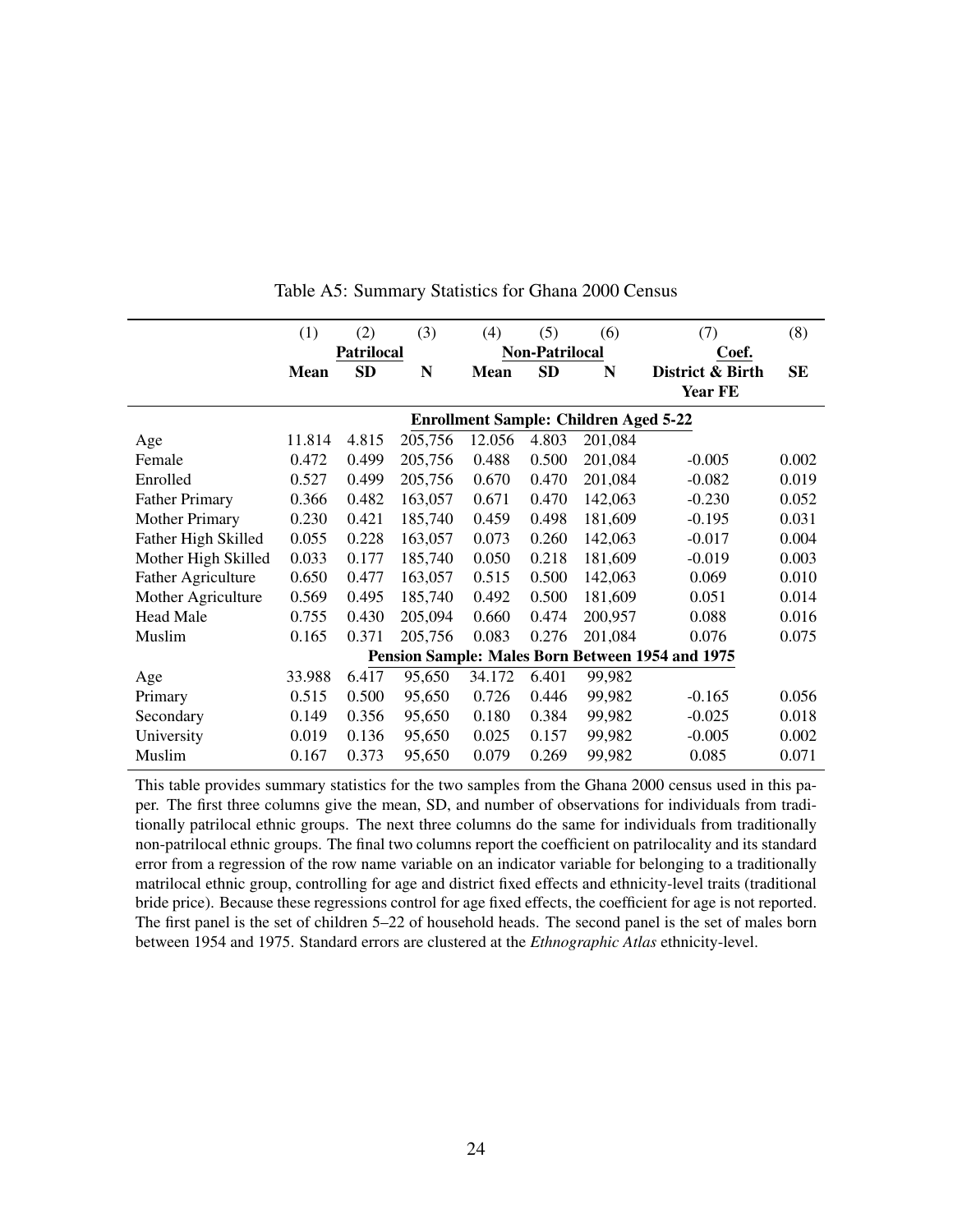Table A5: Summary Statistics for Ghana 2000 Census

| | (1) | (2) | (3) | (4) | (5) | (6) | (7) | (8) |
|---|---|---|---|---|---|---|---|---|
| | | **Patrilocal** | | | **Non-Patrilocal** | | **Coef.** | |
| | **Mean** | **SD** | **N** | **Mean** | **SD** | **N** | **District & Birth Year FE** | **SE** |
| | | | | **Enrollment Sample: Children Aged 5-22** | | | | |
| Age | 11.814 | 4.815 | 205,756 | 12.056 | 4.803 | 201,084 | | |
| Female | 0.472 | 0.499 | 205,756 | 0.488 | 0.500 | 201,084 | -0.005 | 0.002 |
| Enrolled | 0.527 | 0.499 | 205,756 | 0.670 | 0.470 | 201,084 | -0.082 | 0.019 |
| Father Primary | 0.366 | 0.482 | 163,057 | 0.671 | 0.470 | 142,063 | -0.230 | 0.052 |
| Mother Primary | 0.230 | 0.421 | 185,740 | 0.459 | 0.498 | 181,609 | -0.195 | 0.031 |
| Father High Skilled | 0.055 | 0.228 | 163,057 | 0.073 | 0.260 | 142,063 | -0.017 | 0.004 |
| Mother High Skilled | 0.033 | 0.177 | 185,740 | 0.050 | 0.218 | 181,609 | -0.019 | 0.003 |
| Father Agriculture | 0.650 | 0.477 | 163,057 | 0.515 | 0.500 | 142,063 | 0.069 | 0.010 |
| Mother Agriculture | 0.569 | 0.495 | 185,740 | 0.492 | 0.500 | 181,609 | 0.051 | 0.014 |
| Head Male | 0.755 | 0.430 | 205,094 | 0.660 | 0.474 | 200,957 | 0.088 | 0.016 |
| Muslim | 0.165 | 0.371 | 205,756 | 0.083 | 0.276 | 201,084 | 0.076 | 0.075 |
| | | | | **Pension Sample: Males Born Between 1954 and 1975** | | | | |
| Age | 33.988 | 6.417 | 95,650 | 34.172 | 6.401 | 99,982 | | |
| Primary | 0.515 | 0.500 | 95,650 | 0.726 | 0.446 | 99,982 | -0.165 | 0.056 |
| Secondary | 0.149 | 0.356 | 95,650 | 0.180 | 0.384 | 99,982 | -0.025 | 0.018 |
| University | 0.019 | 0.136 | 95,650 | 0.025 | 0.157 | 99,982 | -0.005 | 0.002 |
| Muslim | 0.167 | 0.373 | 95,650 | 0.079 | 0.269 | 99,982 | 0.085 | 0.071 |

This table provides summary statistics for the two samples from the Ghana 2000 census used in this paper. The first three columns give the mean, SD, and number of observations for individuals from traditionally patrilocal ethnic groups. The next three columns do the same for individuals from traditionally non-patrilocal ethnic groups. The final two columns report the coefficient on patrilocality and its standard error from a regression of the row name variable on an indicator variable for belonging to a traditionally matrilocal ethnic group, controlling for age and district fixed effects and ethnicity-level traits (traditional bride price). Because these regressions control for age fixed effects, the coefficient for age is not reported. The first panel is the set of children 5–22 of household heads. The second panel is the set of males born between 1954 and 1975. Standard errors are clustered at the *Ethnographic Atlas* ethnicity-level.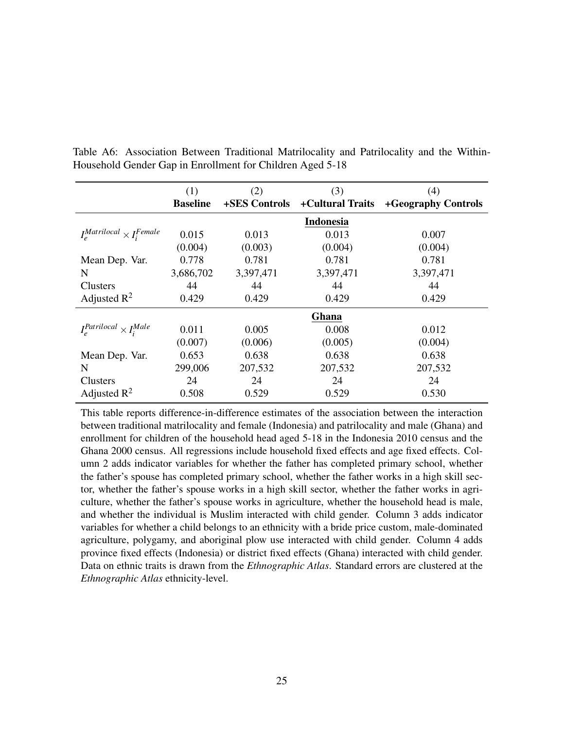Table A6: Association Between Traditional Matrilocality and Patrilocality and the Within-Household Gender Gap in Enrollment for Children Aged 5-18

| | (1) | (2) | (3) | (4) |
|---|---|---|---|---|
| | **Baseline** | **+SES Controls** | **+Cultural Traits** | **+Geography Controls** |
| | | | **Indonesia** | |
| $I_e^{Matrilocal} \times I_i^{Female}$ | 0.015 | 0.013 | 0.013 | 0.007 |
| | (0.004) | (0.003) | (0.004) | (0.004) |
| Mean Dep. Var. | 0.778 | 0.781 | 0.781 | 0.781 |
| N | 3,686,702 | 3,397,471 | 3,397,471 | 3,397,471 |
| Clusters | 44 | 44 | 44 | 44 |
| Adjusted $R^2$ | 0.429 | 0.429 | 0.429 | 0.429 |
| | | | **Ghana** | |
| $I_e^{Patrilocal} \times I_i^{Male}$ | 0.011 | 0.005 | 0.008 | 0.012 |
| | (0.007) | (0.006) | (0.005) | (0.004) |
| Mean Dep. Var. | 0.653 | 0.638 | 0.638 | 0.638 |
| N | 299,006 | 207,532 | 207,532 | 207,532 |
| Clusters | 24 | 24 | 24 | 24 |
| Adjusted $R^2$ | 0.508 | 0.529 | 0.529 | 0.530 |

This table reports difference-in-difference estimates of the association between the interaction between traditional matrilocality and female (Indonesia) and patrilocality and male (Ghana) and enrollment for children of the household head aged 5-18 in the Indonesia 2010 census and the Ghana 2000 census. All regressions include household fixed effects and age fixed effects. Column 2 adds indicator variables for whether the father has completed primary school, whether the father's spouse has completed primary school, whether the father works in a high skill sector, whether the father's spouse works in a high skill sector, whether the father works in agriculture, whether the father's spouse works in agriculture, whether the household head is male, and whether the individual is Muslim interacted with child gender. Column 3 adds indicator variables for whether a child belongs to an ethnicity with a bride price custom, male-dominated agriculture, polygamy, and aboriginal plow use interacted with child gender. Column 4 adds province fixed effects (Indonesia) or district fixed effects (Ghana) interacted with child gender. Data on ethnic traits is drawn from the *Ethnographic Atlas*. Standard errors are clustered at the *Ethnographic Atlas* ethnicity-level.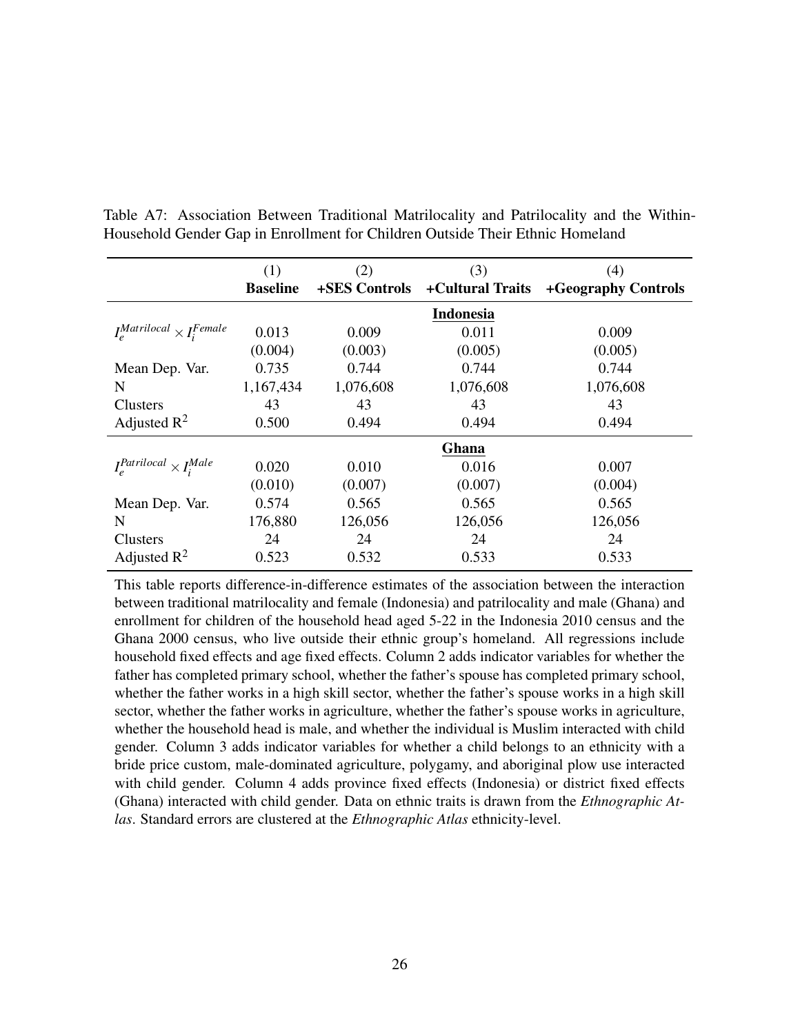Table A7: Association Between Traditional Matrilocality and Patrilocality and the Within-Household Gender Gap in Enrollment for Children Outside Their Ethnic Homeland

| | (1) | (2) | (3) | (4) |
|---|---|---|---|---|
| | **Baseline** | **+SES Controls** | **+Cultural Traits** | **+Geography Controls** |
| | | | **Indonesia** | |
| $I_e^{Matrilocal} \times I_i^{Female}$ | 0.013 | 0.009 | 0.011 | 0.009 |
| | (0.004) | (0.003) | (0.005) | (0.005) |
| Mean Dep. Var. | 0.735 | 0.744 | 0.744 | 0.744 |
| N | 1,167,434 | 1,076,608 | 1,076,608 | 1,076,608 |
| Clusters | 43 | 43 | 43 | 43 |
| Adjusted $R^2$ | 0.500 | 0.494 | 0.494 | 0.494 |
| | | | **Ghana** | |
| $I_e^{Patrilocal} \times I_i^{Male}$ | 0.020 | 0.010 | 0.016 | 0.007 |
| | (0.010) | (0.007) | (0.007) | (0.004) |
| Mean Dep. Var. | 0.574 | 0.565 | 0.565 | 0.565 |
| N | 176,880 | 126,056 | 126,056 | 126,056 |
| Clusters | 24 | 24 | 24 | 24 |
| Adjusted $R^2$ | 0.523 | 0.532 | 0.533 | 0.533 |

This table reports difference-in-difference estimates of the association between the interaction between traditional matrilocality and female (Indonesia) and patrilocality and male (Ghana) and enrollment for children of the household head aged 5-22 in the Indonesia 2010 census and the Ghana 2000 census, who live outside their ethnic group's homeland. All regressions include household fixed effects and age fixed effects. Column 2 adds indicator variables for whether the father has completed primary school, whether the father's spouse has completed primary school, whether the father works in a high skill sector, whether the father's spouse works in a high skill sector, whether the father works in agriculture, whether the father's spouse works in agriculture, whether the household head is male, and whether the individual is Muslim interacted with child gender. Column 3 adds indicator variables for whether a child belongs to an ethnicity with a bride price custom, male-dominated agriculture, polygamy, and aboriginal plow use interacted with child gender. Column 4 adds province fixed effects (Indonesia) or district fixed effects (Ghana) interacted with child gender. Data on ethnic traits is drawn from the *Ethnographic Atlas*. Standard errors are clustered at the *Ethnographic Atlas* ethnicity-level.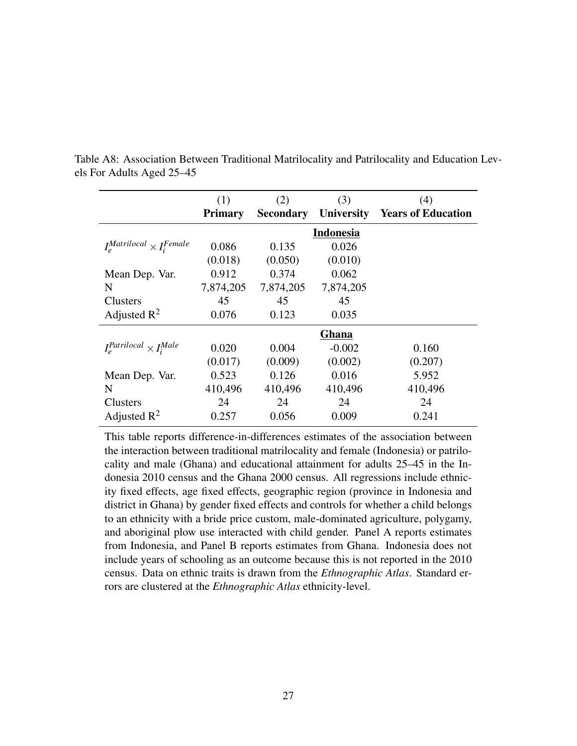Table A8: Association Between Traditional Matrilocality and Patrilocality and Education Levels For Adults Aged 25–45

| | (1) | (2) | (3) | (4) |
|---|---|---|---|---|
| | **Primary** | **Secondary** | **University** | **Years of Education** |
| | | | **Indonesia** | |
| $I_e^{Matrilocal} \times I_i^{Female}$ | 0.086 | 0.135 | 0.026 | |
| | (0.018) | (0.050) | (0.010) | |
| Mean Dep. Var. | 0.912 | 0.374 | 0.062 | |
| N | 7,874,205 | 7,874,205 | 7,874,205 | |
| Clusters | 45 | 45 | 45 | |
| Adjusted $R^2$ | 0.076 | 0.123 | 0.035 | |
| | | | **Ghana** | |
| $I_e^{Patrilocal} \times I_i^{Male}$ | 0.020 | 0.004 | -0.002 | 0.160 |
| | (0.017) | (0.009) | (0.002) | (0.207) |
| Mean Dep. Var. | 0.523 | 0.126 | 0.016 | 5.952 |
| N | 410,496 | 410,496 | 410,496 | 410,496 |
| Clusters | 24 | 24 | 24 | 24 |
| Adjusted $R^2$ | 0.257 | 0.056 | 0.009 | 0.241 |

This table reports difference-in-differences estimates of the association between the interaction between traditional matrilocality and female (Indonesia) or patrilocality and male (Ghana) and educational attainment for adults 25–45 in the Indonesia 2010 census and the Ghana 2000 census. All regressions include ethnicity fixed effects, age fixed effects, geographic region (province in Indonesia and district in Ghana) by gender fixed effects and controls for whether a child belongs to an ethnicity with a bride price custom, male-dominated agriculture, polygamy, and aboriginal plow use interacted with child gender. Panel A reports estimates from Indonesia, and Panel B reports estimates from Ghana. Indonesia does not include years of schooling as an outcome because this is not reported in the 2010 census. Data on ethnic traits is drawn from the *Ethnographic Atlas*. Standard errors are clustered at the *Ethnographic Atlas* ethnicity-level.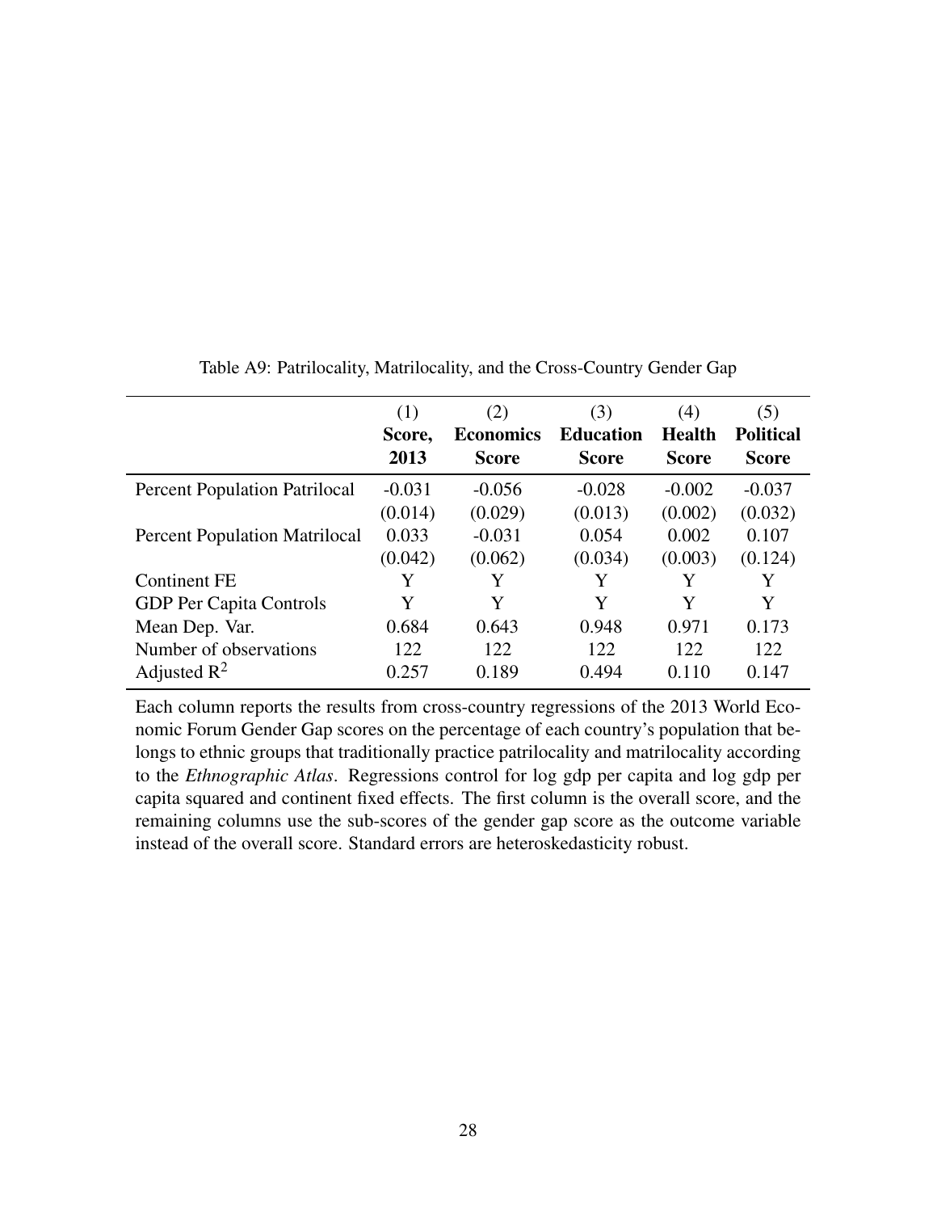Table A9: Patrilocality, Matrilocality, and the Cross-Country Gender Gap

| | (1) **Score, 2013** | (2) **Economics Score** | (3) **Education Score** | (4) **Health Score** | (5) **Political Score** |
|---|---|---|---|---|---|
| Percent Population Patrilocal | -0.031 | -0.056 | -0.028 | -0.002 | -0.037 |
| | (0.014) | (0.029) | (0.013) | (0.002) | (0.032) |
| Percent Population Matrilocal | 0.033 | -0.031 | 0.054 | 0.002 | 0.107 |
| | (0.042) | (0.062) | (0.034) | (0.003) | (0.124) |
| Continent FE | Y | Y | Y | Y | Y |
| GDP Per Capita Controls | Y | Y | Y | Y | Y |
| Mean Dep. Var. | 0.684 | 0.643 | 0.948 | 0.971 | 0.173 |
| Number of observations | 122 | 122 | 122 | 122 | 122 |
| Adjusted $R^2$ | 0.257 | 0.189 | 0.494 | 0.110 | 0.147 |

Each column reports the results from cross-country regressions of the 2013 World Economic Forum Gender Gap scores on the percentage of each country's population that belongs to ethnic groups that traditionally practice patrilocality and matrilocality according to the *Ethnographic Atlas*. Regressions control for log gdp per capita and log gdp per capita squared and continent fixed effects. The first column is the overall score, and the remaining columns use the sub-scores of the gender gap score as the outcome variable instead of the overall score. Standard errors are heteroskedasticity robust.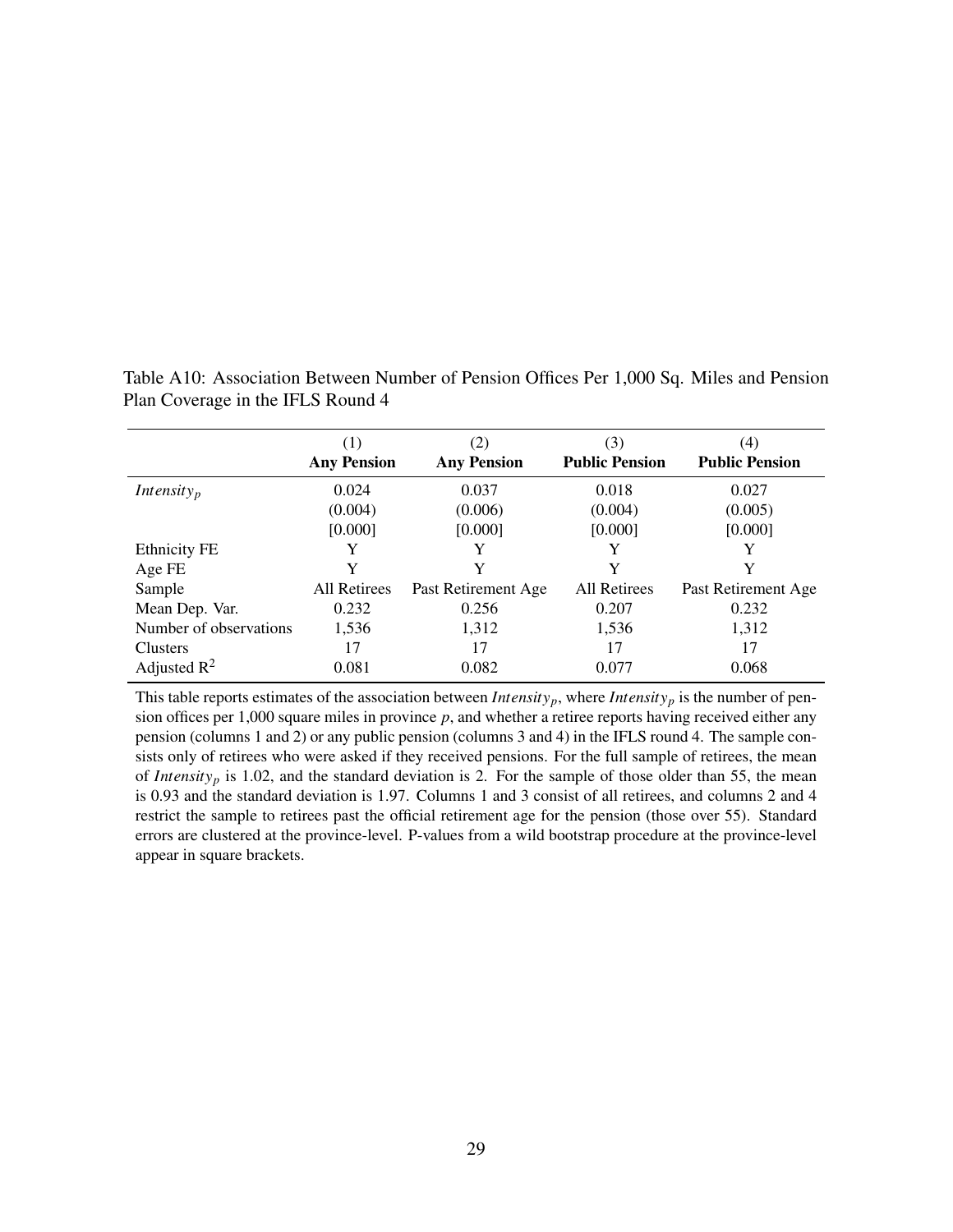Table A10: Association Between Number of Pension Offices Per 1,000 Sq. Miles and Pension Plan Coverage in the IFLS Round 4

| | (1) **Any Pension** | (2) **Any Pension** | (3) **Public Pension** | (4) **Public Pension** |
|---|---|---|---|---|
| $Intensity_p$ | 0.024 | 0.037 | 0.018 | 0.027 |
| | (0.004) | (0.006) | (0.004) | (0.005) |
| | [0.000] | [0.000] | [0.000] | [0.000] |
| Ethnicity FE | Y | Y | Y | Y |
| Age FE | Y | Y | Y | Y |
| Sample | All Retirees | Past Retirement Age | All Retirees | Past Retirement Age |
| Mean Dep. Var. | 0.232 | 0.256 | 0.207 | 0.232 |
| Number of observations | 1,536 | 1,312 | 1,536 | 1,312 |
| Clusters | 17 | 17 | 17 | 17 |
| Adjusted $R^2$ | 0.081 | 0.082 | 0.077 | 0.068 |

This table reports estimates of the association between $Intensity_p$, where $Intensity_p$ is the number of pension offices per 1,000 square miles in province $p$, and whether a retiree reports having received either any pension (columns 1 and 2) or any public pension (columns 3 and 4) in the IFLS round 4. The sample consists only of retirees who were asked if they received pensions. For the full sample of retirees, the mean of $Intensity_p$ is 1.02, and the standard deviation is 2. For the sample of those older than 55, the mean is 0.93 and the standard deviation is 1.97. Columns 1 and 3 consist of all retirees, and columns 2 and 4 restrict the sample to retirees past the official retirement age for the pension (those over 55). Standard errors are clustered at the province-level. P-values from a wild bootstrap procedure at the province-level appear in square brackets.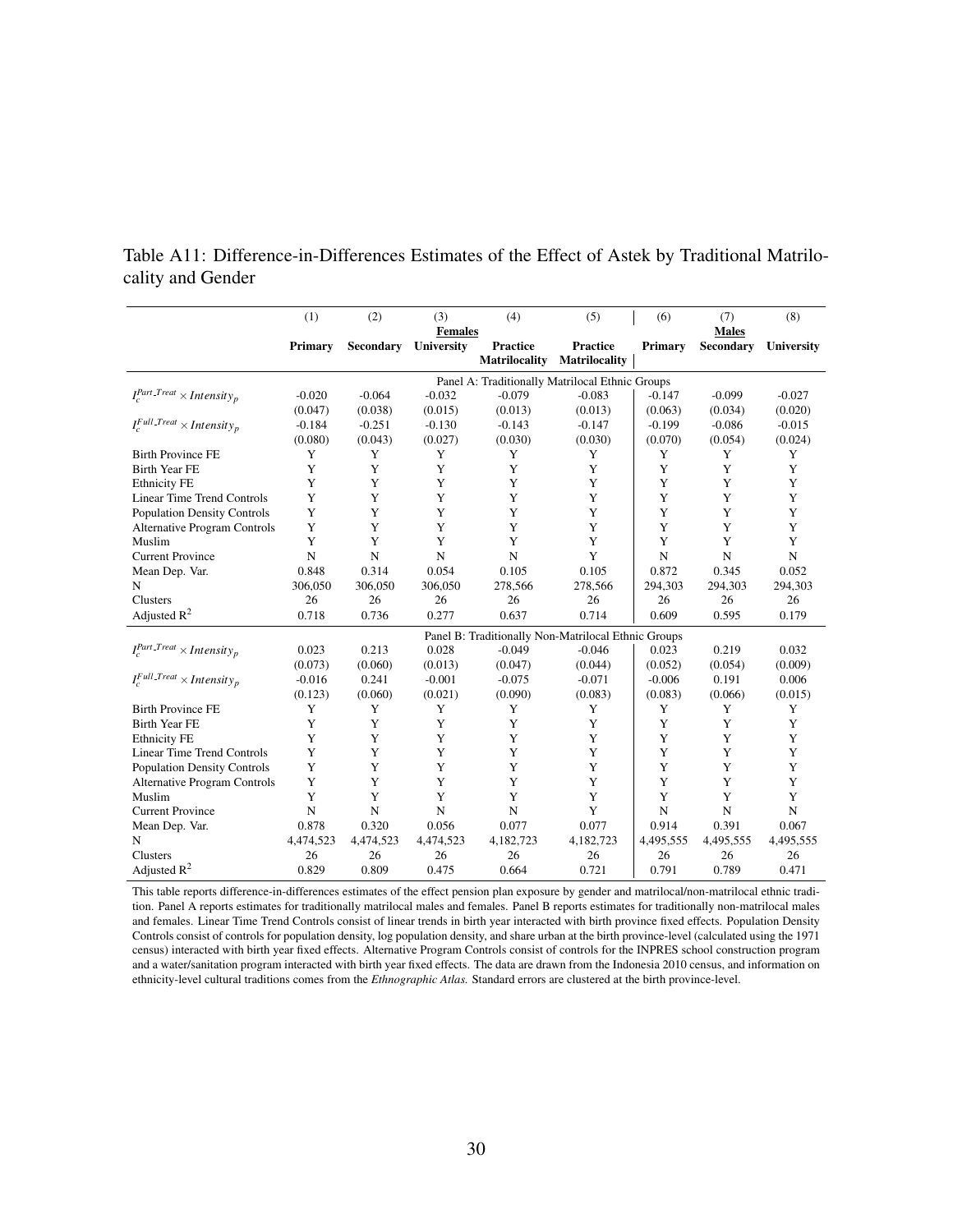Table A11: Difference-in-Differences Estimates of the Effect of Astek by Traditional Matrilocality and Gender

| | (1) | (2) | (3) | (4) | (5) | (6) | (7) | (8) |
|---|---|---|---|---|---|---|---|---|
| | | | **Females** | | | | **Males** | |
| | **Primary** | **Secondary** | **University** | **Practice Matrilocality** | **Practice Matrilocality** | **Primary** | **Secondary** | **University** |
| | | | Panel A: Traditionally Matrilocal Ethnic Groups | | | | | |
| $I_c^{Part\_Treat} \times Intensity_p$ | -0.020 | -0.064 | -0.032 | -0.079 | -0.083 | -0.147 | -0.099 | -0.027 |
| | (0.047) | (0.038) | (0.015) | (0.013) | (0.013) | (0.063) | (0.034) | (0.020) |
| $I_c^{Full\_Treat} \times Intensity_p$ | -0.184 | -0.251 | -0.130 | -0.143 | -0.147 | -0.199 | -0.086 | -0.015 |
| | (0.080) | (0.043) | (0.027) | (0.030) | (0.030) | (0.070) | (0.054) | (0.024) |
| Birth Province FE | Y | Y | Y | Y | Y | Y | Y | Y |
| Birth Year FE | Y | Y | Y | Y | Y | Y | Y | Y |
| Ethnicity FE | Y | Y | Y | Y | Y | Y | Y | Y |
| Linear Time Trend Controls | Y | Y | Y | Y | Y | Y | Y | Y |
| Population Density Controls | Y | Y | Y | Y | Y | Y | Y | Y |
| Alternative Program Controls | Y | Y | Y | Y | Y | Y | Y | Y |
| Muslim | Y | Y | Y | Y | Y | Y | Y | Y |
| Current Province | N | N | N | N | Y | N | N | N |
| Mean Dep. Var. | 0.848 | 0.314 | 0.054 | 0.105 | 0.105 | 0.872 | 0.345 | 0.052 |
| N | 306,050 | 306,050 | 306,050 | 278,566 | 278,566 | 294,303 | 294,303 | 294,303 |
| Clusters | 26 | 26 | 26 | 26 | 26 | 26 | 26 | 26 |
| Adjusted $R^2$ | 0.718 | 0.736 | 0.277 | 0.637 | 0.714 | 0.609 | 0.595 | 0.179 |
| | | | Panel B: Traditionally Non-Matrilocal Ethnic Groups | | | | | |
| $I_c^{Part\_Treat} \times Intensity_p$ | 0.023 | 0.213 | 0.028 | -0.049 | -0.046 | 0.023 | 0.219 | 0.032 |
| | (0.073) | (0.060) | (0.013) | (0.047) | (0.044) | (0.052) | (0.054) | (0.009) |
| $I_c^{Full\_Treat} \times Intensity_p$ | -0.016 | 0.241 | -0.001 | -0.075 | -0.071 | -0.006 | 0.191 | 0.006 |
| | (0.123) | (0.060) | (0.021) | (0.090) | (0.083) | (0.083) | (0.066) | (0.015) |
| Birth Province FE | Y | Y | Y | Y | Y | Y | Y | Y |
| Birth Year FE | Y | Y | Y | Y | Y | Y | Y | Y |
| Ethnicity FE | Y | Y | Y | Y | Y | Y | Y | Y |
| Linear Time Trend Controls | Y | Y | Y | Y | Y | Y | Y | Y |
| Population Density Controls | Y | Y | Y | Y | Y | Y | Y | Y |
| Alternative Program Controls | Y | Y | Y | Y | Y | Y | Y | Y |
| Muslim | Y | Y | Y | Y | Y | Y | Y | Y |
| Current Province | N | N | N | N | Y | N | N | N |
| Mean Dep. Var. | 0.878 | 0.320 | 0.056 | 0.077 | 0.077 | 0.914 | 0.391 | 0.067 |
| N | 4,474,523 | 4,474,523 | 4,474,523 | 4,182,723 | 4,182,723 | 4,495,555 | 4,495,555 | 4,495,555 |
| Clusters | 26 | 26 | 26 | 26 | 26 | 26 | 26 | 26 |
| Adjusted $R^2$ | 0.829 | 0.809 | 0.475 | 0.664 | 0.721 | 0.791 | 0.789 | 0.471 |

This table reports difference-in-differences estimates of the effect pension plan exposure by gender and matrilocal/non-matrilocal ethnic tradition. Panel A reports estimates for traditionally matrilocal males and females. Panel B reports estimates for traditionally non-matrilocal males and females. Linear Time Trend Controls consist of linear trends in birth year interacted with birth province fixed effects. Population Density Controls consist of controls for population density, log population density, and share urban at the birth province-level (calculated using the 1971 census) interacted with birth year fixed effects. Alternative Program Controls consist of controls for the INPRES school construction program and a water/sanitation program interacted with birth year fixed effects. The data are drawn from the Indonesia 2010 census, and information on ethnicity-level cultural traditions comes from the *Ethnographic Atlas.* Standard errors are clustered at the birth province-level.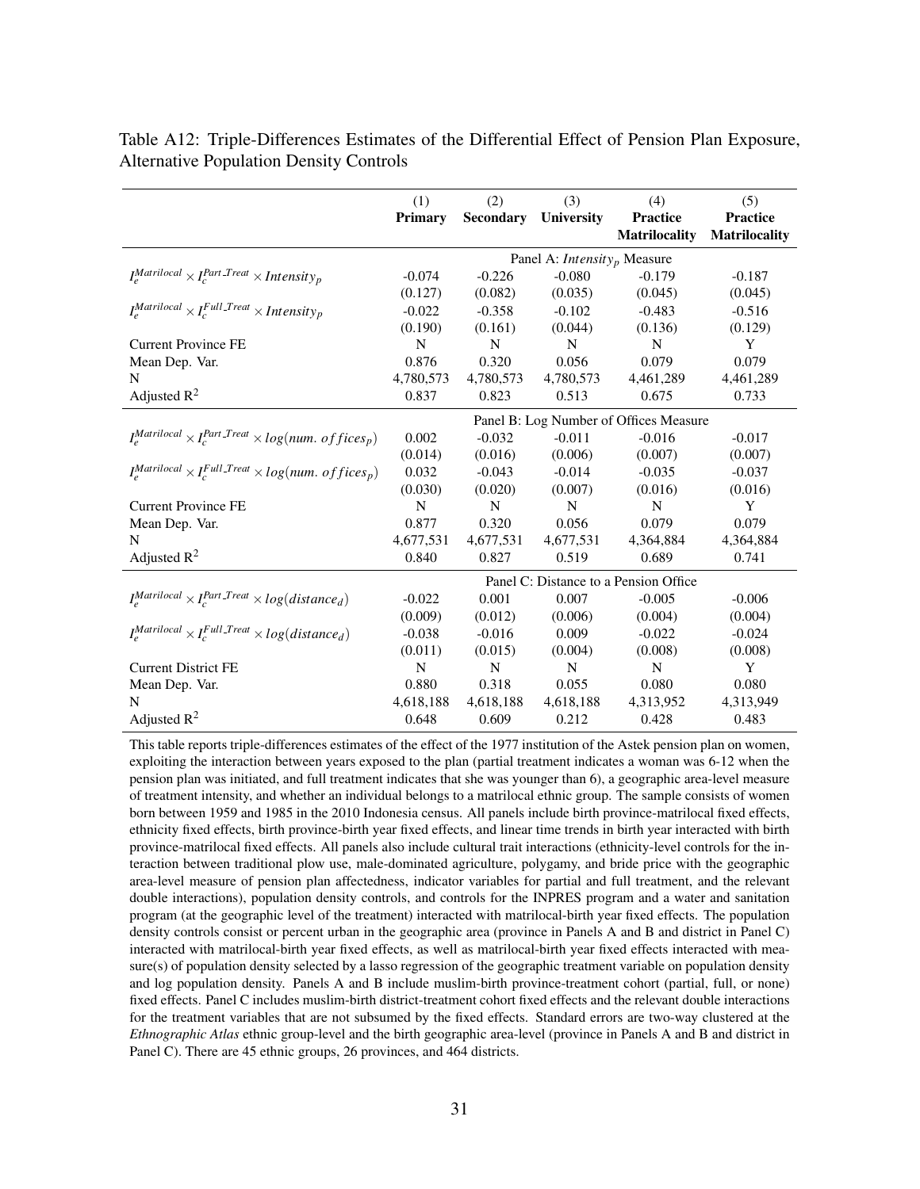Table A12: Triple-Differences Estimates of the Differential Effect of Pension Plan Exposure, Alternative Population Density Controls

| | (1) **Primary** | (2) **Secondary** | (3) **University** | (4) **Practice Matrilocality** | (5) **Practice Matrilocality** |
|---|---|---|---|---|---|
| | Panel A: $Intensity_p$ Measure | | | | |
| $I_e^{Matrilocal} \times I_c^{Part\_Treat} \times Intensity_p$ | -0.074 | -0.226 | -0.080 | -0.179 | -0.187 |
| | (0.127) | (0.082) | (0.035) | (0.045) | (0.045) |
| $I_e^{Matrilocal} \times I_c^{Full\_Treat} \times Intensity_p$ | -0.022 | -0.358 | -0.102 | -0.483 | -0.516 |
| | (0.190) | (0.161) | (0.044) | (0.136) | (0.129) |
| Current Province FE | N | N | N | N | Y |
| Mean Dep. Var. | 0.876 | 0.320 | 0.056 | 0.079 | 0.079 |
| N | 4,780,573 | 4,780,573 | 4,780,573 | 4,461,289 | 4,461,289 |
| Adjusted $R^2$ | 0.837 | 0.823 | 0.513 | 0.675 | 0.733 |
| | Panel B: Log Number of Offices Measure | | | | |
| $I_e^{Matrilocal} \times I_c^{Part\_Treat} \times log(num.\ offices_p)$ | 0.002 | -0.032 | -0.011 | -0.016 | -0.017 |
| | (0.014) | (0.016) | (0.006) | (0.007) | (0.007) |
| $I_e^{Matrilocal} \times I_c^{Full\_Treat} \times log(num.\ offices_p)$ | 0.032 | -0.043 | -0.014 | -0.035 | -0.037 |
| | (0.030) | (0.020) | (0.007) | (0.016) | (0.016) |
| Current Province FE | N | N | N | N | Y |
| Mean Dep. Var. | 0.877 | 0.320 | 0.056 | 0.079 | 0.079 |
| N | 4,677,531 | 4,677,531 | 4,677,531 | 4,364,884 | 4,364,884 |
| Adjusted $R^2$ | 0.840 | 0.827 | 0.519 | 0.689 | 0.741 |
| | Panel C: Distance to a Pension Office | | | | |
| $I_e^{Matrilocal} \times I_c^{Part\_Treat} \times log(distance_d)$ | -0.022 | 0.001 | 0.007 | -0.005 | -0.006 |
| | (0.009) | (0.012) | (0.006) | (0.004) | (0.004) |
| $I_e^{Matrilocal} \times I_c^{Full\_Treat} \times log(distance_d)$ | -0.038 | -0.016 | 0.009 | -0.022 | -0.024 |
| | (0.011) | (0.015) | (0.004) | (0.008) | (0.008) |
| Current District FE | N | N | N | N | Y |
| Mean Dep. Var. | 0.880 | 0.318 | 0.055 | 0.080 | 0.080 |
| N | 4,618,188 | 4,618,188 | 4,618,188 | 4,313,952 | 4,313,949 |
| Adjusted $R^2$ | 0.648 | 0.609 | 0.212 | 0.428 | 0.483 |

This table reports triple-differences estimates of the effect of the 1977 institution of the Astek pension plan on women, exploiting the interaction between years exposed to the plan (partial treatment indicates a woman was 6-12 when the pension plan was initiated, and full treatment indicates that she was younger than 6), a geographic area-level measure of treatment intensity, and whether an individual belongs to a matrilocal ethnic group. The sample consists of women born between 1959 and 1985 in the 2010 Indonesia census. All panels include birth province-matrilocal fixed effects, ethnicity fixed effects, birth province-birth year fixed effects, and linear time trends in birth year interacted with birth province-matrilocal fixed effects. All panels also include cultural trait interactions (ethnicity-level controls for the interaction between traditional plow use, male-dominated agriculture, polygamy, and bride price with the geographic area-level measure of pension plan affectedness, indicator variables for partial and full treatment, and the relevant double interactions), population density controls, and controls for the INPRES program and a water and sanitation program (at the geographic level of the treatment) interacted with matrilocal-birth year fixed effects. The population density controls consist or percent urban in the geographic area (province in Panels A and B and district in Panel C) interacted with matrilocal-birth year fixed effects, as well as matrilocal-birth year fixed effects interacted with measure(s) of population density selected by a lasso regression of the geographic treatment variable on population density and log population density. Panels A and B include muslim-birth province-treatment cohort (partial, full, or none) fixed effects. Panel C includes muslim-birth district-treatment cohort fixed effects and the relevant double interactions for the treatment variables that are not subsumed by the fixed effects. Standard errors are two-way clustered at the *Ethnographic Atlas* ethnic group-level and the birth geographic area-level (province in Panels A and B and district in Panel C). There are 45 ethnic groups, 26 provinces, and 464 districts.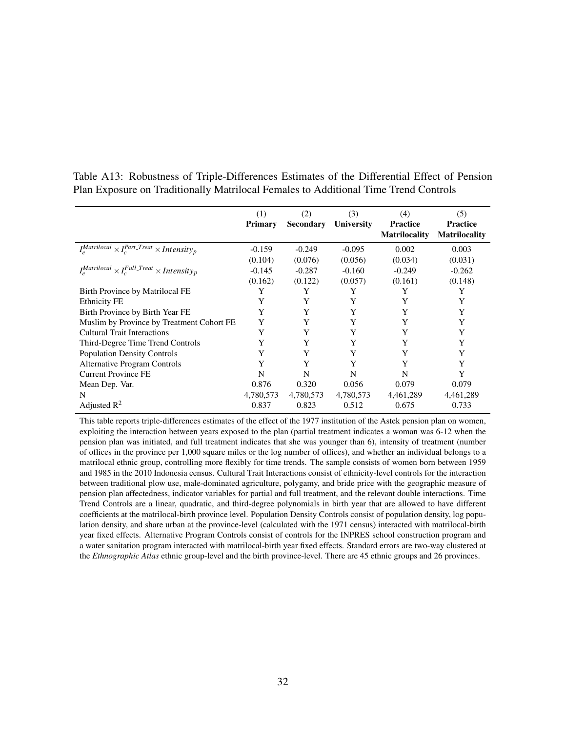Table A13: Robustness of Triple-Differences Estimates of the Differential Effect of Pension Plan Exposure on Traditionally Matrilocal Females to Additional Time Trend Controls

| | (1) **Primary** | (2) **Secondary** | (3) **University** | (4) **Practice Matrilocality** | (5) **Practice Matrilocality** |
|---|---|---|---|---|---|
| $I_e^{Matrilocal} \times I_c^{Part\_Treat} \times Intensity_p$ | -0.159 | -0.249 | -0.095 | 0.002 | 0.003 |
| | (0.104) | (0.076) | (0.056) | (0.034) | (0.031) |
| $I_e^{Matrilocal} \times I_c^{Full\_Treat} \times Intensity_p$ | -0.145 | -0.287 | -0.160 | -0.249 | -0.262 |
| | (0.162) | (0.122) | (0.057) | (0.161) | (0.148) |
| Birth Province by Matrilocal FE | Y | Y | Y | Y | Y |
| Ethnicity FE | Y | Y | Y | Y | Y |
| Birth Province by Birth Year FE | Y | Y | Y | Y | Y |
| Muslim by Province by Treatment Cohort FE | Y | Y | Y | Y | Y |
| Cultural Trait Interactions | Y | Y | Y | Y | Y |
| Third-Degree Time Trend Controls | Y | Y | Y | Y | Y |
| Population Density Controls | Y | Y | Y | Y | Y |
| Alternative Program Controls | Y | Y | Y | Y | Y |
| Current Province FE | N | N | N | N | Y |
| Mean Dep. Var. | 0.876 | 0.320 | 0.056 | 0.079 | 0.079 |
| N | 4,780,573 | 4,780,573 | 4,780,573 | 4,461,289 | 4,461,289 |
| Adjusted $R^2$ | 0.837 | 0.823 | 0.512 | 0.675 | 0.733 |

This table reports triple-differences estimates of the effect of the 1977 institution of the Astek pension plan on women, exploiting the interaction between years exposed to the plan (partial treatment indicates a woman was 6-12 when the pension plan was initiated, and full treatment indicates that she was younger than 6), intensity of treatment (number of offices in the province per 1,000 square miles or the log number of offices), and whether an individual belongs to a matrilocal ethnic group, controlling more flexibly for time trends. The sample consists of women born between 1959 and 1985 in the 2010 Indonesia census. Cultural Trait Interactions consist of ethnicity-level controls for the interaction between traditional plow use, male-dominated agriculture, polygamy, and bride price with the geographic measure of pension plan affectedness, indicator variables for partial and full treatment, and the relevant double interactions. Time Trend Controls are a linear, quadratic, and third-degree polynomials in birth year that are allowed to have different coefficients at the matrilocal-birth province level. Population Density Controls consist of population density, log population density, and share urban at the province-level (calculated with the 1971 census) interacted with matrilocal-birth year fixed effects. Alternative Program Controls consist of controls for the INPRES school construction program and a water sanitation program interacted with matrilocal-birth year fixed effects. Standard errors are two-way clustered at the *Ethnographic Atlas* ethnic group-level and the birth province-level. There are 45 ethnic groups and 26 provinces.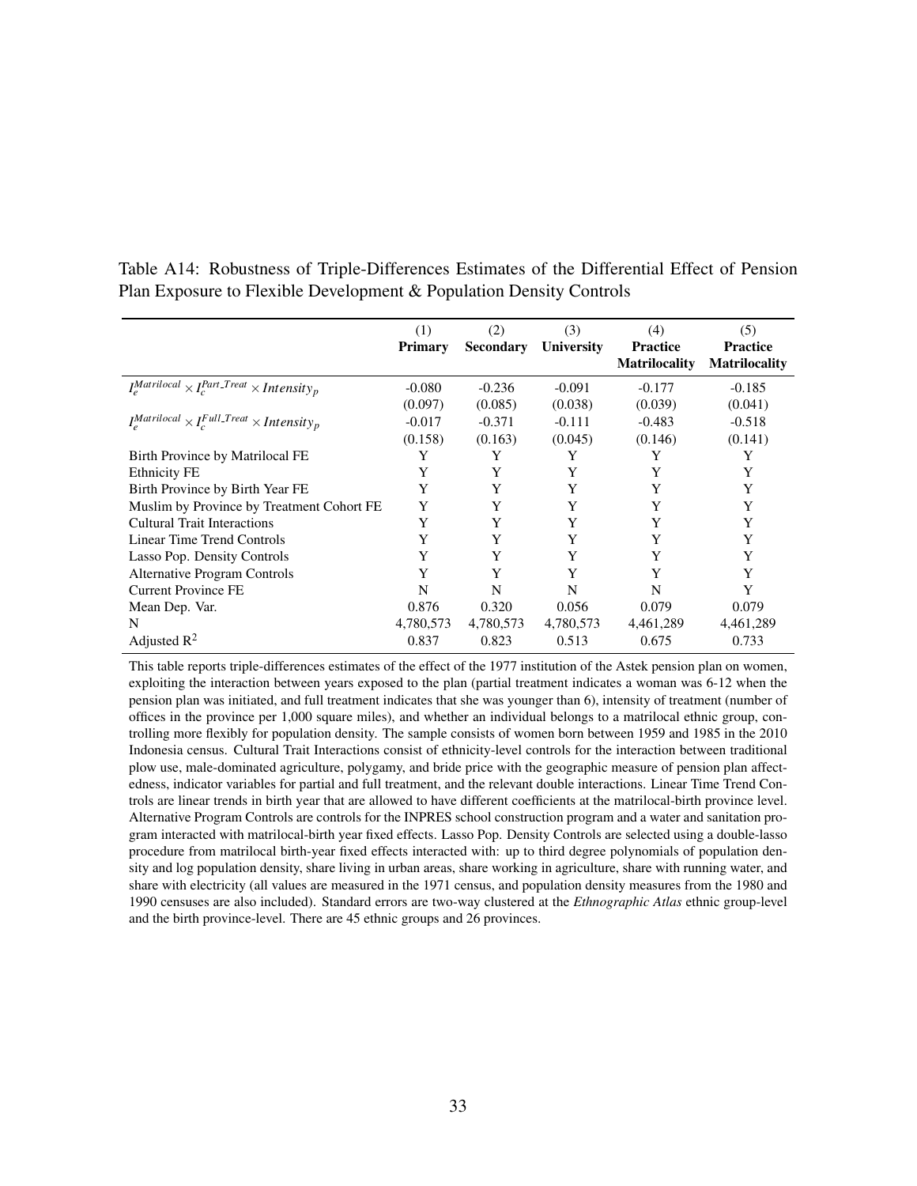Table A14: Robustness of Triple-Differences Estimates of the Differential Effect of Pension Plan Exposure to Flexible Development & Population Density Controls

| | (1) **Primary** | (2) **Secondary** | (3) **University** | (4) **Practice Matrilocality** | (5) **Practice Matrilocality** |
|---|---|---|---|---|---|
| $I_e^{Matrilocal} \times I_c^{Part\_Treat} \times Intensity_p$ | -0.080 | -0.236 | -0.091 | -0.177 | -0.185 |
| | (0.097) | (0.085) | (0.038) | (0.039) | (0.041) |
| $I_e^{Matrilocal} \times I_c^{Full\_Treat} \times Intensity_p$ | -0.017 | -0.371 | -0.111 | -0.483 | -0.518 |
| | (0.158) | (0.163) | (0.045) | (0.146) | (0.141) |
| Birth Province by Matrilocal FE | Y | Y | Y | Y | Y |
| Ethnicity FE | Y | Y | Y | Y | Y |
| Birth Province by Birth Year FE | Y | Y | Y | Y | Y |
| Muslim by Province by Treatment Cohort FE | Y | Y | Y | Y | Y |
| Cultural Trait Interactions | Y | Y | Y | Y | Y |
| Linear Time Trend Controls | Y | Y | Y | Y | Y |
| Lasso Pop. Density Controls | Y | Y | Y | Y | Y |
| Alternative Program Controls | Y | Y | Y | Y | Y |
| Current Province FE | N | N | N | N | Y |
| Mean Dep. Var. | 0.876 | 0.320 | 0.056 | 0.079 | 0.079 |
| N | 4,780,573 | 4,780,573 | 4,780,573 | 4,461,289 | 4,461,289 |
| Adjusted $R^2$ | 0.837 | 0.823 | 0.513 | 0.675 | 0.733 |

This table reports triple-differences estimates of the effect of the 1977 institution of the Astek pension plan on women, exploiting the interaction between years exposed to the plan (partial treatment indicates a woman was 6-12 when the pension plan was initiated, and full treatment indicates that she was younger than 6), intensity of treatment (number of offices in the province per 1,000 square miles), and whether an individual belongs to a matrilocal ethnic group, controlling more flexibly for population density. The sample consists of women born between 1959 and 1985 in the 2010 Indonesia census. Cultural Trait Interactions consist of ethnicity-level controls for the interaction between traditional plow use, male-dominated agriculture, polygamy, and bride price with the geographic measure of pension plan affectedness, indicator variables for partial and full treatment, and the relevant double interactions. Linear Time Trend Controls are linear trends in birth year that are allowed to have different coefficients at the matrilocal-birth province level. Alternative Program Controls are controls for the INPRES school construction program and a water and sanitation program interacted with matrilocal-birth year fixed effects. Lasso Pop. Density Controls are selected using a double-lasso procedure from matrilocal birth-year fixed effects interacted with: up to third degree polynomials of population density and log population density, share living in urban areas, share working in agriculture, share with running water, and share with electricity (all values are measured in the 1971 census, and population density measures from the 1980 and 1990 censuses are also included). Standard errors are two-way clustered at the *Ethnographic Atlas* ethnic group-level and the birth province-level. There are 45 ethnic groups and 26 provinces.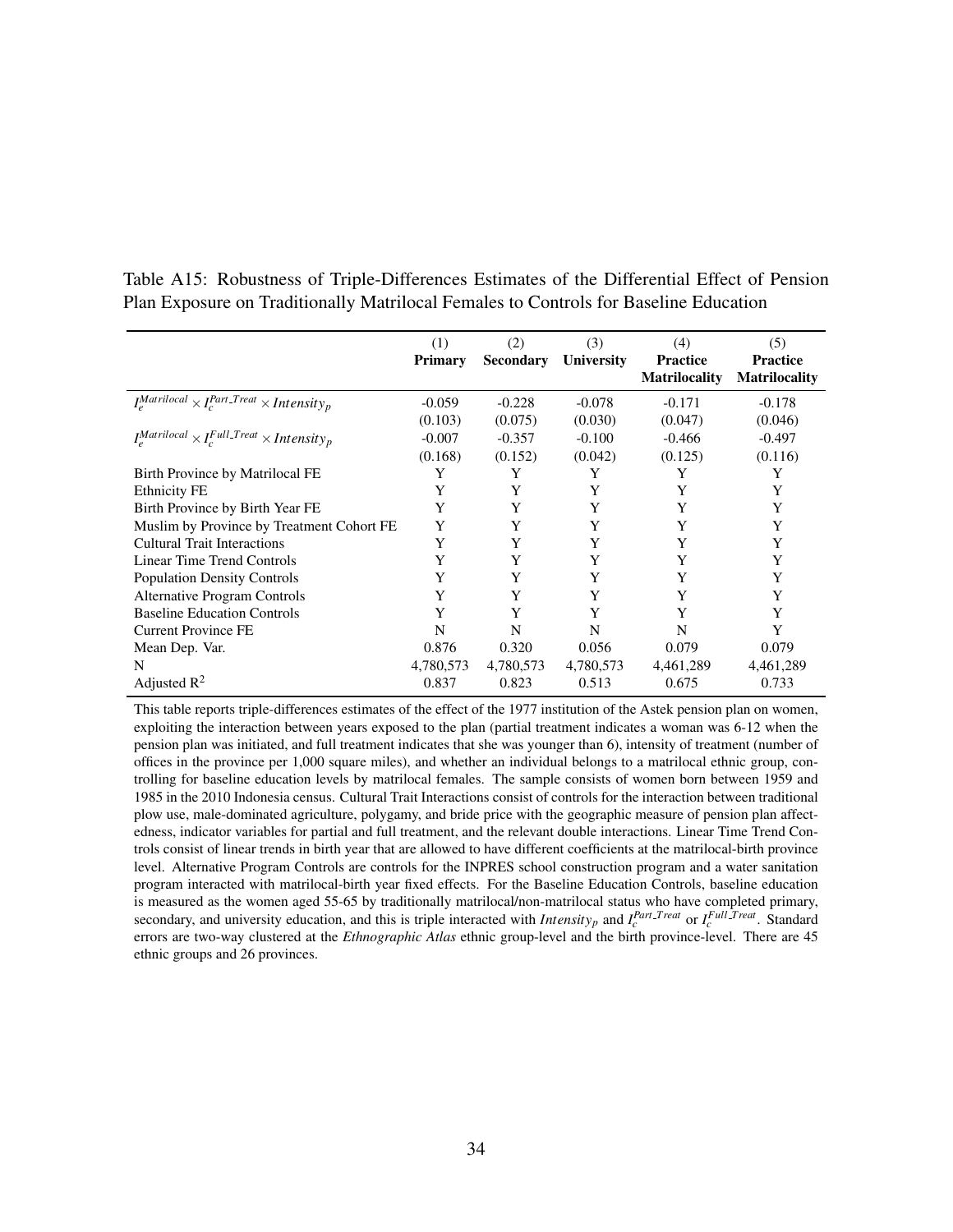Table A15: Robustness of Triple-Differences Estimates of the Differential Effect of Pension Plan Exposure on Traditionally Matrilocal Females to Controls for Baseline Education

| | (1) **Primary** | (2) **Secondary** | (3) **University** | (4) **Practice Matrilocality** | (5) **Practice Matrilocality** |
|---|---|---|---|---|---|
| $I_e^{Matrilocal} \times I_c^{Part\_Treat} \times Intensity_p$ | -0.059 | -0.228 | -0.078 | -0.171 | -0.178 |
| | (0.103) | (0.075) | (0.030) | (0.047) | (0.046) |
| $I_e^{Matrilocal} \times I_c^{Full\_Treat} \times Intensity_p$ | -0.007 | -0.357 | -0.100 | -0.466 | -0.497 |
| | (0.168) | (0.152) | (0.042) | (0.125) | (0.116) |
| Birth Province by Matrilocal FE | Y | Y | Y | Y | Y |
| Ethnicity FE | Y | Y | Y | Y | Y |
| Birth Province by Birth Year FE | Y | Y | Y | Y | Y |
| Muslim by Province by Treatment Cohort FE | Y | Y | Y | Y | Y |
| Cultural Trait Interactions | Y | Y | Y | Y | Y |
| Linear Time Trend Controls | Y | Y | Y | Y | Y |
| Population Density Controls | Y | Y | Y | Y | Y |
| Alternative Program Controls | Y | Y | Y | Y | Y |
| Baseline Education Controls | Y | Y | Y | Y | Y |
| Current Province FE | N | N | N | N | Y |
| Mean Dep. Var. | 0.876 | 0.320 | 0.056 | 0.079 | 0.079 |
| N | 4,780,573 | 4,780,573 | 4,780,573 | 4,461,289 | 4,461,289 |
| Adjusted $R^2$ | 0.837 | 0.823 | 0.513 | 0.675 | 0.733 |

This table reports triple-differences estimates of the effect of the 1977 institution of the Astek pension plan on women, exploiting the interaction between years exposed to the plan (partial treatment indicates a woman was 6-12 when the pension plan was initiated, and full treatment indicates that she was younger than 6), intensity of treatment (number of offices in the province per 1,000 square miles), and whether an individual belongs to a matrilocal ethnic group, controlling for baseline education levels by matrilocal females. The sample consists of women born between 1959 and 1985 in the 2010 Indonesia census. Cultural Trait Interactions consist of controls for the interaction between traditional plow use, male-dominated agriculture, polygamy, and bride price with the geographic measure of pension plan affectedness, indicator variables for partial and full treatment, and the relevant double interactions. Linear Time Trend Controls consist of linear trends in birth year that are allowed to have different coefficients at the matrilocal-birth province level. Alternative Program Controls are controls for the INPRES school construction program and a water sanitation program interacted with matrilocal-birth year fixed effects. For the Baseline Education Controls, baseline education is measured as the women aged 55-65 by traditionally matrilocal/non-matrilocal status who have completed primary, secondary, and university education, and this is triple interacted with $Intensity_p$ and $I_c^{Part\_Treat}$ or $I_c^{Full\_Treat}$. Standard errors are two-way clustered at the *Ethnographic Atlas* ethnic group-level and the birth province-level. There are 45 ethnic groups and 26 provinces.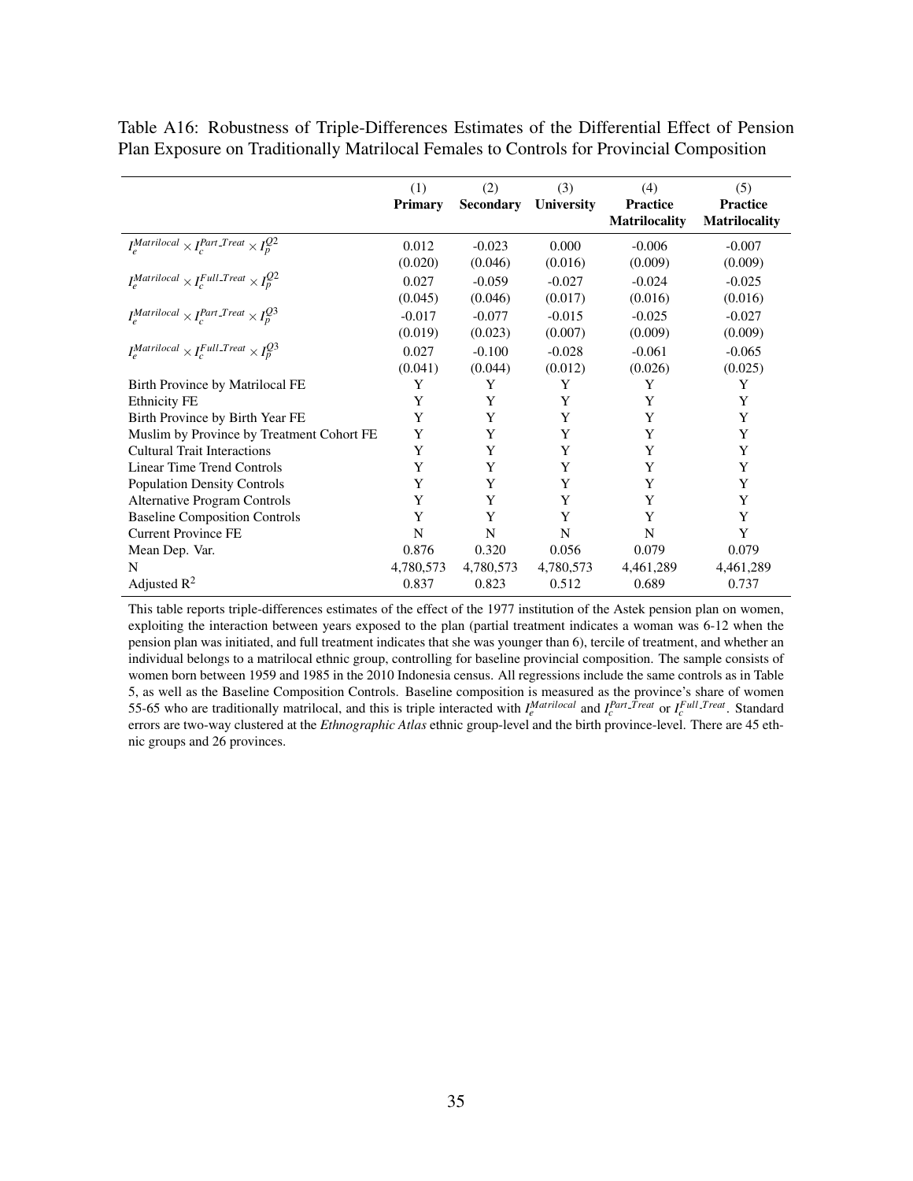Table A16: Robustness of Triple-Differences Estimates of the Differential Effect of Pension Plan Exposure on Traditionally Matrilocal Females to Controls for Provincial Composition

| | (1) **Primary** | (2) **Secondary** | (3) **University** | (4) **Practice Matrilocality** | (5) **Practice Matrilocality** |
|---|---|---|---|---|---|
| $I_e^{Matrilocal} \times I_c^{Part\_Treat} \times I_p^{Q2}$ | 0.012 | -0.023 | 0.000 | -0.006 | -0.007 |
| | (0.020) | (0.046) | (0.016) | (0.009) | (0.009) |
| $I_e^{Matrilocal} \times I_c^{Full\_Treat} \times I_p^{Q2}$ | 0.027 | -0.059 | -0.027 | -0.024 | -0.025 |
| | (0.045) | (0.046) | (0.017) | (0.016) | (0.016) |
| $I_e^{Matrilocal} \times I_c^{Part\_Treat} \times I_p^{Q3}$ | -0.017 | -0.077 | -0.015 | -0.025 | -0.027 |
| | (0.019) | (0.023) | (0.007) | (0.009) | (0.009) |
| $I_e^{Matrilocal} \times I_c^{Full\_Treat} \times I_p^{Q3}$ | 0.027 | -0.100 | -0.028 | -0.061 | -0.065 |
| | (0.041) | (0.044) | (0.012) | (0.026) | (0.025) |
| Birth Province by Matrilocal FE | Y | Y | Y | Y | Y |
| Ethnicity FE | Y | Y | Y | Y | Y |
| Birth Province by Birth Year FE | Y | Y | Y | Y | Y |
| Muslim by Province by Treatment Cohort FE | Y | Y | Y | Y | Y |
| Cultural Trait Interactions | Y | Y | Y | Y | Y |
| Linear Time Trend Controls | Y | Y | Y | Y | Y |
| Population Density Controls | Y | Y | Y | Y | Y |
| Alternative Program Controls | Y | Y | Y | Y | Y |
| Baseline Composition Controls | Y | Y | Y | Y | Y |
| Current Province FE | N | N | N | N | Y |
| Mean Dep. Var. | 0.876 | 0.320 | 0.056 | 0.079 | 0.079 |
| N | 4,780,573 | 4,780,573 | 4,780,573 | 4,461,289 | 4,461,289 |
| Adjusted $R^2$ | 0.837 | 0.823 | 0.512 | 0.689 | 0.737 |

This table reports triple-differences estimates of the effect of the 1977 institution of the Astek pension plan on women, exploiting the interaction between years exposed to the plan (partial treatment indicates a woman was 6-12 when the pension plan was initiated, and full treatment indicates that she was younger than 6), tercile of treatment, and whether an individual belongs to a matrilocal ethnic group, controlling for baseline provincial composition. The sample consists of women born between 1959 and 1985 in the 2010 Indonesia census. All regressions include the same controls as in Table 5, as well as the Baseline Composition Controls. Baseline composition is measured as the province's share of women 55-65 who are traditionally matrilocal, and this is triple interacted with $I_e^{Matrilocal}$ and $I_c^{Part\_Treat}$ or $I_c^{Full\_Treat}$. Standard errors are two-way clustered at the *Ethnographic Atlas* ethnic group-level and the birth province-level. There are 45 ethnic groups and 26 provinces.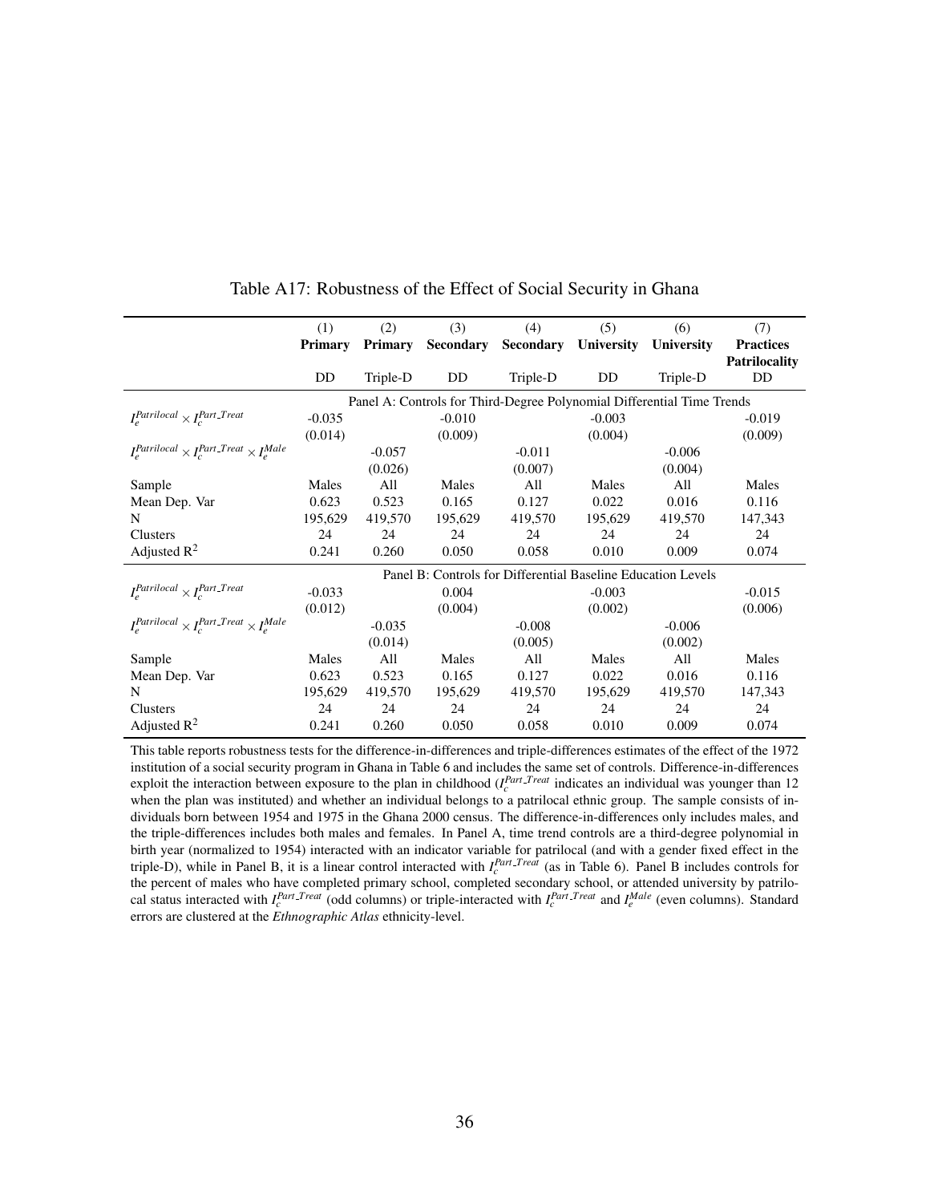Table A17: Robustness of the Effect of Social Security in Ghana

| | (1) | (2) | (3) | (4) | (5) | (6) | (7) |
|---|---|---|---|---|---|---|---|
| | **Primary** | **Primary** | **Secondary** | **Secondary** | **University** | **University** | **Practices Patrilocality** |
| | DD | Triple-D | DD | Triple-D | DD | Triple-D | DD |
| | Panel A: Controls for Third-Degree Polynomial Differential Time Trends | | | | | | |
| $I_e^{Patrilocal} \times I_c^{Part\_Treat}$ | -0.035 | | -0.010 | | -0.003 | | -0.019 |
| | (0.014) | | (0.009) | | (0.004) | | (0.009) |
| $I_e^{Patrilocal} \times I_c^{Part\_Treat} \times I_e^{Male}$ | | -0.057 | | -0.011 | | -0.006 | |
| | | (0.026) | | (0.007) | | (0.004) | |
| Sample | Males | All | Males | All | Males | All | Males |
| Mean Dep. Var | 0.623 | 0.523 | 0.165 | 0.127 | 0.022 | 0.016 | 0.116 |
| N | 195,629 | 419,570 | 195,629 | 419,570 | 195,629 | 419,570 | 147,343 |
| Clusters | 24 | 24 | 24 | 24 | 24 | 24 | 24 |
| Adjusted $R^2$ | 0.241 | 0.260 | 0.050 | 0.058 | 0.010 | 0.009 | 0.074 |
| | Panel B: Controls for Differential Baseline Education Levels | | | | | | |
| $I_e^{Patrilocal} \times I_c^{Part\_Treat}$ | -0.033 | | 0.004 | | -0.003 | | -0.015 |
| | (0.012) | | (0.004) | | (0.002) | | (0.006) |
| $I_e^{Patrilocal} \times I_c^{Part\_Treat} \times I_e^{Male}$ | | -0.035 | | -0.008 | | -0.006 | |
| | | (0.014) | | (0.005) | | (0.002) | |
| Sample | Males | All | Males | All | Males | All | Males |
| Mean Dep. Var | 0.623 | 0.523 | 0.165 | 0.127 | 0.022 | 0.016 | 0.116 |
| N | 195,629 | 419,570 | 195,629 | 419,570 | 195,629 | 419,570 | 147,343 |
| Clusters | 24 | 24 | 24 | 24 | 24 | 24 | 24 |
| Adjusted $R^2$ | 0.241 | 0.260 | 0.050 | 0.058 | 0.010 | 0.009 | 0.074 |

This table reports robustness tests for the difference-in-differences and triple-differences estimates of the effect of the 1972 institution of a social security program in Ghana in Table 6 and includes the same set of controls. Difference-in-differences exploit the interaction between exposure to the plan in childhood ($I_c^{Part\_Treat}$ indicates an individual was younger than 12 when the plan was instituted) and whether an individual belongs to a patrilocal ethnic group. The sample consists of individuals born between 1954 and 1975 in the Ghana 2000 census. The difference-in-differences only includes males, and the triple-differences includes both males and females. In Panel A, time trend controls are a third-degree polynomial in birth year (normalized to 1954) interacted with an indicator variable for patrilocal (and with a gender fixed effect in the triple-D), while in Panel B, it is a linear control interacted with $I_c^{Part\_Treat}$ (as in Table 6). Panel B includes controls for the percent of males who have completed primary school, completed secondary school, or attended university by patrilocal status interacted with $I_c^{Part\_Treat}$ (odd columns) or triple-interacted with $I_c^{Part\_Treat}$ and $I_e^{Male}$ (even columns). Standard errors are clustered at the *Ethnographic Atlas* ethnicity-level.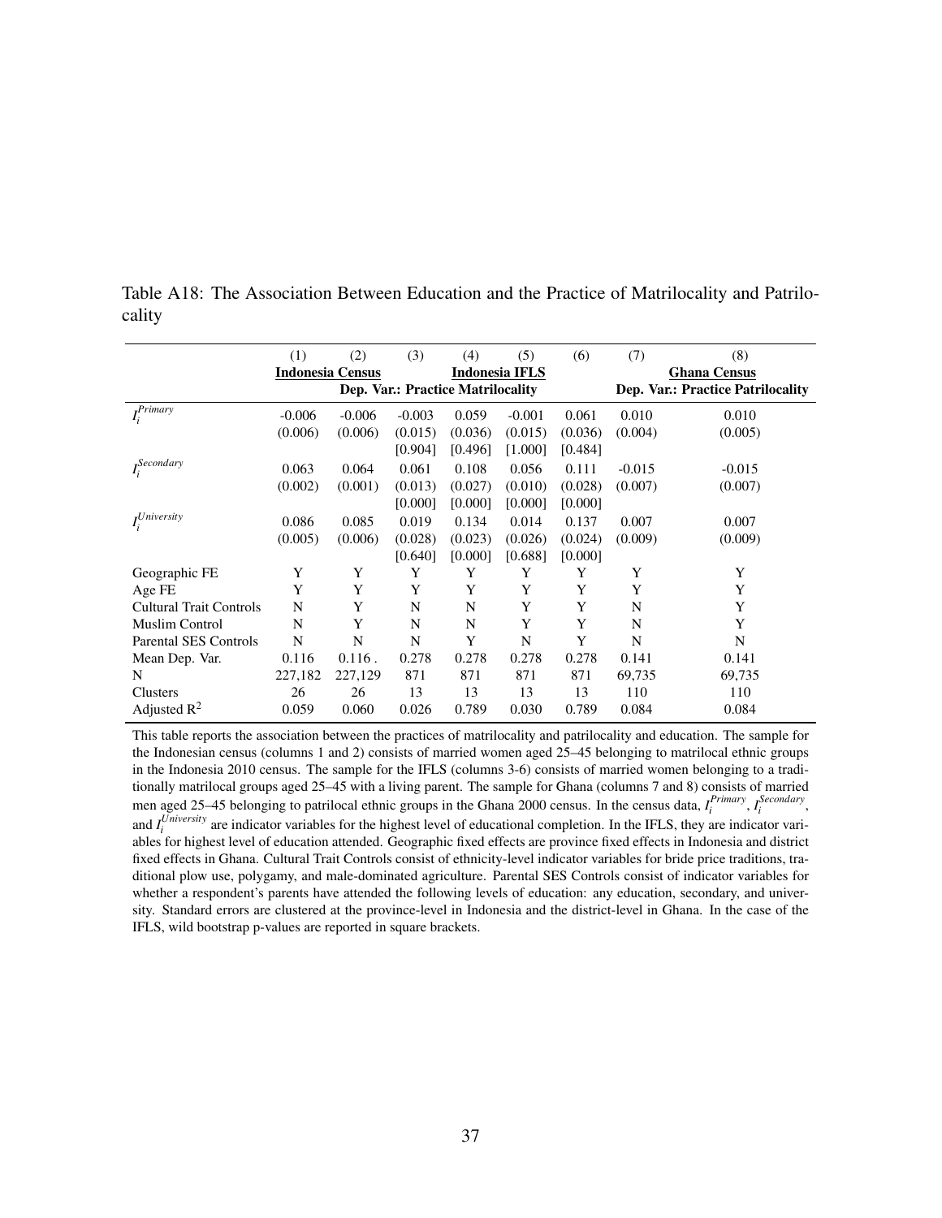Table A18: The Association Between Education and the Practice of Matrilocality and Patrilocality

| | (1) | (2) | (3) | (4) | (5) | (6) | (7) | (8) |
|---|---|---|---|---|---|---|---|---|
| | **Indonesia Census** | | **Indonesia IFLS** | | | | **Ghana Census** | |
| | **Dep. Var.: Practice Matrilocality** | | | | | | **Dep. Var.: Practice Patrilocality** | |
| $I_i^{Primary}$ | -0.006 | -0.006 | -0.003 | 0.059 | -0.001 | 0.061 | 0.010 | 0.010 |
| | (0.006) | (0.006) | (0.015) | (0.036) | (0.015) | (0.036) | (0.004) | (0.005) |
| | | | [0.904] | [0.496] | [1.000] | [0.484] | | |
| $I_i^{Secondary}$ | 0.063 | 0.064 | 0.061 | 0.108 | 0.056 | 0.111 | -0.015 | -0.015 |
| | (0.002) | (0.001) | (0.013) | (0.027) | (0.010) | (0.028) | (0.007) | (0.007) |
| | | | [0.000] | [0.000] | [0.000] | [0.000] | | |
| $I_i^{University}$ | 0.086 | 0.085 | 0.019 | 0.134 | 0.014 | 0.137 | 0.007 | 0.007 |
| | (0.005) | (0.006) | (0.028) | (0.023) | (0.026) | (0.024) | (0.009) | (0.009) |
| | | | [0.640] | [0.000] | [0.688] | [0.000] | | |
| Geographic FE | Y | Y | Y | Y | Y | Y | Y | Y |
| Age FE | Y | Y | Y | Y | Y | Y | Y | Y |
| Cultural Trait Controls | N | Y | N | N | Y | Y | N | Y |
| Muslim Control | N | Y | N | N | Y | Y | N | Y |
| Parental SES Controls | N | N | N | Y | N | Y | N | N |
| Mean Dep. Var. | 0.116 | 0.116 . | 0.278 | 0.278 | 0.278 | 0.278 | 0.141 | 0.141 |
| N | 227,182 | 227,129 | 871 | 871 | 871 | 871 | 69,735 | 69,735 |
| Clusters | 26 | 26 | 13 | 13 | 13 | 13 | 110 | 110 |
| Adjusted $R^2$ | 0.059 | 0.060 | 0.026 | 0.789 | 0.030 | 0.789 | 0.084 | 0.084 |

This table reports the association between the practices of matrilocality and patrilocality and education. The sample for the Indonesian census (columns 1 and 2) consists of married women aged 25–45 belonging to matrilocal ethnic groups in the Indonesia 2010 census. The sample for the IFLS (columns 3-6) consists of married women belonging to a traditionally matrilocal groups aged 25–45 with a living parent. The sample for Ghana (columns 7 and 8) consists of married men aged 25–45 belonging to patrilocal ethnic groups in the Ghana 2000 census. In the census data, $I_i^{Primary}$, $I_i^{Secondary}$, and $I_i^{University}$ are indicator variables for the highest level of educational completion. In the IFLS, they are indicator variables for highest level of education attended. Geographic fixed effects are province fixed effects in Indonesia and district fixed effects in Ghana. Cultural Trait Controls consist of ethnicity-level indicator variables for bride price traditions, traditional plow use, polygamy, and male-dominated agriculture. Parental SES Controls consist of indicator variables for whether a respondent's parents have attended the following levels of education: any education, secondary, and university. Standard errors are clustered at the province-level in Indonesia and the district-level in Ghana. In the case of the IFLS, wild bootstrap p-values are reported in square brackets.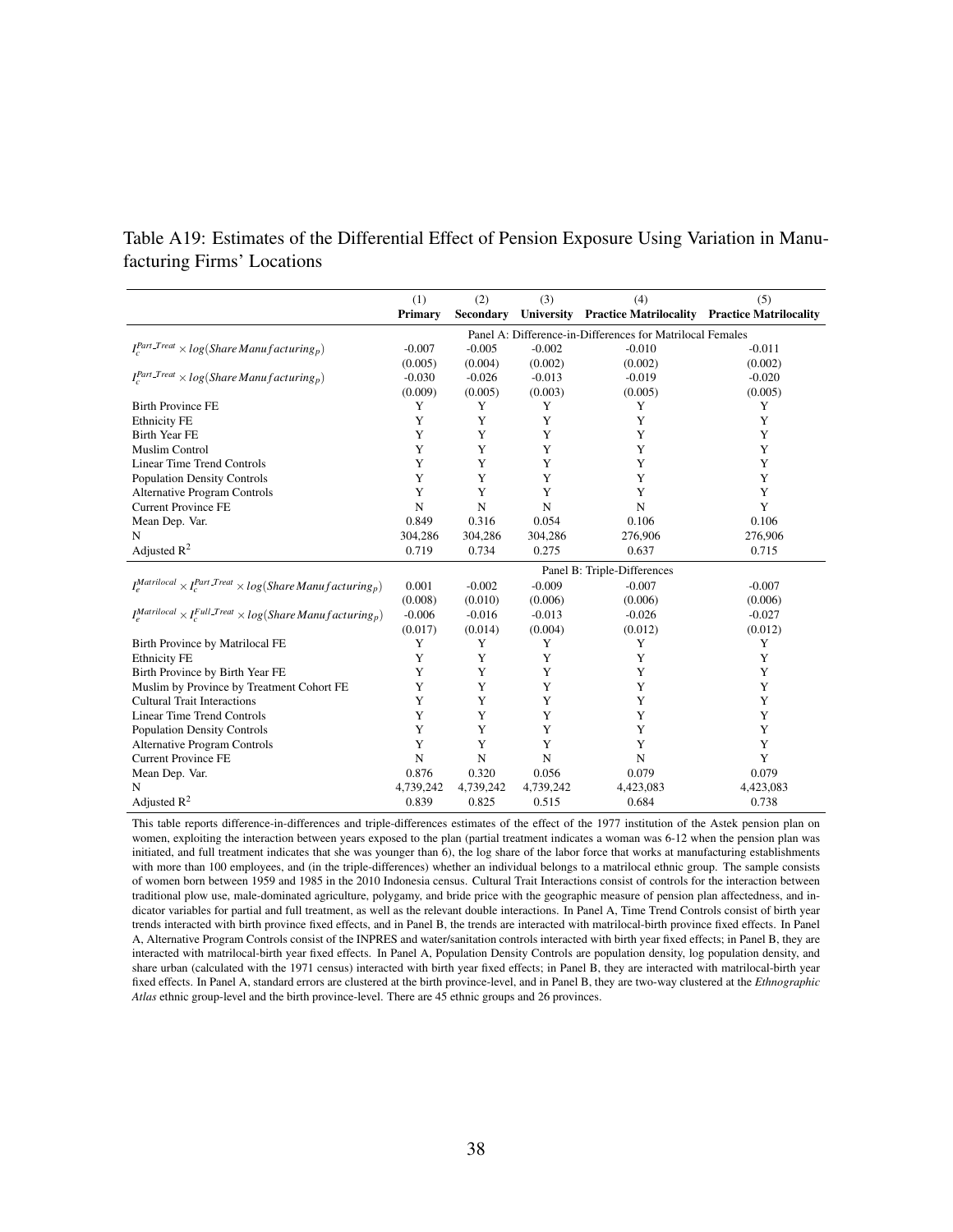Table A19: Estimates of the Differential Effect of Pension Exposure Using Variation in Manufacturing Firms' Locations

| | (1) | (2) | (3) | (4) | (5) |
|---|---|---|---|---|---|
| | **Primary** | **Secondary** | **University** | **Practice Matrilocality** | **Practice Matrilocality** |
| | Panel A: Difference-in-Differences for Matrilocal Females | | | | |
| $I_c^{Part\_Treat} \times log(Share\,Manufacturing_p)$ | -0.007 | -0.005 | -0.002 | -0.010 | -0.011 |
| | (0.005) | (0.004) | (0.002) | (0.002) | (0.002) |
| $I_c^{Part\_Treat} \times log(Share\,Manufacturing_p)$ | -0.030 | -0.026 | -0.013 | -0.019 | -0.020 |
| | (0.009) | (0.005) | (0.003) | (0.005) | (0.005) |
| Birth Province FE | Y | Y | Y | Y | Y |
| Ethnicity FE | Y | Y | Y | Y | Y |
| Birth Year FE | Y | Y | Y | Y | Y |
| Muslim Control | Y | Y | Y | Y | Y |
| Linear Time Trend Controls | Y | Y | Y | Y | Y |
| Population Density Controls | Y | Y | Y | Y | Y |
| Alternative Program Controls | Y | Y | Y | Y | Y |
| Current Province FE | N | N | N | N | Y |
| Mean Dep. Var. | 0.849 | 0.316 | 0.054 | 0.106 | 0.106 |
| N | 304,286 | 304,286 | 304,286 | 276,906 | 276,906 |
| Adjusted $R^2$ | 0.719 | 0.734 | 0.275 | 0.637 | 0.715 |
| | Panel B: Triple-Differences | | | | |
| $I_e^{Matrilocal} \times I_c^{Part\_Treat} \times log(Share\,Manufacturing_p)$ | 0.001 | -0.002 | -0.009 | -0.007 | -0.007 |
| | (0.008) | (0.010) | (0.006) | (0.006) | (0.006) |
| $I_e^{Matrilocal} \times I_c^{Full\_Treat} \times log(Share\,Manufacturing_p)$ | -0.006 | -0.016 | -0.013 | -0.026 | -0.027 |
| | (0.017) | (0.014) | (0.004) | (0.012) | (0.012) |
| Birth Province by Matrilocal FE | Y | Y | Y | Y | Y |
| Ethnicity FE | Y | Y | Y | Y | Y |
| Birth Province by Birth Year FE | Y | Y | Y | Y | Y |
| Muslim by Province by Treatment Cohort FE | Y | Y | Y | Y | Y |
| Cultural Trait Interactions | Y | Y | Y | Y | Y |
| Linear Time Trend Controls | Y | Y | Y | Y | Y |
| Population Density Controls | Y | Y | Y | Y | Y |
| Alternative Program Controls | Y | Y | Y | Y | Y |
| Current Province FE | N | N | N | N | Y |
| Mean Dep. Var. | 0.876 | 0.320 | 0.056 | 0.079 | 0.079 |
| N | 4,739,242 | 4,739,242 | 4,739,242 | 4,423,083 | 4,423,083 |
| Adjusted $R^2$ | 0.839 | 0.825 | 0.515 | 0.684 | 0.738 |

This table reports difference-in-differences and triple-differences estimates of the effect of the 1977 institution of the Astek pension plan on women, exploiting the interaction between years exposed to the plan (partial treatment indicates a woman was 6-12 when the pension plan was initiated, and full treatment indicates that she was younger than 6), the log share of the labor force that works at manufacturing establishments with more than 100 employees, and (in the triple-differences) whether an individual belongs to a matrilocal ethnic group. The sample consists of women born between 1959 and 1985 in the 2010 Indonesia census. Cultural Trait Interactions consist of controls for the interaction between traditional plow use, male-dominated agriculture, polygamy, and bride price with the geographic measure of pension plan affectedness, and indicator variables for partial and full treatment, as well as the relevant double interactions. In Panel A, Time Trend Controls consist of birth year trends interacted with birth province fixed effects, and in Panel B, the trends are interacted with matrilocal-birth province fixed effects. In Panel A, Alternative Program Controls consist of the INPRES and water/sanitation controls interacted with birth year fixed effects; in Panel B, they are interacted with matrilocal-birth year fixed effects. In Panel A, Population Density Controls are population density, log population density, and share urban (calculated with the 1971 census) interacted with birth year fixed effects; in Panel B, they are interacted with matrilocal-birth year fixed effects. In Panel A, standard errors are clustered at the birth province-level, and in Panel B, they are two-way clustered at the *Ethnographic Atlas* ethnic group-level and the birth province-level. There are 45 ethnic groups and 26 provinces.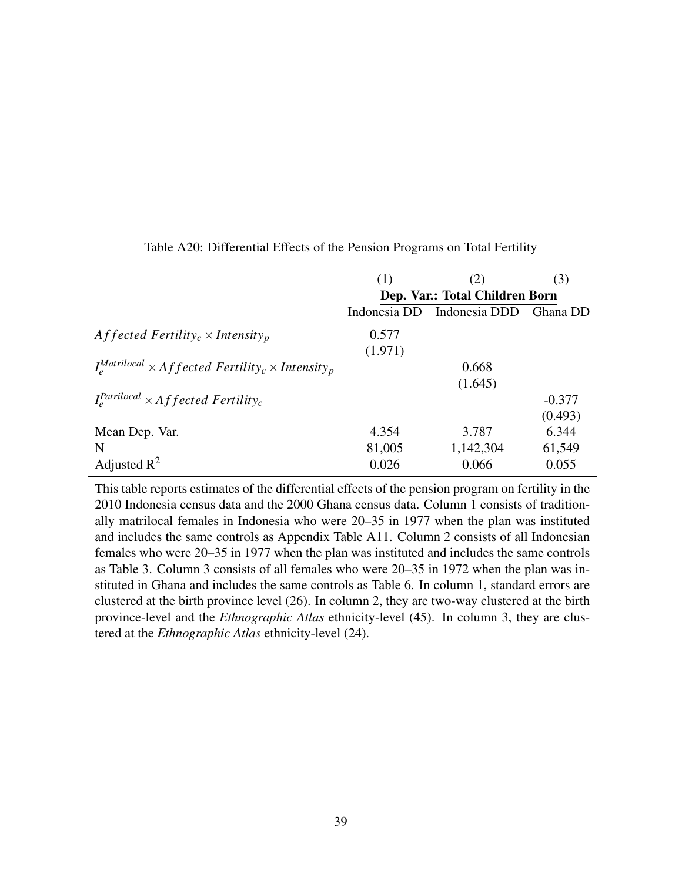Table A20: Differential Effects of the Pension Programs on Total Fertility

| | (1) | (2) | (3) |
|---|---|---|---|
| | **Dep. Var.: Total Children Born** | | |
| | Indonesia DD | Indonesia DDD | Ghana DD |
| $Affected\ Fertility_c \times Intensity_p$ | 0.577 | | |
| | (1.971) | | |
| $I_e^{Matrilocal} \times Affected\ Fertility_c \times Intensity_p$ | | 0.668 | |
| | | (1.645) | |
| $I_e^{Patrilocal} \times Affected\ Fertility_c$ | | | -0.377 |
| | | | (0.493) |
| Mean Dep. Var. | 4.354 | 3.787 | 6.344 |
| N | 81,005 | 1,142,304 | 61,549 |
| Adjusted $R^2$ | 0.026 | 0.066 | 0.055 |

This table reports estimates of the differential effects of the pension program on fertility in the 2010 Indonesia census data and the 2000 Ghana census data. Column 1 consists of traditionally matrilocal females in Indonesia who were 20–35 in 1977 when the plan was instituted and includes the same controls as Appendix Table A11. Column 2 consists of all Indonesian females who were 20–35 in 1977 when the plan was instituted and includes the same controls as Table 3. Column 3 consists of all females who were 20–35 in 1972 when the plan was instituted in Ghana and includes the same controls as Table 6. In column 1, standard errors are clustered at the birth province level (26). In column 2, they are two-way clustered at the birth province-level and the *Ethnographic Atlas* ethnicity-level (45). In column 3, they are clustered at the *Ethnographic Atlas* ethnicity-level (24).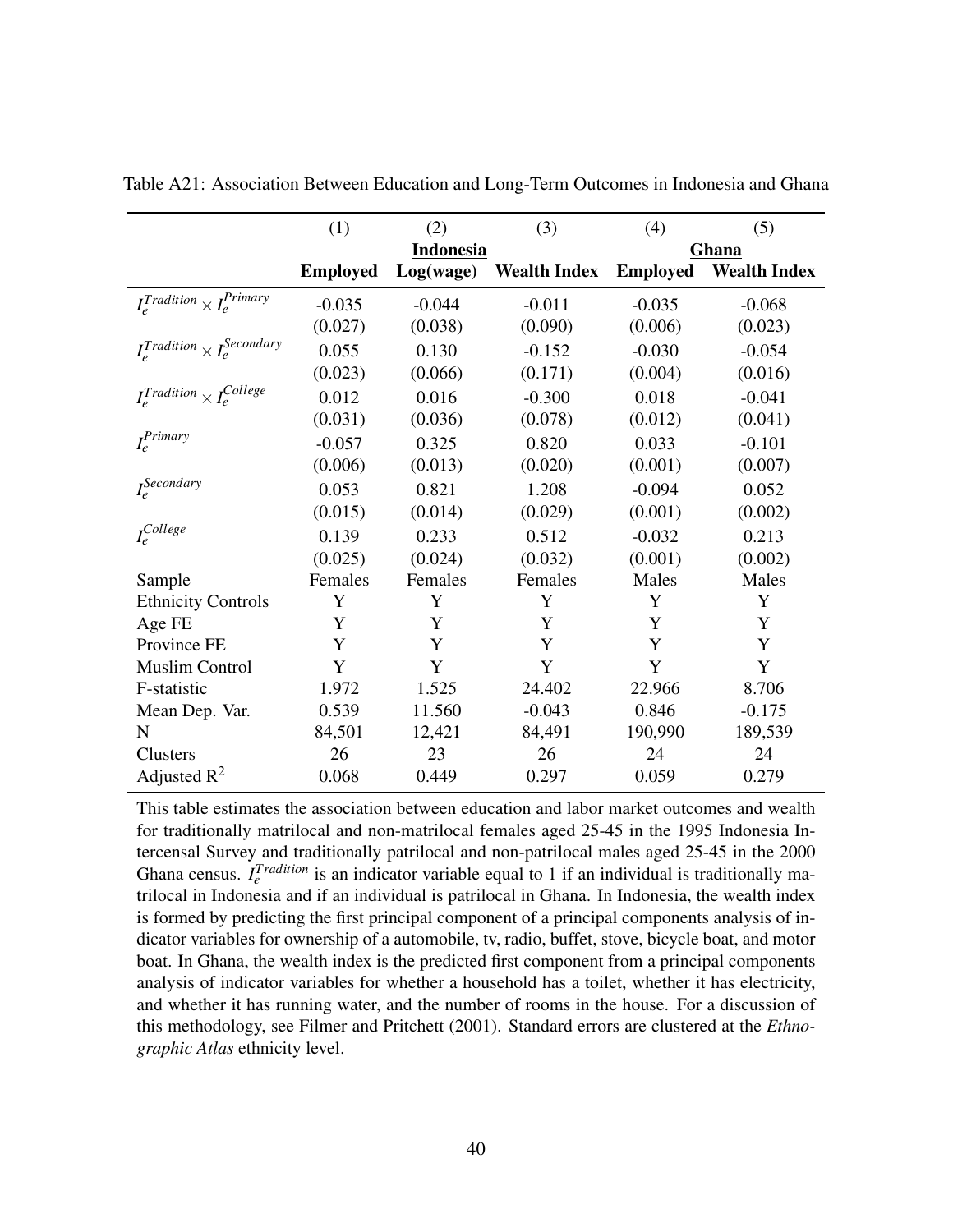Table A21: Association Between Education and Long-Term Outcomes in Indonesia and Ghana

| | (1) | (2) | (3) | (4) | (5) |
|---|---|---|---|---|---|
| | | **Indonesia** | | **Ghana** | |
| | **Employed** | **Log(wage)** | **Wealth Index** | **Employed** | **Wealth Index** |
| $I_e^{Tradition} \times I_e^{Primary}$ | -0.035 | -0.044 | -0.011 | -0.035 | -0.068 |
| | (0.027) | (0.038) | (0.090) | (0.006) | (0.023) |
| $I_e^{Tradition} \times I_e^{Secondary}$ | 0.055 | 0.130 | -0.152 | -0.030 | -0.054 |
| | (0.023) | (0.066) | (0.171) | (0.004) | (0.016) |
| $I_e^{Tradition} \times I_e^{College}$ | 0.012 | 0.016 | -0.300 | 0.018 | -0.041 |
| | (0.031) | (0.036) | (0.078) | (0.012) | (0.041) |
| $I_e^{Primary}$ | -0.057 | 0.325 | 0.820 | 0.033 | -0.101 |
| | (0.006) | (0.013) | (0.020) | (0.001) | (0.007) |
| $I_e^{Secondary}$ | 0.053 | 0.821 | 1.208 | -0.094 | 0.052 |
| | (0.015) | (0.014) | (0.029) | (0.001) | (0.002) |
| $I_e^{College}$ | 0.139 | 0.233 | 0.512 | -0.032 | 0.213 |
| | (0.025) | (0.024) | (0.032) | (0.001) | (0.002) |
| Sample | Females | Females | Females | Males | Males |
| Ethnicity Controls | Y | Y | Y | Y | Y |
| Age FE | Y | Y | Y | Y | Y |
| Province FE | Y | Y | Y | Y | Y |
| Muslim Control | Y | Y | Y | Y | Y |
| F-statistic | 1.972 | 1.525 | 24.402 | 22.966 | 8.706 |
| Mean Dep. Var. | 0.539 | 11.560 | -0.043 | 0.846 | -0.175 |
| N | 84,501 | 12,421 | 84,491 | 190,990 | 189,539 |
| Clusters | 26 | 23 | 26 | 24 | 24 |
| Adjusted $R^2$ | 0.068 | 0.449 | 0.297 | 0.059 | 0.279 |

This table estimates the association between education and labor market outcomes and wealth for traditionally matrilocal and non-matrilocal females aged 25-45 in the 1995 Indonesia Intercensal Survey and traditionally patrilocal and non-patrilocal males aged 25-45 in the 2000 Ghana census. $I_e^{Tradition}$ is an indicator variable equal to 1 if an individual is traditionally matrilocal in Indonesia and if an individual is patrilocal in Ghana. In Indonesia, the wealth index is formed by predicting the first principal component of a principal components analysis of indicator variables for ownership of a automobile, tv, radio, buffet, stove, bicycle boat, and motor boat. In Ghana, the wealth index is the predicted first component from a principal components analysis of indicator variables for whether a household has a toilet, whether it has electricity, and whether it has running water, and the number of rooms in the house. For a discussion of this methodology, see Filmer and Pritchett (2001). Standard errors are clustered at the *Ethnographic Atlas* ethnicity level.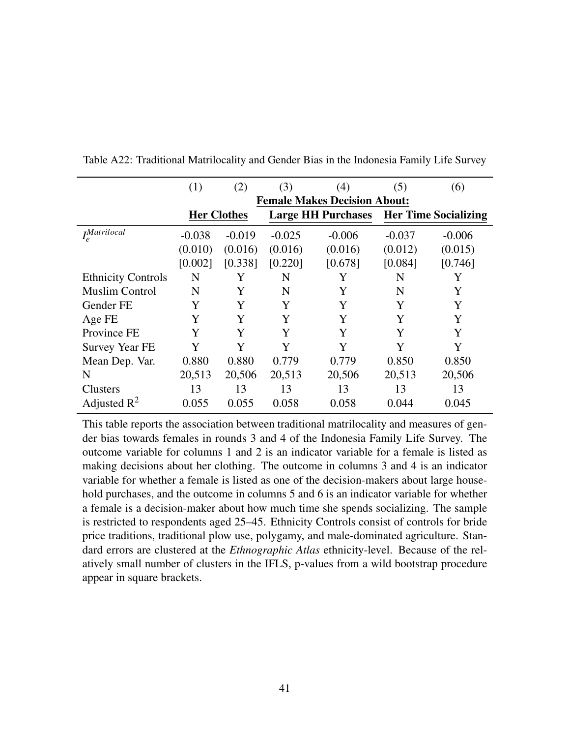Table A22: Traditional Matrilocality and Gender Bias in the Indonesia Family Life Survey

| | (1) | (2) | (3) | (4) | (5) | (6) |
|---|---|---|---|---|---|---|
| | **Female Makes Decision About:** | | | | | |
| | **Her Clothes** | | **Large HH Purchases** | | **Her Time Socializing** | |
| $I_e^{Matrilocal}$ | -0.038 | -0.019 | -0.025 | -0.006 | -0.037 | -0.006 |
| | (0.010) | (0.016) | (0.016) | (0.016) | (0.012) | (0.015) |
| | [0.002] | [0.338] | [0.220] | [0.678] | [0.084] | [0.746] |
| Ethnicity Controls | N | Y | N | Y | N | Y |
| Muslim Control | N | Y | N | Y | N | Y |
| Gender FE | Y | Y | Y | Y | Y | Y |
| Age FE | Y | Y | Y | Y | Y | Y |
| Province FE | Y | Y | Y | Y | Y | Y |
| Survey Year FE | Y | Y | Y | Y | Y | Y |
| Mean Dep. Var. | 0.880 | 0.880 | 0.779 | 0.779 | 0.850 | 0.850 |
| N | 20,513 | 20,506 | 20,513 | 20,506 | 20,513 | 20,506 |
| Clusters | 13 | 13 | 13 | 13 | 13 | 13 |
| Adjusted $R^2$ | 0.055 | 0.055 | 0.058 | 0.058 | 0.044 | 0.045 |

This table reports the association between traditional matrilocality and measures of gender bias towards females in rounds 3 and 4 of the Indonesia Family Life Survey. The outcome variable for columns 1 and 2 is an indicator variable for a female is listed as making decisions about her clothing. The outcome in columns 3 and 4 is an indicator variable for whether a female is listed as one of the decision-makers about large household purchases, and the outcome in columns 5 and 6 is an indicator variable for whether a female is a decision-maker about how much time she spends socializing. The sample is restricted to respondents aged 25–45. Ethnicity Controls consist of controls for bride price traditions, traditional plow use, polygamy, and male-dominated agriculture. Standard errors are clustered at the *Ethnographic Atlas* ethnicity-level. Because of the relatively small number of clusters in the IFLS, p-values from a wild bootstrap procedure appear in square brackets.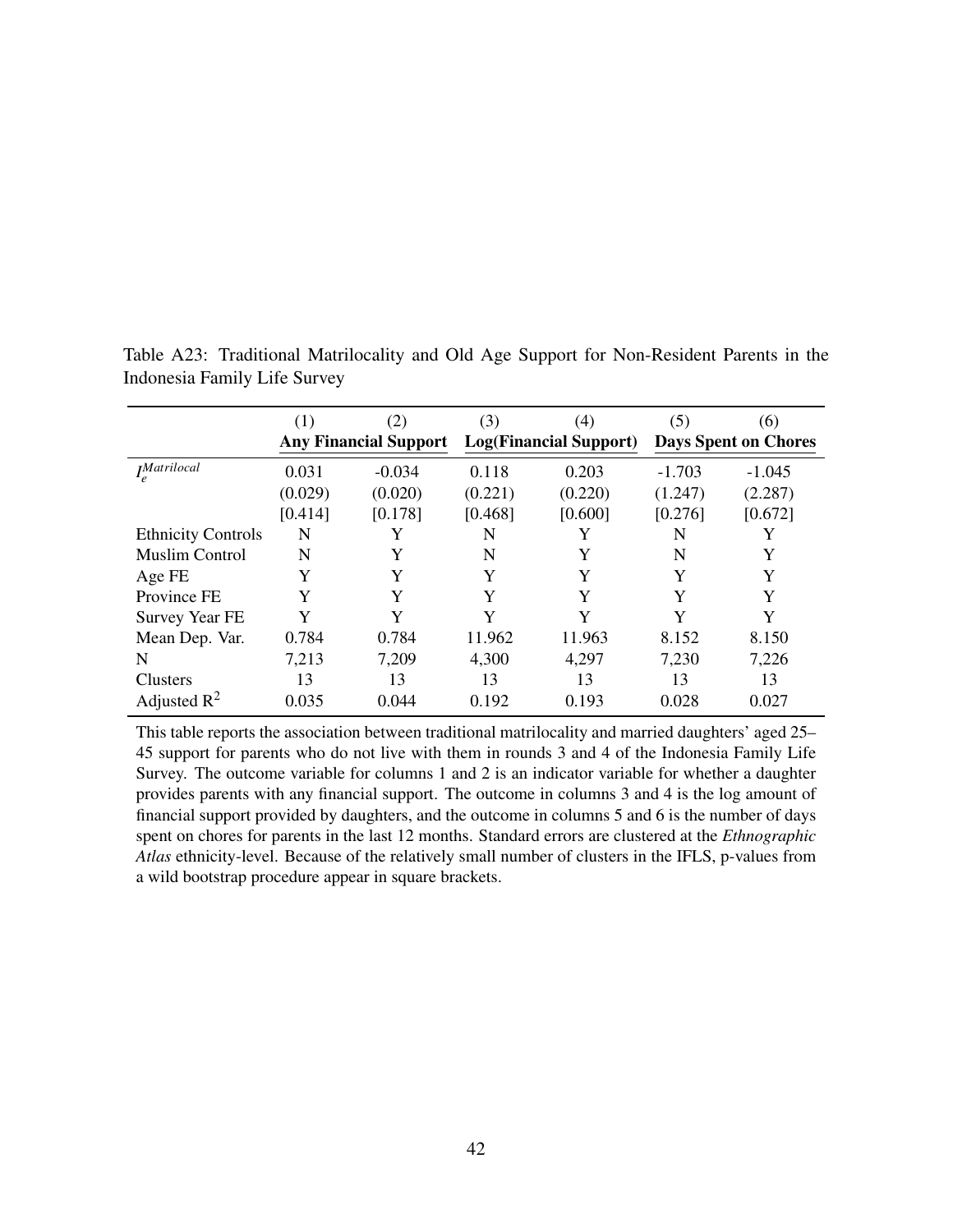Table A23: Traditional Matrilocality and Old Age Support for Non-Resident Parents in the Indonesia Family Life Survey

| | (1) | (2) | (3) | (4) | (5) | (6) |
|---|---|---|---|---|---|---|
| | **Any Financial Support** | | **Log(Financial Support)** | | **Days Spent on Chores** | |
| $I_e^{Matrilocal}$ | 0.031 | -0.034 | 0.118 | 0.203 | -1.703 | -1.045 |
| | (0.029) | (0.020) | (0.221) | (0.220) | (1.247) | (2.287) |
| | [0.414] | [0.178] | [0.468] | [0.600] | [0.276] | [0.672] |
| Ethnicity Controls | N | Y | N | Y | N | Y |
| Muslim Control | N | Y | N | Y | N | Y |
| Age FE | Y | Y | Y | Y | Y | Y |
| Province FE | Y | Y | Y | Y | Y | Y |
| Survey Year FE | Y | Y | Y | Y | Y | Y |
| Mean Dep. Var. | 0.784 | 0.784 | 11.962 | 11.963 | 8.152 | 8.150 |
| N | 7,213 | 7,209 | 4,300 | 4,297 | 7,230 | 7,226 |
| Clusters | 13 | 13 | 13 | 13 | 13 | 13 |
| Adjusted $R^2$ | 0.035 | 0.044 | 0.192 | 0.193 | 0.028 | 0.027 |

This table reports the association between traditional matrilocality and married daughters' aged 25–45 support for parents who do not live with them in rounds 3 and 4 of the Indonesia Family Life Survey. The outcome variable for columns 1 and 2 is an indicator variable for whether a daughter provides parents with any financial support. The outcome in columns 3 and 4 is the log amount of financial support provided by daughters, and the outcome in columns 5 and 6 is the number of days spent on chores for parents in the last 12 months. Standard errors are clustered at the *Ethnographic Atlas* ethnicity-level. Because of the relatively small number of clusters in the IFLS, p-values from a wild bootstrap procedure appear in square brackets.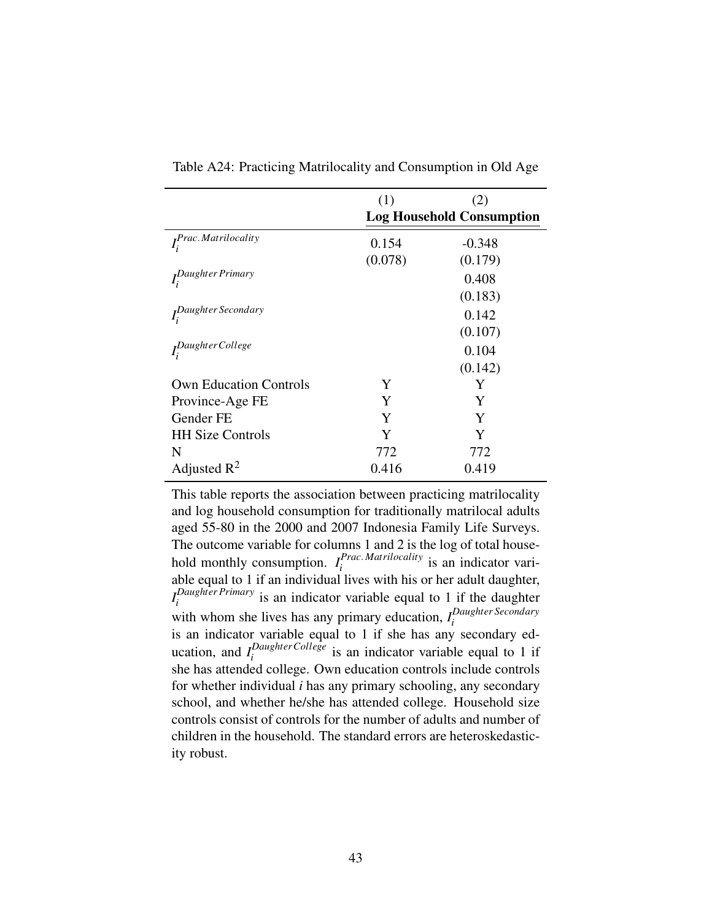Table A24: Practicing Matrilocality and Consumption in Old Age

| | (1) | (2) |
|---|---|---|
| | **Log Household Consumption** | |
| $I_i^{Prac.Matrilocality}$ | 0.154 | -0.348 |
| | (0.078) | (0.179) |
| $I_i^{Daughter Primary}$ | | 0.408 |
| | | (0.183) |
| $I_i^{Daughter Secondary}$ | | 0.142 |
| | | (0.107) |
| $I_i^{Daughter College}$ | | 0.104 |
| | | (0.142) |
| Own Education Controls | Y | Y |
| Province-Age FE | Y | Y |
| Gender FE | Y | Y |
| HH Size Controls | Y | Y |
| N | 772 | 772 |
| Adjusted $R^2$ | 0.416 | 0.419 |

This table reports the association between practicing matrilocality and log household consumption for traditionally matrilocal adults aged 55-80 in the 2000 and 2007 Indonesia Family Life Surveys. The outcome variable for columns 1 and 2 is the log of total household monthly consumption. $I_i^{Prac.Matrilocality}$ is an indicator variable equal to 1 if an individual lives with his or her adult daughter, $I_i^{Daughter Primary}$ is an indicator variable equal to 1 if the daughter with whom she lives has any primary education, $I_i^{Daughter Secondary}$ is an indicator variable equal to 1 if she has any secondary education, and $I_i^{Daughter College}$ is an indicator variable equal to 1 if she has attended college. Own education controls include controls for whether individual *i* has any primary schooling, any secondary school, and whether he/she has attended college. Household size controls consist of controls for the number of adults and number of children in the household. The standard errors are heteroskedasticity robust.